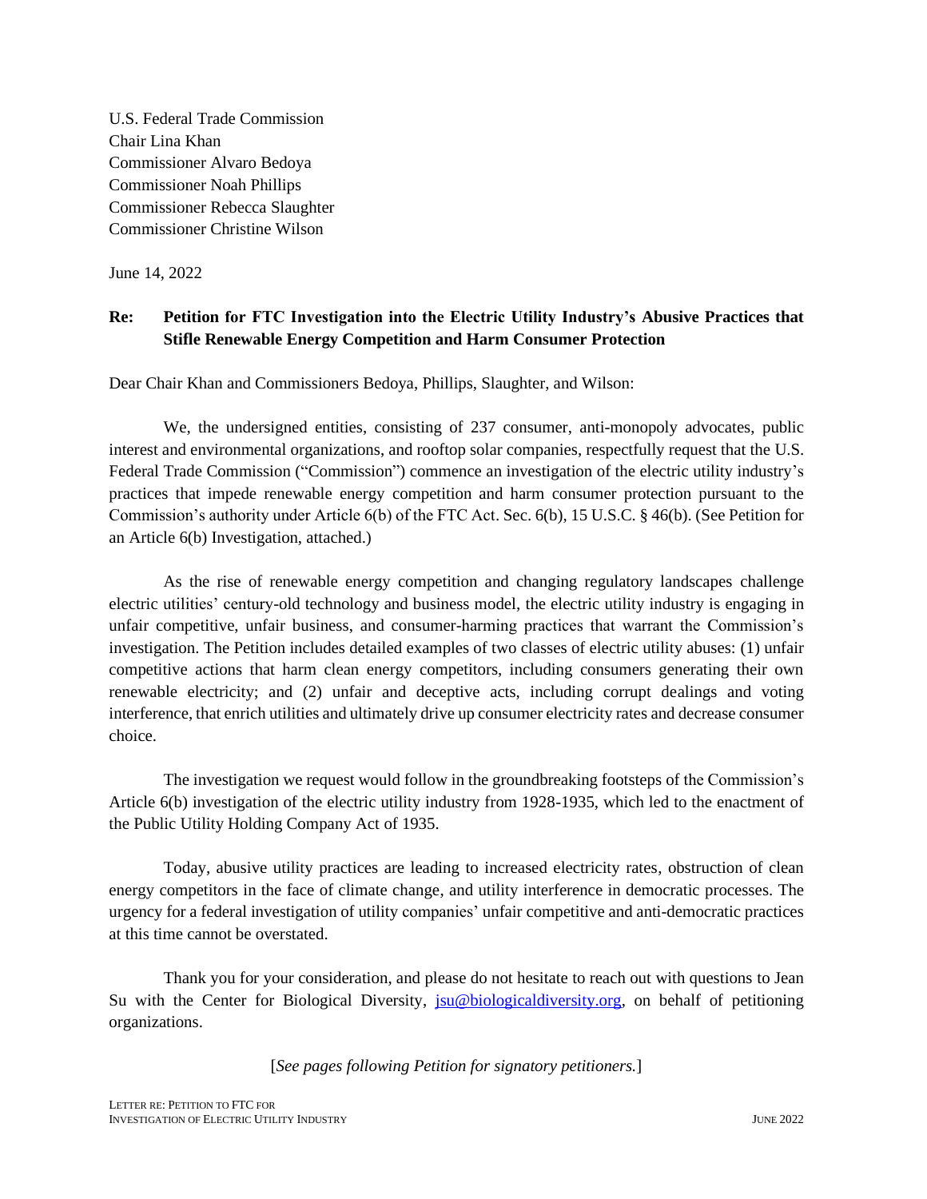U.S. Federal Trade Commission
Chair Lina Khan
Commissioner Alvaro Bedoya
Commissioner Noah Phillips
Commissioner Rebecca Slaughter
Commissioner Christine Wilson

June 14, 2022

**Re: Petition for FTC Investigation into the Electric Utility Industry's Abusive Practices that Stifle Renewable Energy Competition and Harm Consumer Protection**

Dear Chair Khan and Commissioners Bedoya, Phillips, Slaughter, and Wilson:

We, the undersigned entities, consisting of 237 consumer, anti-monopoly advocates, public interest and environmental organizations, and rooftop solar companies, respectfully request that the U.S. Federal Trade Commission ("Commission") commence an investigation of the electric utility industry's practices that impede renewable energy competition and harm consumer protection pursuant to the Commission's authority under Article 6(b) of the FTC Act. Sec. 6(b), 15 U.S.C. § 46(b). (See Petition for an Article 6(b) Investigation, attached.)

As the rise of renewable energy competition and changing regulatory landscapes challenge electric utilities' century-old technology and business model, the electric utility industry is engaging in unfair competitive, unfair business, and consumer-harming practices that warrant the Commission's investigation. The Petition includes detailed examples of two classes of electric utility abuses: (1) unfair competitive actions that harm clean energy competitors, including consumers generating their own renewable electricity; and (2) unfair and deceptive acts, including corrupt dealings and voting interference, that enrich utilities and ultimately drive up consumer electricity rates and decrease consumer choice.

The investigation we request would follow in the groundbreaking footsteps of the Commission's Article 6(b) investigation of the electric utility industry from 1928-1935, which led to the enactment of the Public Utility Holding Company Act of 1935.

Today, abusive utility practices are leading to increased electricity rates, obstruction of clean energy competitors in the face of climate change, and utility interference in democratic processes. The urgency for a federal investigation of utility companies' unfair competitive and anti-democratic practices at this time cannot be overstated.

Thank you for your consideration, and please do not hesitate to reach out with questions to Jean Su with the Center for Biological Diversity, jsu@biologicaldiversity.org, on behalf of petitioning organizations.

[*See pages following Petition for signatory petitioners.*]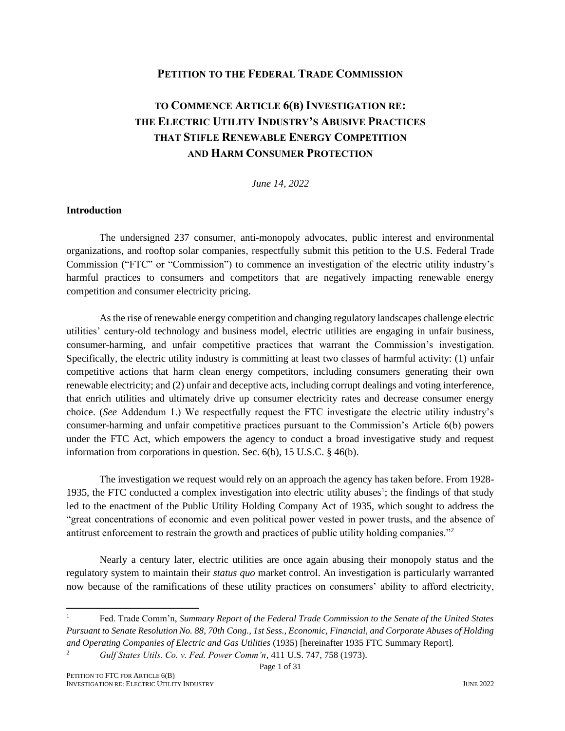# PETITION TO THE FEDERAL TRADE COMMISSION

## TO COMMENCE ARTICLE 6(B) INVESTIGATION RE: THE ELECTRIC UTILITY INDUSTRY'S ABUSIVE PRACTICES THAT STIFLE RENEWABLE ENERGY COMPETITION AND HARM CONSUMER PROTECTION

*June 14, 2022*

### Introduction

The undersigned 237 consumer, anti-monopoly advocates, public interest and environmental organizations, and rooftop solar companies, respectfully submit this petition to the U.S. Federal Trade Commission ("FTC" or "Commission") to commence an investigation of the electric utility industry's harmful practices to consumers and competitors that are negatively impacting renewable energy competition and consumer electricity pricing.

As the rise of renewable energy competition and changing regulatory landscapes challenge electric utilities' century-old technology and business model, electric utilities are engaging in unfair business, consumer-harming, and unfair competitive practices that warrant the Commission's investigation. Specifically, the electric utility industry is committing at least two classes of harmful activity: (1) unfair competitive actions that harm clean energy competitors, including consumers generating their own renewable electricity; and (2) unfair and deceptive acts, including corrupt dealings and voting interference, that enrich utilities and ultimately drive up consumer electricity rates and decrease consumer energy choice. (*See* Addendum 1.) We respectfully request the FTC investigate the electric utility industry's consumer-harming and unfair competitive practices pursuant to the Commission's Article 6(b) powers under the FTC Act, which empowers the agency to conduct a broad investigative study and request information from corporations in question. Sec. 6(b), 15 U.S.C. § 46(b).

The investigation we request would rely on an approach the agency has taken before. From 1928-1935, the FTC conducted a complex investigation into electric utility abuses[1]; the findings of that study led to the enactment of the Public Utility Holding Company Act of 1935, which sought to address the "great concentrations of economic and even political power vested in power trusts, and the absence of antitrust enforcement to restrain the growth and practices of public utility holding companies."[2]

Nearly a century later, electric utilities are once again abusing their monopoly status and the regulatory system to maintain their *status quo* market control. An investigation is particularly warranted now because of the ramifications of these utility practices on consumers' ability to afford electricity,

---

[1] Fed. Trade Comm'n, *Summary Report of the Federal Trade Commission to the Senate of the United States Pursuant to Senate Resolution No. 88, 70th Cong., 1st Sess., Economic, Financial, and Corporate Abuses of Holding and Operating Companies of Electric and Gas Utilities* (1935) [hereinafter 1935 FTC Summary Report].

[2] *Gulf States Utils. Co. v. Fed. Power Comm'n*, 411 U.S. 747, 758 (1973).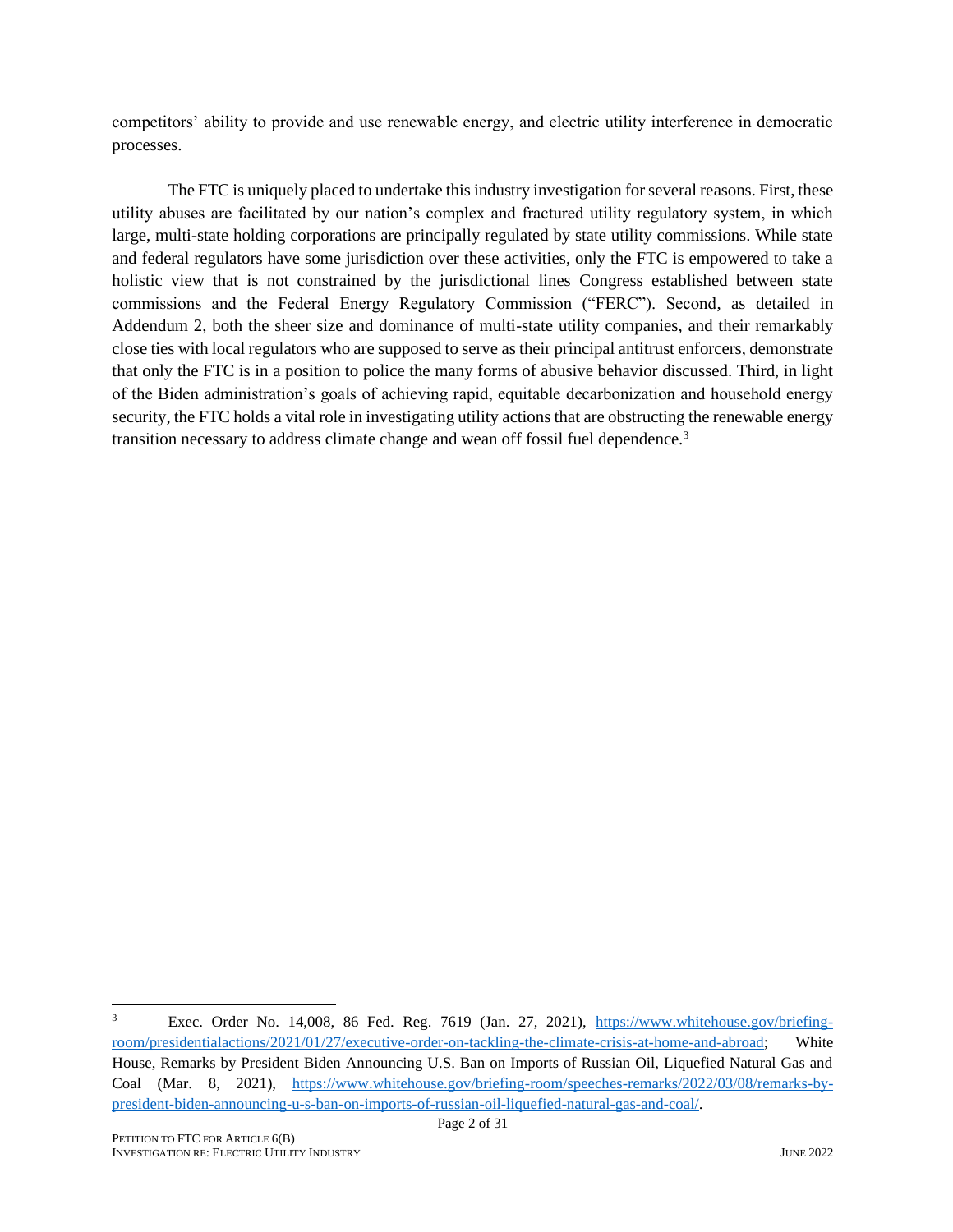competitors' ability to provide and use renewable energy, and electric utility interference in democratic processes.

The FTC is uniquely placed to undertake this industry investigation for several reasons. First, these utility abuses are facilitated by our nation's complex and fractured utility regulatory system, in which large, multi-state holding corporations are principally regulated by state utility commissions. While state and federal regulators have some jurisdiction over these activities, only the FTC is empowered to take a holistic view that is not constrained by the jurisdictional lines Congress established between state commissions and the Federal Energy Regulatory Commission ("FERC"). Second, as detailed in Addendum 2, both the sheer size and dominance of multi-state utility companies, and their remarkably close ties with local regulators who are supposed to serve as their principal antitrust enforcers, demonstrate that only the FTC is in a position to police the many forms of abusive behavior discussed. Third, in light of the Biden administration's goals of achieving rapid, equitable decarbonization and household energy security, the FTC holds a vital role in investigating utility actions that are obstructing the renewable energy transition necessary to address climate change and wean off fossil fuel dependence.[3]

---

[3] Exec. Order No. 14,008, 86 Fed. Reg. 7619 (Jan. 27, 2021), https://www.whitehouse.gov/briefing-room/presidentialactions/2021/01/27/executive-order-on-tackling-the-climate-crisis-at-home-and-abroad; White House, Remarks by President Biden Announcing U.S. Ban on Imports of Russian Oil, Liquefied Natural Gas and Coal (Mar. 8, 2021), https://www.whitehouse.gov/briefing-room/speeches-remarks/2022/03/08/remarks-by-president-biden-announcing-u-s-ban-on-imports-of-russian-oil-liquefied-natural-gas-and-coal/.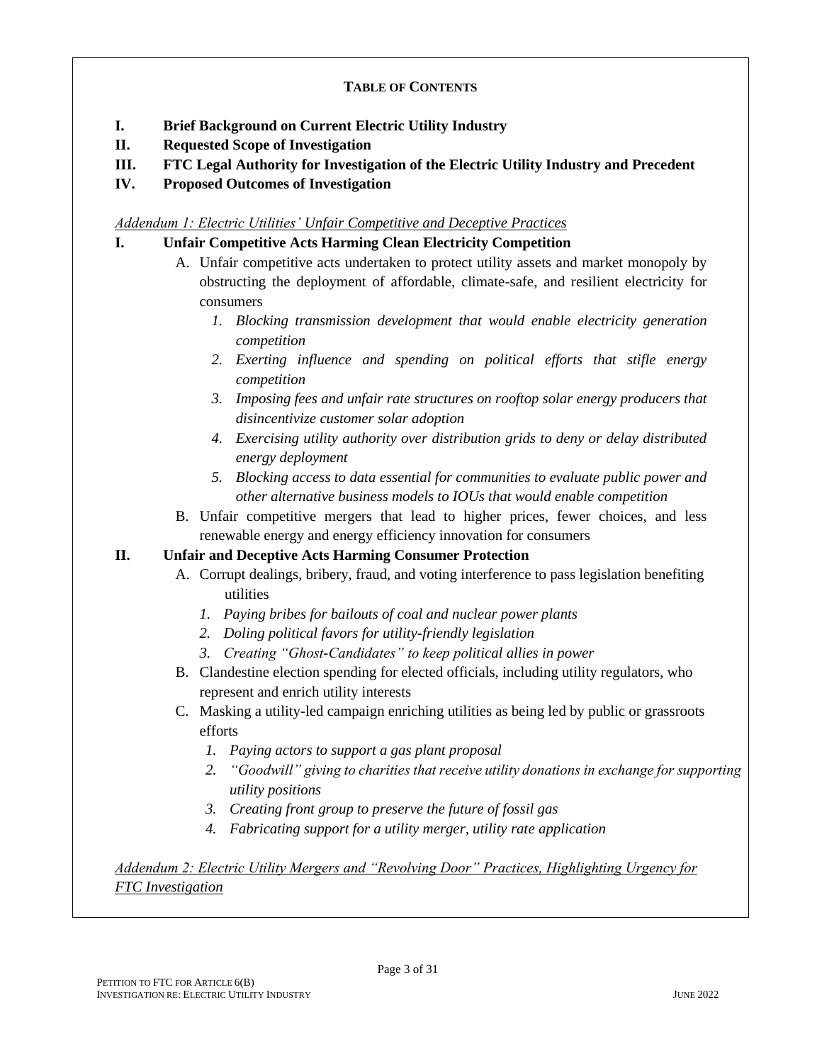**TABLE OF CONTENTS**

- **I. Brief Background on Current Electric Utility Industry**
- **II. Requested Scope of Investigation**
- **III. FTC Legal Authority for Investigation of the Electric Utility Industry and Precedent**
- **IV. Proposed Outcomes of Investigation**

*Addendum 1: Electric Utilities' Unfair Competitive and Deceptive Practices*

**I. Unfair Competitive Acts Harming Clean Electricity Competition**

- A. Unfair competitive acts undertaken to protect utility assets and market monopoly by obstructing the deployment of affordable, climate-safe, and resilient electricity for consumers
  1. *Blocking transmission development that would enable electricity generation competition*
  2. *Exerting influence and spending on political efforts that stifle energy competition*
  3. *Imposing fees and unfair rate structures on rooftop solar energy producers that disincentivize customer solar adoption*
  4. *Exercising utility authority over distribution grids to deny or delay distributed energy deployment*
  5. *Blocking access to data essential for communities to evaluate public power and other alternative business models to IOUs that would enable competition*
- B. Unfair competitive mergers that lead to higher prices, fewer choices, and less renewable energy and energy efficiency innovation for consumers

**II. Unfair and Deceptive Acts Harming Consumer Protection**

- A. Corrupt dealings, bribery, fraud, and voting interference to pass legislation benefiting utilities
  1. *Paying bribes for bailouts of coal and nuclear power plants*
  2. *Doling political favors for utility-friendly legislation*
  3. *Creating "Ghost-Candidates" to keep political allies in power*
- B. Clandestine election spending for elected officials, including utility regulators, who represent and enrich utility interests
- C. Masking a utility-led campaign enriching utilities as being led by public or grassroots efforts
  1. *Paying actors to support a gas plant proposal*
  2. *"Goodwill" giving to charities that receive utility donations in exchange for supporting utility positions*
  3. *Creating front group to preserve the future of fossil gas*
  4. *Fabricating support for a utility merger, utility rate application*

*Addendum 2: Electric Utility Mergers and "Revolving Door" Practices, Highlighting Urgency for FTC Investigation*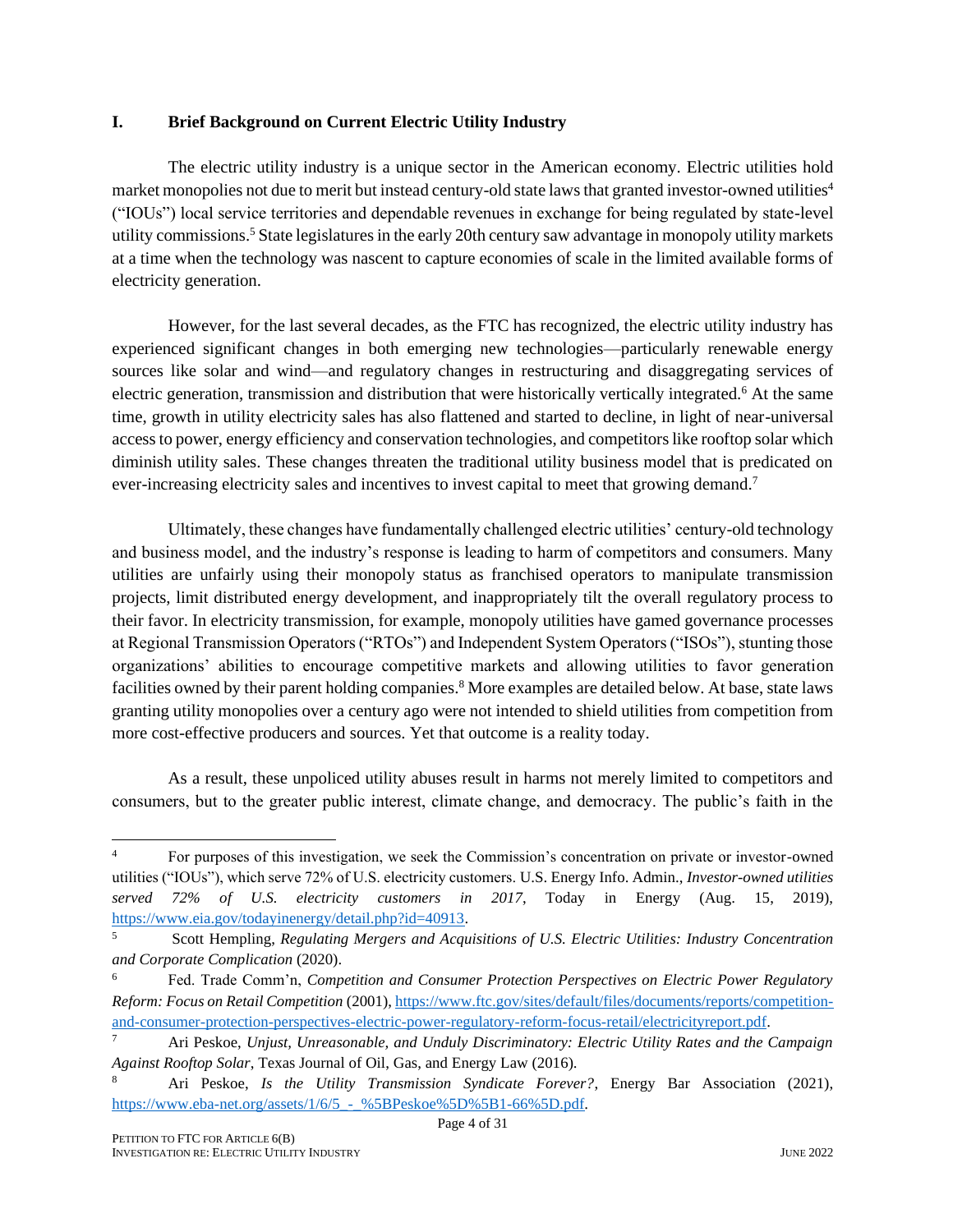## I. Brief Background on Current Electric Utility Industry

The electric utility industry is a unique sector in the American economy. Electric utilities hold market monopolies not due to merit but instead century-old state laws that granted investor-owned utilities[4] ("IOUs") local service territories and dependable revenues in exchange for being regulated by state-level utility commissions.[5] State legislatures in the early 20th century saw advantage in monopoly utility markets at a time when the technology was nascent to capture economies of scale in the limited available forms of electricity generation.

However, for the last several decades, as the FTC has recognized, the electric utility industry has experienced significant changes in both emerging new technologies—particularly renewable energy sources like solar and wind—and regulatory changes in restructuring and disaggregating services of electric generation, transmission and distribution that were historically vertically integrated.[6] At the same time, growth in utility electricity sales has also flattened and started to decline, in light of near-universal access to power, energy efficiency and conservation technologies, and competitors like rooftop solar which diminish utility sales. These changes threaten the traditional utility business model that is predicated on ever-increasing electricity sales and incentives to invest capital to meet that growing demand.[7]

Ultimately, these changes have fundamentally challenged electric utilities' century-old technology and business model, and the industry's response is leading to harm of competitors and consumers. Many utilities are unfairly using their monopoly status as franchised operators to manipulate transmission projects, limit distributed energy development, and inappropriately tilt the overall regulatory process to their favor. In electricity transmission, for example, monopoly utilities have gamed governance processes at Regional Transmission Operators ("RTOs") and Independent System Operators ("ISOs"), stunting those organizations' abilities to encourage competitive markets and allowing utilities to favor generation facilities owned by their parent holding companies.[8] More examples are detailed below. At base, state laws granting utility monopolies over a century ago were not intended to shield utilities from competition from more cost-effective producers and sources. Yet that outcome is a reality today.

As a result, these unpoliced utility abuses result in harms not merely limited to competitors and consumers, but to the greater public interest, climate change, and democracy. The public's faith in the

---

[4] For purposes of this investigation, we seek the Commission's concentration on private or investor-owned utilities ("IOUs"), which serve 72% of U.S. electricity customers. U.S. Energy Info. Admin., *Investor-owned utilities served 72% of U.S. electricity customers in 2017*, Today in Energy (Aug. 15, 2019), https://www.eia.gov/todayinenergy/detail.php?id=40913.

[5] Scott Hempling, *Regulating Mergers and Acquisitions of U.S. Electric Utilities: Industry Concentration and Corporate Complication* (2020).

[6] Fed. Trade Comm'n, *Competition and Consumer Protection Perspectives on Electric Power Regulatory Reform: Focus on Retail Competition* (2001), https://www.ftc.gov/sites/default/files/documents/reports/competition-and-consumer-protection-perspectives-electric-power-regulatory-reform-focus-retail/electricityreport.pdf.

[7] Ari Peskoe, *Unjust, Unreasonable, and Unduly Discriminatory: Electric Utility Rates and the Campaign Against Rooftop Solar*, Texas Journal of Oil, Gas, and Energy Law (2016).

[8] Ari Peskoe, *Is the Utility Transmission Syndicate Forever?*, Energy Bar Association (2021), https://www.eba-net.org/assets/1/6/5_-_%5BPeskoe%5D%5B1-66%5D.pdf.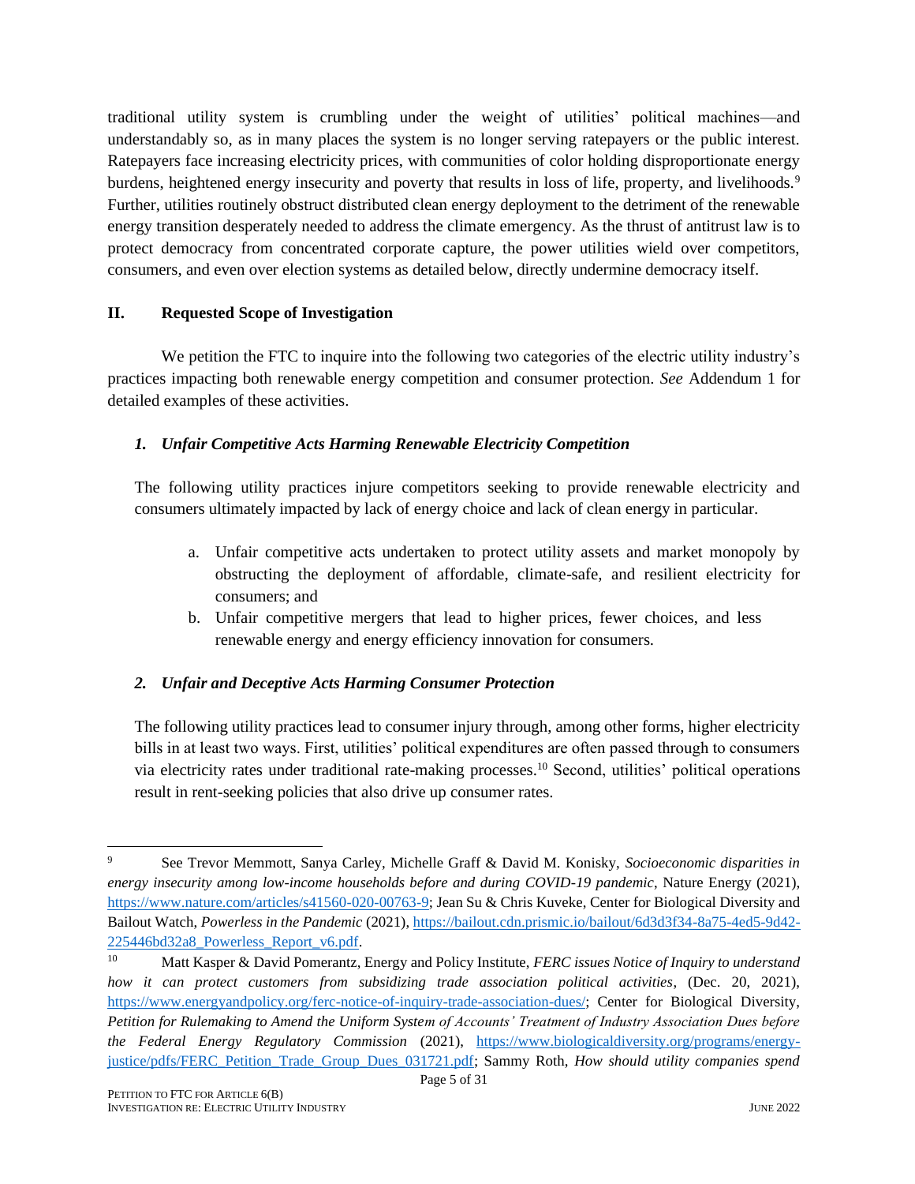traditional utility system is crumbling under the weight of utilities' political machines—and understandably so, as in many places the system is no longer serving ratepayers or the public interest. Ratepayers face increasing electricity prices, with communities of color holding disproportionate energy burdens, heightened energy insecurity and poverty that results in loss of life, property, and livelihoods.[9] Further, utilities routinely obstruct distributed clean energy deployment to the detriment of the renewable energy transition desperately needed to address the climate emergency. As the thrust of antitrust law is to protect democracy from concentrated corporate capture, the power utilities wield over competitors, consumers, and even over election systems as detailed below, directly undermine democracy itself.

## II. Requested Scope of Investigation

We petition the FTC to inquire into the following two categories of the electric utility industry's practices impacting both renewable energy competition and consumer protection. *See* Addendum 1 for detailed examples of these activities.

### *1. Unfair Competitive Acts Harming Renewable Electricity Competition*

The following utility practices injure competitors seeking to provide renewable electricity and consumers ultimately impacted by lack of energy choice and lack of clean energy in particular.

a. Unfair competitive acts undertaken to protect utility assets and market monopoly by obstructing the deployment of affordable, climate-safe, and resilient electricity for consumers; and
b. Unfair competitive mergers that lead to higher prices, fewer choices, and less renewable energy and energy efficiency innovation for consumers.

### *2. Unfair and Deceptive Acts Harming Consumer Protection*

The following utility practices lead to consumer injury through, among other forms, higher electricity bills in at least two ways. First, utilities' political expenditures are often passed through to consumers via electricity rates under traditional rate-making processes.[10] Second, utilities' political operations result in rent-seeking policies that also drive up consumer rates.

---

[9] See Trevor Memmott, Sanya Carley, Michelle Graff & David M. Konisky, *Socioeconomic disparities in energy insecurity among low-income households before and during COVID-19 pandemic*, Nature Energy (2021), https://www.nature.com/articles/s41560-020-00763-9; Jean Su & Chris Kuveke, Center for Biological Diversity and Bailout Watch, *Powerless in the Pandemic* (2021), https://bailout.cdn.prismic.io/bailout/6d3d3f34-8a75-4ed5-9d42-225446bd32a8_Powerless_Report_v6.pdf.

[10] Matt Kasper & David Pomerantz, Energy and Policy Institute, *FERC issues Notice of Inquiry to understand how it can protect customers from subsidizing trade association political activities*, (Dec. 20, 2021), https://www.energyandpolicy.org/ferc-notice-of-inquiry-trade-association-dues/; Center for Biological Diversity, *Petition for Rulemaking to Amend the Uniform System of Accounts' Treatment of Industry Association Dues before the Federal Energy Regulatory Commission* (2021), https://www.biologicaldiversity.org/programs/energy-justice/pdfs/FERC_Petition_Trade_Group_Dues_031721.pdf; Sammy Roth, *How should utility companies spend*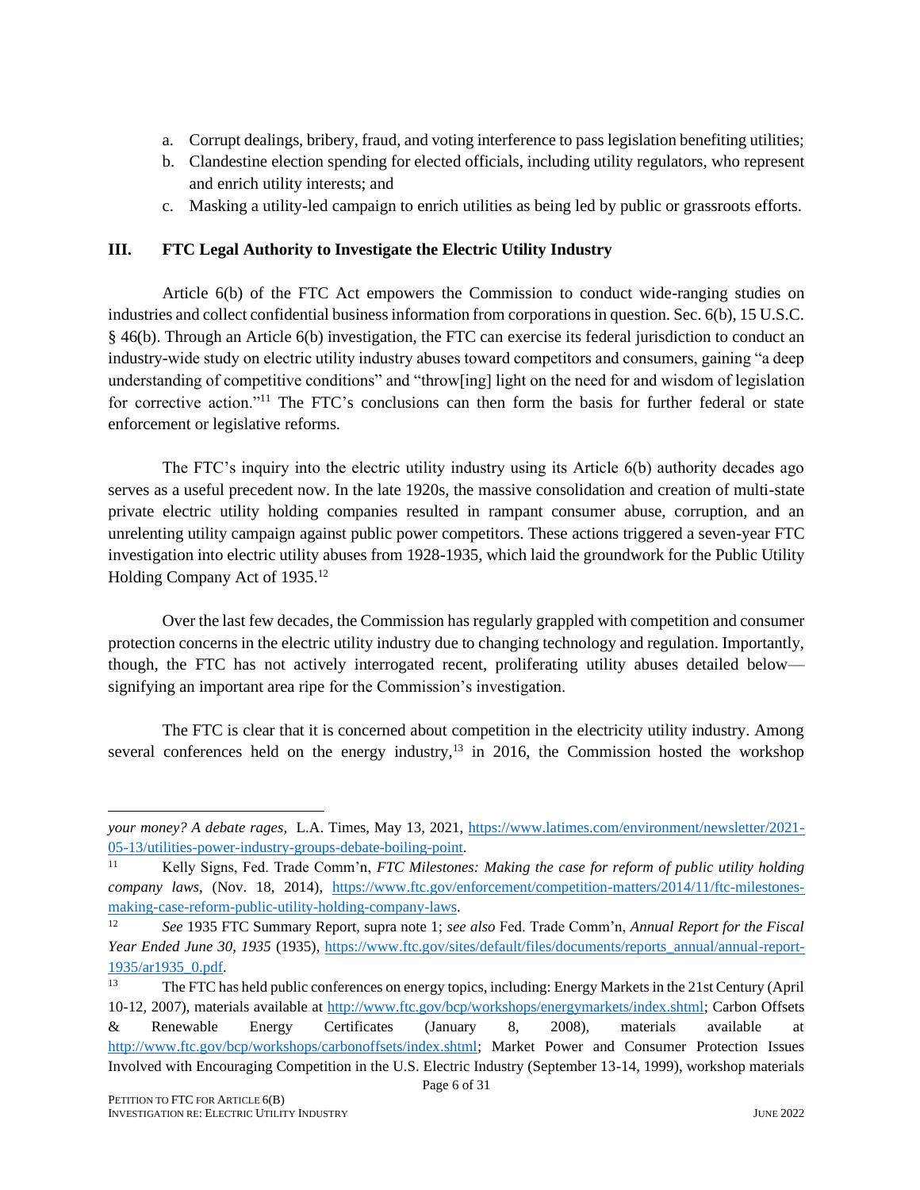a. Corrupt dealings, bribery, fraud, and voting interference to pass legislation benefiting utilities;
b. Clandestine election spending for elected officials, including utility regulators, who represent and enrich utility interests; and
c. Masking a utility-led campaign to enrich utilities as being led by public or grassroots efforts.

### III. FTC Legal Authority to Investigate the Electric Utility Industry

Article 6(b) of the FTC Act empowers the Commission to conduct wide-ranging studies on industries and collect confidential business information from corporations in question. Sec. 6(b), 15 U.S.C. § 46(b). Through an Article 6(b) investigation, the FTC can exercise its federal jurisdiction to conduct an industry-wide study on electric utility industry abuses toward competitors and consumers, gaining "a deep understanding of competitive conditions" and "throw[ing] light on the need for and wisdom of legislation for corrective action."[11] The FTC's conclusions can then form the basis for further federal or state enforcement or legislative reforms.

The FTC's inquiry into the electric utility industry using its Article 6(b) authority decades ago serves as a useful precedent now. In the late 1920s, the massive consolidation and creation of multi-state private electric utility holding companies resulted in rampant consumer abuse, corruption, and an unrelenting utility campaign against public power competitors. These actions triggered a seven-year FTC investigation into electric utility abuses from 1928-1935, which laid the groundwork for the Public Utility Holding Company Act of 1935.[12]

Over the last few decades, the Commission has regularly grappled with competition and consumer protection concerns in the electric utility industry due to changing technology and regulation. Importantly, though, the FTC has not actively interrogated recent, proliferating utility abuses detailed below—signifying an important area ripe for the Commission's investigation.

The FTC is clear that it is concerned about competition in the electricity utility industry. Among several conferences held on the energy industry,[13] in 2016, the Commission hosted the workshop

---

*your money? A debate rages*, L.A. Times, May 13, 2021, https://www.latimes.com/environment/newsletter/2021-05-13/utilities-power-industry-groups-debate-boiling-point.

[11] Kelly Signs, Fed. Trade Comm'n, *FTC Milestones: Making the case for reform of public utility holding company laws*, (Nov. 18, 2014), https://www.ftc.gov/enforcement/competition-matters/2014/11/ftc-milestones-making-case-reform-public-utility-holding-company-laws.

[12] *See* 1935 FTC Summary Report, supra note 1; *see also* Fed. Trade Comm'n, *Annual Report for the Fiscal Year Ended June 30, 1935* (1935), https://www.ftc.gov/sites/default/files/documents/reports_annual/annual-report-1935/ar1935_0.pdf.

[13] The FTC has held public conferences on energy topics, including: Energy Markets in the 21st Century (April 10-12, 2007), materials available at http://www.ftc.gov/bcp/workshops/energymarkets/index.shtml; Carbon Offsets & Renewable Energy Certificates (January 8, 2008), materials available at http://www.ftc.gov/bcp/workshops/carbonoffsets/index.shtml; Market Power and Consumer Protection Issues Involved with Encouraging Competition in the U.S. Electric Industry (September 13-14, 1999), workshop materials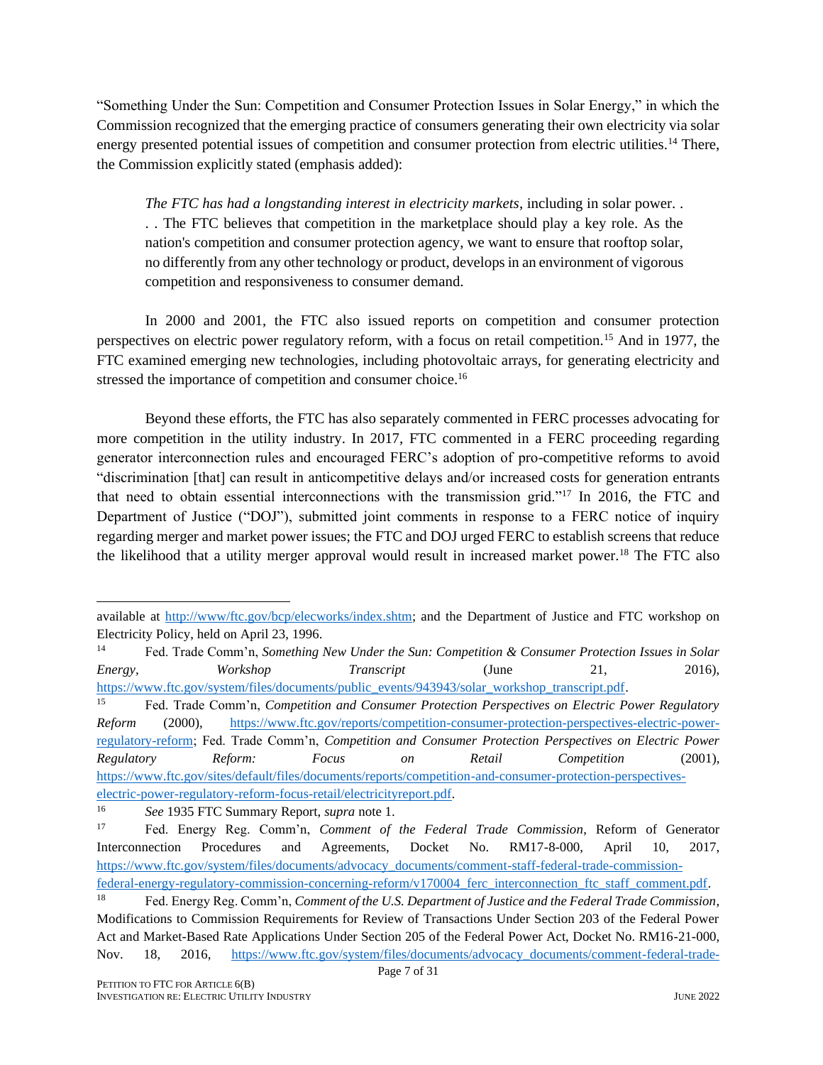"Something Under the Sun: Competition and Consumer Protection Issues in Solar Energy," in which the Commission recognized that the emerging practice of consumers generating their own electricity via solar energy presented potential issues of competition and consumer protection from electric utilities.[14] There, the Commission explicitly stated (emphasis added):

> *The FTC has had a longstanding interest in electricity markets*, including in solar power. . . . The FTC believes that competition in the marketplace should play a key role. As the nation's competition and consumer protection agency, we want to ensure that rooftop solar, no differently from any other technology or product, develops in an environment of vigorous competition and responsiveness to consumer demand.

In 2000 and 2001, the FTC also issued reports on competition and consumer protection perspectives on electric power regulatory reform, with a focus on retail competition.[15] And in 1977, the FTC examined emerging new technologies, including photovoltaic arrays, for generating electricity and stressed the importance of competition and consumer choice.[16]

Beyond these efforts, the FTC has also separately commented in FERC processes advocating for more competition in the utility industry. In 2017, FTC commented in a FERC proceeding regarding generator interconnection rules and encouraged FERC's adoption of pro-competitive reforms to avoid "discrimination [that] can result in anticompetitive delays and/or increased costs for generation entrants that need to obtain essential interconnections with the transmission grid."[17] In 2016, the FTC and Department of Justice ("DOJ"), submitted joint comments in response to a FERC notice of inquiry regarding merger and market power issues; the FTC and DOJ urged FERC to establish screens that reduce the likelihood that a utility merger approval would result in increased market power.[18] The FTC also

---

available at http://www/ftc.gov/bcp/elecworks/index.shtm; and the Department of Justice and FTC workshop on Electricity Policy, held on April 23, 1996.

[14] Fed. Trade Comm'n, *Something New Under the Sun: Competition & Consumer Protection Issues in Solar Energy*, *Workshop Transcript* (June 21, 2016), https://www.ftc.gov/system/files/documents/public_events/943943/solar_workshop_transcript.pdf.

[15] Fed. Trade Comm'n, *Competition and Consumer Protection Perspectives on Electric Power Regulatory Reform* (2000), https://www.ftc.gov/reports/competition-consumer-protection-perspectives-electric-power-regulatory-reform; Fed. Trade Comm'n, *Competition and Consumer Protection Perspectives on Electric Power Regulatory Reform: Focus on Retail Competition* (2001), https://www.ftc.gov/sites/default/files/documents/reports/competition-and-consumer-protection-perspectives-electric-power-regulatory-reform-focus-retail/electricityreport.pdf.

[16] *See* 1935 FTC Summary Report, *supra* note 1.

[17] Fed. Energy Reg. Comm'n, *Comment of the Federal Trade Commission*, Reform of Generator Interconnection Procedures and Agreements, Docket No. RM17-8-000, April 10, 2017, https://www.ftc.gov/system/files/documents/advocacy_documents/comment-staff-federal-trade-commission-federal-energy-regulatory-commission-concerning-reform/v170004_ferc_interconnection_ftc_staff_comment.pdf.

[18] Fed. Energy Reg. Comm'n, *Comment of the U.S. Department of Justice and the Federal Trade Commission*, Modifications to Commission Requirements for Review of Transactions Under Section 203 of the Federal Power Act and Market-Based Rate Applications Under Section 205 of the Federal Power Act, Docket No. RM16-21-000, Nov. 18, 2016, https://www.ftc.gov/system/files/documents/advocacy_documents/comment-federal-trade-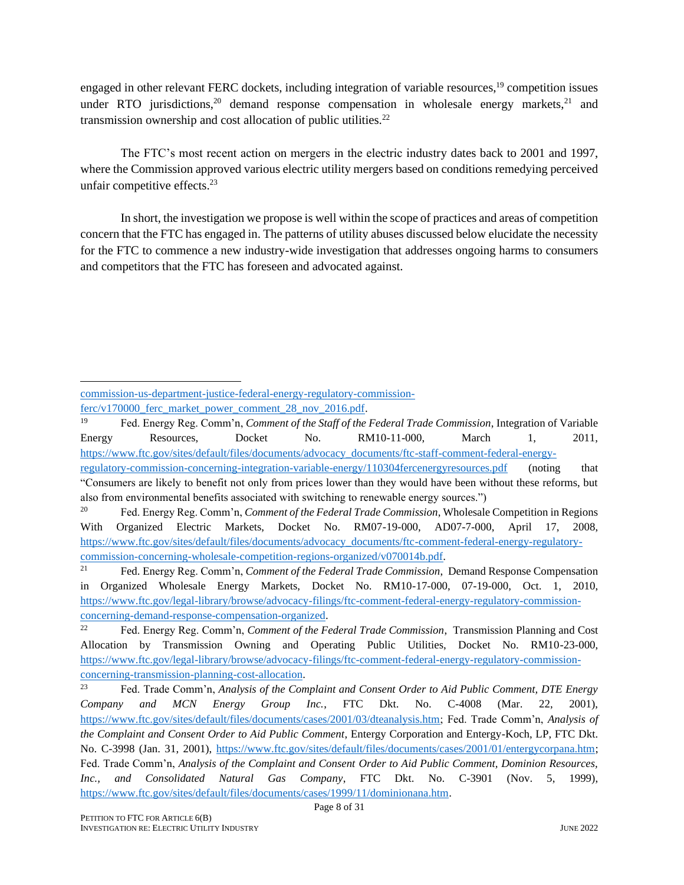engaged in other relevant FERC dockets, including integration of variable resources,[19] competition issues under RTO jurisdictions,[20] demand response compensation in wholesale energy markets,[21] and transmission ownership and cost allocation of public utilities.[22]

The FTC's most recent action on mergers in the electric industry dates back to 2001 and 1997, where the Commission approved various electric utility mergers based on conditions remedying perceived unfair competitive effects.[23]

In short, the investigation we propose is well within the scope of practices and areas of competition concern that the FTC has engaged in. The patterns of utility abuses discussed below elucidate the necessity for the FTC to commence a new industry-wide investigation that addresses ongoing harms to consumers and competitors that the FTC has foreseen and advocated against.

---

commission-us-department-justice-federal-energy-regulatory-commission-ferc/v170000_ferc_market_power_comment_28_nov_2016.pdf.

[19] Fed. Energy Reg. Comm'n, *Comment of the Staff of the Federal Trade Commission*, Integration of Variable Energy Resources, Docket No. RM10-11-000, March 1, 2011, https://www.ftc.gov/sites/default/files/documents/advocacy_documents/ftc-staff-comment-federal-energy-regulatory-commission-concerning-integration-variable-energy/110304fercenergyresources.pdf (noting that "Consumers are likely to benefit not only from prices lower than they would have been without these reforms, but also from environmental benefits associated with switching to renewable energy sources.")

[20] Fed. Energy Reg. Comm'n, *Comment of the Federal Trade Commission*, Wholesale Competition in Regions With Organized Electric Markets, Docket No. RM07-19-000, AD07-7-000, April 17, 2008, https://www.ftc.gov/sites/default/files/documents/advocacy_documents/ftc-comment-federal-energy-regulatory-commission-concerning-wholesale-competition-regions-organized/v070014b.pdf.

[21] Fed. Energy Reg. Comm'n, *Comment of the Federal Trade Commission*, Demand Response Compensation in Organized Wholesale Energy Markets, Docket No. RM10-17-000, 07-19-000, Oct. 1, 2010, https://www.ftc.gov/legal-library/browse/advocacy-filings/ftc-comment-federal-energy-regulatory-commission-concerning-demand-response-compensation-organized.

[22] Fed. Energy Reg. Comm'n, *Comment of the Federal Trade Commission*, Transmission Planning and Cost Allocation by Transmission Owning and Operating Public Utilities, Docket No. RM10-23-000, https://www.ftc.gov/legal-library/browse/advocacy-filings/ftc-comment-federal-energy-regulatory-commission-concerning-transmission-planning-cost-allocation.

[23] Fed. Trade Comm'n, *Analysis of the Complaint and Consent Order to Aid Public Comment, DTE Energy Company and MCN Energy Group Inc.*, FTC Dkt. No. C-4008 (Mar. 22, 2001), https://www.ftc.gov/sites/default/files/documents/cases/2001/03/dteanalysis.htm; Fed. Trade Comm'n, *Analysis of the Complaint and Consent Order to Aid Public Comment*, Entergy Corporation and Entergy-Koch, LP, FTC Dkt. No. C-3998 (Jan. 31, 2001), https://www.ftc.gov/sites/default/files/documents/cases/2001/01/entergycorpana.htm; Fed. Trade Comm'n, *Analysis of the Complaint and Consent Order to Aid Public Comment, Dominion Resources, Inc., and Consolidated Natural Gas Company*, FTC Dkt. No. C-3901 (Nov. 5, 1999), https://www.ftc.gov/sites/default/files/documents/cases/1999/11/dominionana.htm.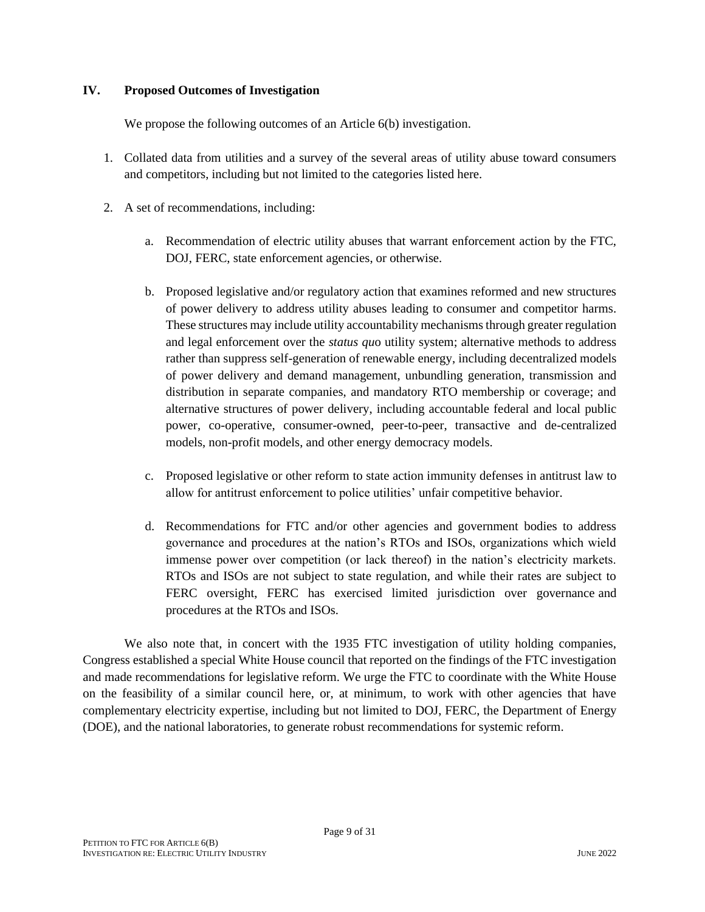## IV. Proposed Outcomes of Investigation

We propose the following outcomes of an Article 6(b) investigation.

1. Collated data from utilities and a survey of the several areas of utility abuse toward consumers and competitors, including but not limited to the categories listed here.

2. A set of recommendations, including:

   a. Recommendation of electric utility abuses that warrant enforcement action by the FTC, DOJ, FERC, state enforcement agencies, or otherwise.

   b. Proposed legislative and/or regulatory action that examines reformed and new structures of power delivery to address utility abuses leading to consumer and competitor harms. These structures may include utility accountability mechanisms through greater regulation and legal enforcement over the *status quo* utility system; alternative methods to address rather than suppress self-generation of renewable energy, including decentralized models of power delivery and demand management, unbundling generation, transmission and distribution in separate companies, and mandatory RTO membership or coverage; and alternative structures of power delivery, including accountable federal and local public power, co-operative, consumer-owned, peer-to-peer, transactive and de-centralized models, non-profit models, and other energy democracy models.

   c. Proposed legislative or other reform to state action immunity defenses in antitrust law to allow for antitrust enforcement to police utilities' unfair competitive behavior.

   d. Recommendations for FTC and/or other agencies and government bodies to address governance and procedures at the nation's RTOs and ISOs, organizations which wield immense power over competition (or lack thereof) in the nation's electricity markets. RTOs and ISOs are not subject to state regulation, and while their rates are subject to FERC oversight, FERC has exercised limited jurisdiction over governance and procedures at the RTOs and ISOs.

We also note that, in concert with the 1935 FTC investigation of utility holding companies, Congress established a special White House council that reported on the findings of the FTC investigation and made recommendations for legislative reform. We urge the FTC to coordinate with the White House on the feasibility of a similar council here, or, at minimum, to work with other agencies that have complementary electricity expertise, including but not limited to DOJ, FERC, the Department of Energy (DOE), and the national laboratories, to generate robust recommendations for systemic reform.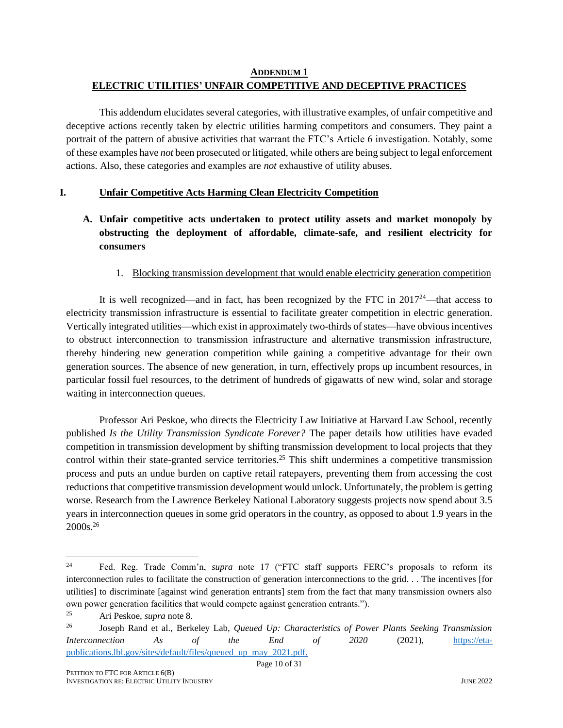## ADDENDUM 1
## ELECTRIC UTILITIES' UNFAIR COMPETITIVE AND DECEPTIVE PRACTICES

This addendum elucidates several categories, with illustrative examples, of unfair competitive and deceptive actions recently taken by electric utilities harming competitors and consumers. They paint a portrait of the pattern of abusive activities that warrant the FTC's Article 6 investigation. Notably, some of these examples have *not* been prosecuted or litigated, while others are being subject to legal enforcement actions. Also, these categories and examples are *not* exhaustive of utility abuses.

### I. Unfair Competitive Acts Harming Clean Electricity Competition

#### A. Unfair competitive acts undertaken to protect utility assets and market monopoly by obstructing the deployment of affordable, climate-safe, and resilient electricity for consumers

1. Blocking transmission development that would enable electricity generation competition

It is well recognized—and in fact, has been recognized by the FTC in 2017[24]—that access to electricity transmission infrastructure is essential to facilitate greater competition in electric generation. Vertically integrated utilities—which exist in approximately two-thirds of states—have obvious incentives to obstruct interconnection to transmission infrastructure and alternative transmission infrastructure, thereby hindering new generation competition while gaining a competitive advantage for their own generation sources. The absence of new generation, in turn, effectively props up incumbent resources, in particular fossil fuel resources, to the detriment of hundreds of gigawatts of new wind, solar and storage waiting in interconnection queues.

Professor Ari Peskoe, who directs the Electricity Law Initiative at Harvard Law School, recently published *Is the Utility Transmission Syndicate Forever?* The paper details how utilities have evaded competition in transmission development by shifting transmission development to local projects that they control within their state-granted service territories.[25] This shift undermines a competitive transmission process and puts an undue burden on captive retail ratepayers, preventing them from accessing the cost reductions that competitive transmission development would unlock. Unfortunately, the problem is getting worse. Research from the Lawrence Berkeley National Laboratory suggests projects now spend about 3.5 years in interconnection queues in some grid operators in the country, as opposed to about 1.9 years in the 2000s.[26]

---

[24] Fed. Reg. Trade Comm'n, *supra* note 17 ("FTC staff supports FERC's proposals to reform its interconnection rules to facilitate the construction of generation interconnections to the grid. . . The incentives [for utilities] to discriminate [against wind generation entrants] stem from the fact that many transmission owners also own power generation facilities that would compete against generation entrants.").

[25] Ari Peskoe, *supra* note 8.

[26] Joseph Rand et al., Berkeley Lab, *Queued Up: Characteristics of Power Plants Seeking Transmission Interconnection As of the End of 2020* (2021), https://eta-publications.lbl.gov/sites/default/files/queued_up_may_2021.pdf.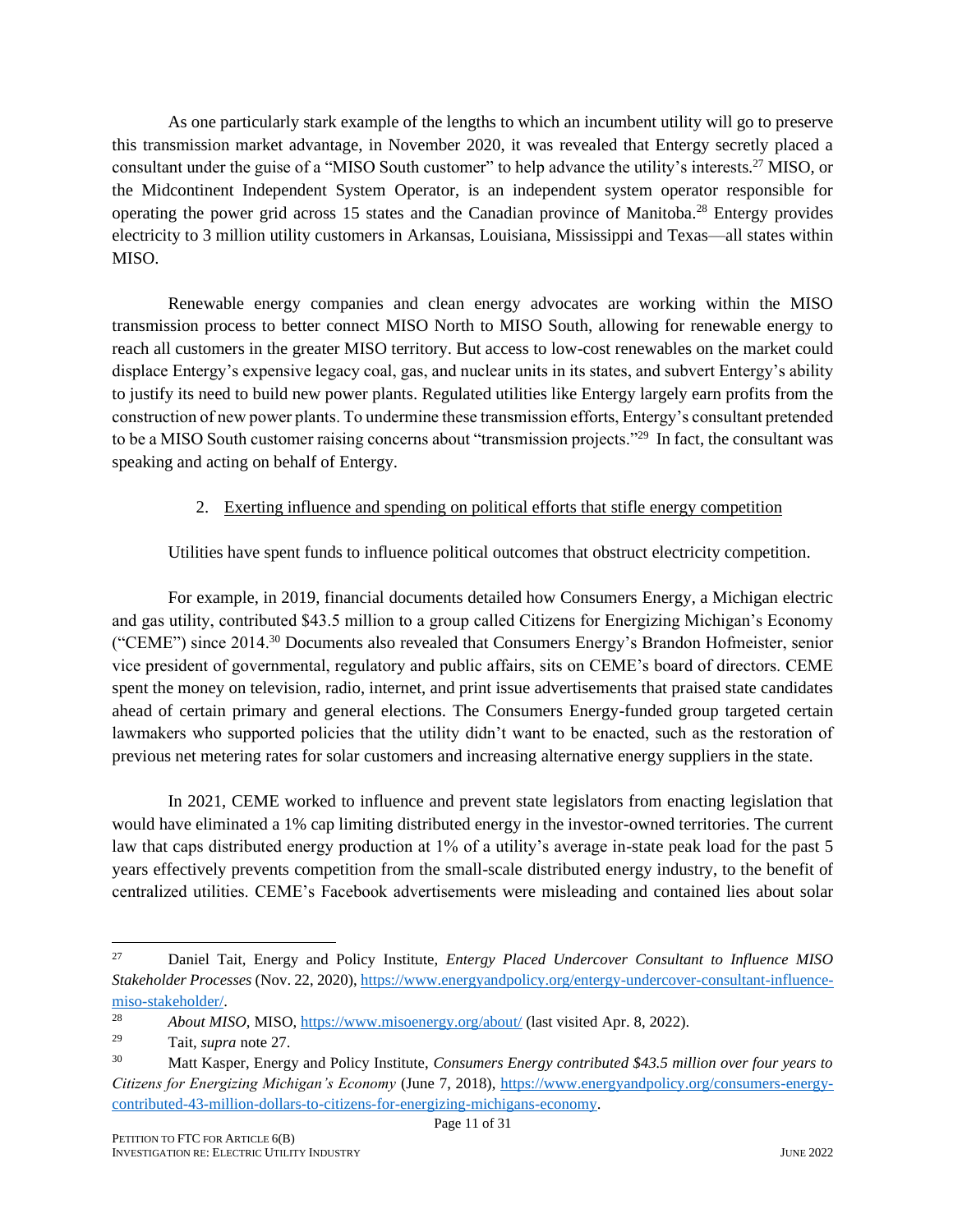As one particularly stark example of the lengths to which an incumbent utility will go to preserve this transmission market advantage, in November 2020, it was revealed that Entergy secretly placed a consultant under the guise of a "MISO South customer" to help advance the utility's interests.[27] MISO, or the Midcontinent Independent System Operator, is an independent system operator responsible for operating the power grid across 15 states and the Canadian province of Manitoba.[28] Entergy provides electricity to 3 million utility customers in Arkansas, Louisiana, Mississippi and Texas—all states within MISO.

Renewable energy companies and clean energy advocates are working within the MISO transmission process to better connect MISO North to MISO South, allowing for renewable energy to reach all customers in the greater MISO territory. But access to low-cost renewables on the market could displace Entergy's expensive legacy coal, gas, and nuclear units in its states, and subvert Entergy's ability to justify its need to build new power plants. Regulated utilities like Entergy largely earn profits from the construction of new power plants. To undermine these transmission efforts, Entergy's consultant pretended to be a MISO South customer raising concerns about "transmission projects."[29] In fact, the consultant was speaking and acting on behalf of Entergy.

2. <u>Exerting influence and spending on political efforts that stifle energy competition</u>

Utilities have spent funds to influence political outcomes that obstruct electricity competition.

For example, in 2019, financial documents detailed how Consumers Energy, a Michigan electric and gas utility, contributed $43.5 million to a group called Citizens for Energizing Michigan's Economy ("CEME") since 2014.[30] Documents also revealed that Consumers Energy's Brandon Hofmeister, senior vice president of governmental, regulatory and public affairs, sits on CEME's board of directors. CEME spent the money on television, radio, internet, and print issue advertisements that praised state candidates ahead of certain primary and general elections. The Consumers Energy-funded group targeted certain lawmakers who supported policies that the utility didn't want to be enacted, such as the restoration of previous net metering rates for solar customers and increasing alternative energy suppliers in the state.

In 2021, CEME worked to influence and prevent state legislators from enacting legislation that would have eliminated a 1% cap limiting distributed energy in the investor-owned territories. The current law that caps distributed energy production at 1% of a utility's average in-state peak load for the past 5 years effectively prevents competition from the small-scale distributed energy industry, to the benefit of centralized utilities. CEME's Facebook advertisements were misleading and contained lies about solar

---

[27] Daniel Tait, Energy and Policy Institute, *Entergy Placed Undercover Consultant to Influence MISO Stakeholder Processes* (Nov. 22, 2020), https://www.energyandpolicy.org/entergy-undercover-consultant-influence-miso-stakeholder/.

[28] *About MISO*, MISO, https://www.misoenergy.org/about/ (last visited Apr. 8, 2022).

[29] Tait, *supra* note 27.

[30] Matt Kasper, Energy and Policy Institute, *Consumers Energy contributed $43.5 million over four years to Citizens for Energizing Michigan's Economy* (June 7, 2018), https://www.energyandpolicy.org/consumers-energy-contributed-43-million-dollars-to-citizens-for-energizing-michigans-economy.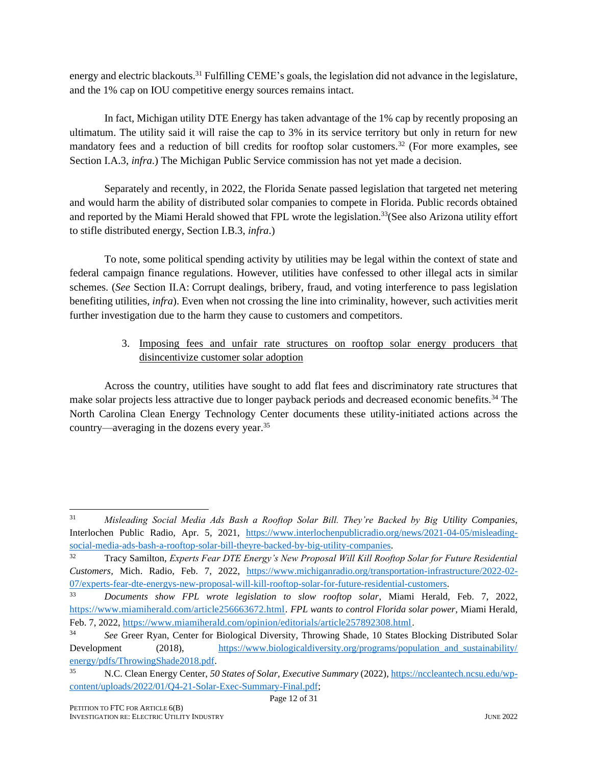energy and electric blackouts.[31] Fulfilling CEME's goals, the legislation did not advance in the legislature, and the 1% cap on IOU competitive energy sources remains intact.

In fact, Michigan utility DTE Energy has taken advantage of the 1% cap by recently proposing an ultimatum. The utility said it will raise the cap to 3% in its service territory but only in return for new mandatory fees and a reduction of bill credits for rooftop solar customers.[32] (For more examples, see Section I.A.3, *infra*.) The Michigan Public Service commission has not yet made a decision.

Separately and recently, in 2022, the Florida Senate passed legislation that targeted net metering and would harm the ability of distributed solar companies to compete in Florida. Public records obtained and reported by the Miami Herald showed that FPL wrote the legislation.[33](See also Arizona utility effort to stifle distributed energy, Section I.B.3, *infra*.)

To note, some political spending activity by utilities may be legal within the context of state and federal campaign finance regulations. However, utilities have confessed to other illegal acts in similar schemes. (*See* Section II.A: Corrupt dealings, bribery, fraud, and voting interference to pass legislation benefiting utilities, *infra*). Even when not crossing the line into criminality, however, such activities merit further investigation due to the harm they cause to customers and competitors.

3. <u>Imposing fees and unfair rate structures on rooftop solar energy producers that disincentivize customer solar adoption</u>

Across the country, utilities have sought to add flat fees and discriminatory rate structures that make solar projects less attractive due to longer payback periods and decreased economic benefits.[34] The North Carolina Clean Energy Technology Center documents these utility-initiated actions across the country—averaging in the dozens every year.[35]

---

[31] *Misleading Social Media Ads Bash a Rooftop Solar Bill. They're Backed by Big Utility Companies,* Interlochen Public Radio, Apr. 5, 2021, https://www.interlochenpublicradio.org/news/2021-04-05/misleading-social-media-ads-bash-a-rooftop-solar-bill-theyre-backed-by-big-utility-companies.

[32] Tracy Samilton, *Experts Fear DTE Energy's New Proposal Will Kill Rooftop Solar for Future Residential Customers,* Mich. Radio, Feb. 7, 2022, https://www.michiganradio.org/transportation-infrastructure/2022-02-07/experts-fear-dte-energys-new-proposal-will-kill-rooftop-solar-for-future-residential-customers.

[33] *Documents show FPL wrote legislation to slow rooftop solar*, Miami Herald, Feb. 7, 2022, https://www.miamiherald.com/article256663672.html. *FPL wants to control Florida solar power*, Miami Herald, Feb. 7, 2022, https://www.miamiherald.com/opinion/editorials/article257892308.html.

[34] *See* Greer Ryan, Center for Biological Diversity, Throwing Shade, 10 States Blocking Distributed Solar Development (2018), https://www.biologicaldiversity.org/programs/population_and_sustainability/energy/pdfs/ThrowingShade2018.pdf.

[35] N.C. Clean Energy Center, *50 States of Solar, Executive Summary* (2022), https://nccleantech.ncsu.edu/wp-content/uploads/2022/01/Q4-21-Solar-Exec-Summary-Final.pdf;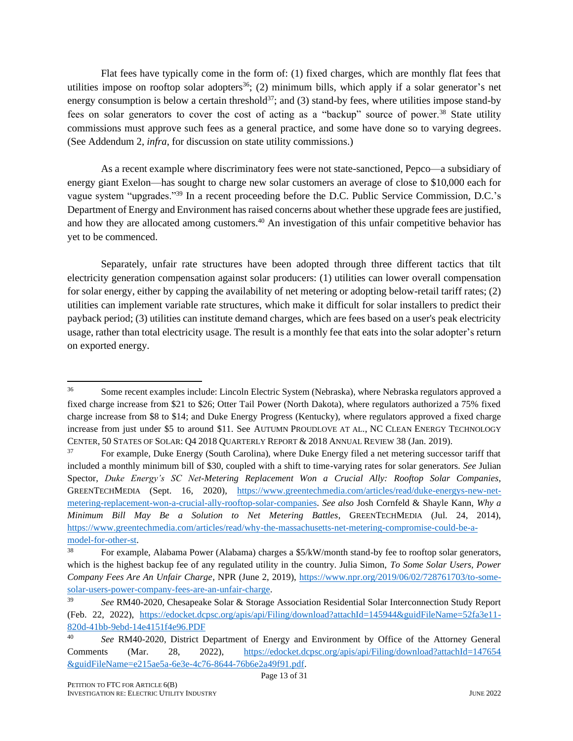Flat fees have typically come in the form of: (1) fixed charges, which are monthly flat fees that utilities impose on rooftop solar adopters[36]; (2) minimum bills, which apply if a solar generator's net energy consumption is below a certain threshold[37]; and (3) stand-by fees, where utilities impose stand-by fees on solar generators to cover the cost of acting as a "backup" source of power.[38] State utility commissions must approve such fees as a general practice, and some have done so to varying degrees. (See Addendum 2, *infra*, for discussion on state utility commissions.)

As a recent example where discriminatory fees were not state-sanctioned, Pepco—a subsidiary of energy giant Exelon—has sought to charge new solar customers an average of close to $10,000 each for vague system "upgrades."[39] In a recent proceeding before the D.C. Public Service Commission, D.C.'s Department of Energy and Environment has raised concerns about whether these upgrade fees are justified, and how they are allocated among customers.[40] An investigation of this unfair competitive behavior has yet to be commenced.

Separately, unfair rate structures have been adopted through three different tactics that tilt electricity generation compensation against solar producers: (1) utilities can lower overall compensation for solar energy, either by capping the availability of net metering or adopting below-retail tariff rates; (2) utilities can implement variable rate structures, which make it difficult for solar installers to predict their payback period; (3) utilities can institute demand charges, which are fees based on a user's peak electricity usage, rather than total electricity usage. The result is a monthly fee that eats into the solar adopter's return on exported energy.

---

[36] Some recent examples include: Lincoln Electric System (Nebraska), where Nebraska regulators approved a fixed charge increase from $21 to $26; Otter Tail Power (North Dakota), where regulators authorized a 75% fixed charge increase from $8 to $14; and Duke Energy Progress (Kentucky), where regulators approved a fixed charge increase from just under $5 to around $11. See AUTUMN PROUDLOVE AT AL., NC CLEAN ENERGY TECHNOLOGY CENTER, 50 STATES OF SOLAR: Q4 2018 QUARTERLY REPORT & 2018 ANNUAL REVIEW 38 (Jan. 2019).

[37] For example, Duke Energy (South Carolina), where Duke Energy filed a net metering successor tariff that included a monthly minimum bill of $30, coupled with a shift to time-varying rates for solar generators. *See* Julian Spector, *Duke Energy's SC Net-Metering Replacement Won a Crucial Ally: Rooftop Solar Companies*, GREENTECHMEDIA (Sept. 16, 2020), https://www.greentechmedia.com/articles/read/duke-energys-new-net-metering-replacement-won-a-crucial-ally-rooftop-solar-companies. *See also* Josh Cornfeld & Shayle Kann, *Why a Minimum Bill May Be a Solution to Net Metering Battles*, GREENTECHMEDIA (Jul. 24, 2014), https://www.greentechmedia.com/articles/read/why-the-massachusetts-net-metering-compromise-could-be-a-model-for-other-st.

[38] For example, Alabama Power (Alabama) charges a $5/kW/month stand-by fee to rooftop solar generators, which is the highest backup fee of any regulated utility in the country. Julia Simon, *To Some Solar Users, Power Company Fees Are An Unfair Charge*, NPR (June 2, 2019), https://www.npr.org/2019/06/02/728761703/to-some-solar-users-power-company-fees-are-an-unfair-charge.

[39] *See* RM40-2020, Chesapeake Solar & Storage Association Residential Solar Interconnection Study Report (Feb. 22, 2022), https://edocket.dcpsc.org/apis/api/Filing/download?attachId=145944&guidFileName=52fa3e11-820d-41bb-9ebd-14e4151f4e96.PDF

[40] *See* RM40-2020, District Department of Energy and Environment by Office of the Attorney General Comments (Mar. 28, 2022), https://edocket.dcpsc.org/apis/api/Filing/download?attachId=147654&guidFileName=e215ae5a-6e3e-4c76-8644-76b6e2a49f91.pdf.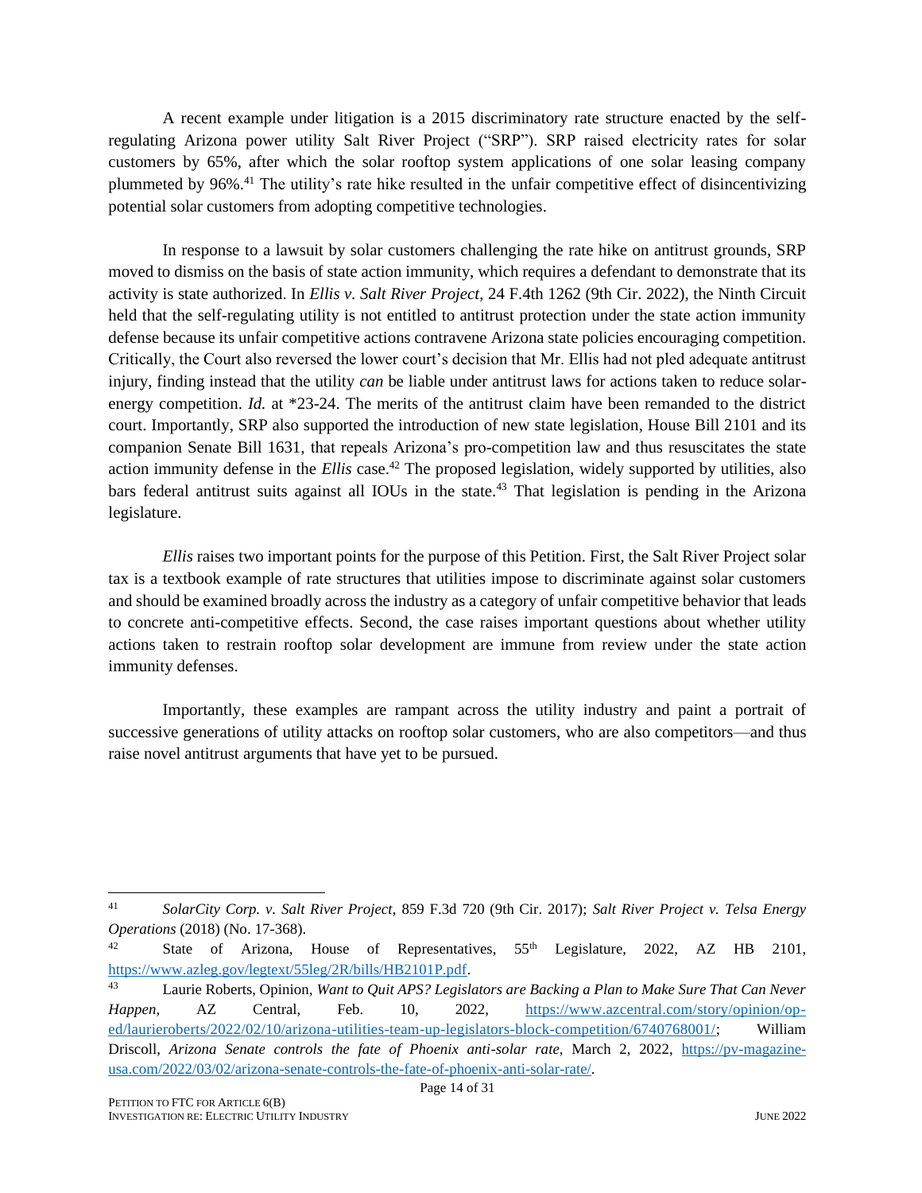A recent example under litigation is a 2015 discriminatory rate structure enacted by the self-regulating Arizona power utility Salt River Project ("SRP"). SRP raised electricity rates for solar customers by 65%, after which the solar rooftop system applications of one solar leasing company plummeted by 96%.[41] The utility's rate hike resulted in the unfair competitive effect of disincentivizing potential solar customers from adopting competitive technologies.

In response to a lawsuit by solar customers challenging the rate hike on antitrust grounds, SRP moved to dismiss on the basis of state action immunity, which requires a defendant to demonstrate that its activity is state authorized. In *Ellis v. Salt River Project*, 24 F.4th 1262 (9th Cir. 2022), the Ninth Circuit held that the self-regulating utility is not entitled to antitrust protection under the state action immunity defense because its unfair competitive actions contravene Arizona state policies encouraging competition. Critically, the Court also reversed the lower court's decision that Mr. Ellis had not pled adequate antitrust injury, finding instead that the utility *can* be liable under antitrust laws for actions taken to reduce solar-energy competition. *Id.* at *23-24. The merits of the antitrust claim have been remanded to the district court. Importantly, SRP also supported the introduction of new state legislation, House Bill 2101 and its companion Senate Bill 1631, that repeals Arizona's pro-competition law and thus resuscitates the state action immunity defense in the *Ellis* case.[42] The proposed legislation, widely supported by utilities, also bars federal antitrust suits against all IOUs in the state.[43] That legislation is pending in the Arizona legislature.

*Ellis* raises two important points for the purpose of this Petition. First, the Salt River Project solar tax is a textbook example of rate structures that utilities impose to discriminate against solar customers and should be examined broadly across the industry as a category of unfair competitive behavior that leads to concrete anti-competitive effects. Second, the case raises important questions about whether utility actions taken to restrain rooftop solar development are immune from review under the state action immunity defenses.

Importantly, these examples are rampant across the utility industry and paint a portrait of successive generations of utility attacks on rooftop solar customers, who are also competitors—and thus raise novel antitrust arguments that have yet to be pursued.

---

[41] *SolarCity Corp. v. Salt River Project*, 859 F.3d 720 (9th Cir. 2017); *Salt River Project v. Telsa Energy Operations* (2018) (No. 17-368).

[42] State of Arizona, House of Representatives, 55th Legislature, 2022, AZ HB 2101, https://www.azleg.gov/legtext/55leg/2R/bills/HB2101P.pdf.

[43] Laurie Roberts, Opinion, *Want to Quit APS? Legislators are Backing a Plan to Make Sure That Can Never Happen,* AZ Central, Feb. 10, 2022, https://www.azcentral.com/story/opinion/op-ed/laurieroberts/2022/02/10/arizona-utilities-team-up-legislators-block-competition/6740768001/; William Driscoll, *Arizona Senate controls the fate of Phoenix anti-solar rate*, March 2, 2022, https://pv-magazine-usa.com/2022/03/02/arizona-senate-controls-the-fate-of-phoenix-anti-solar-rate/.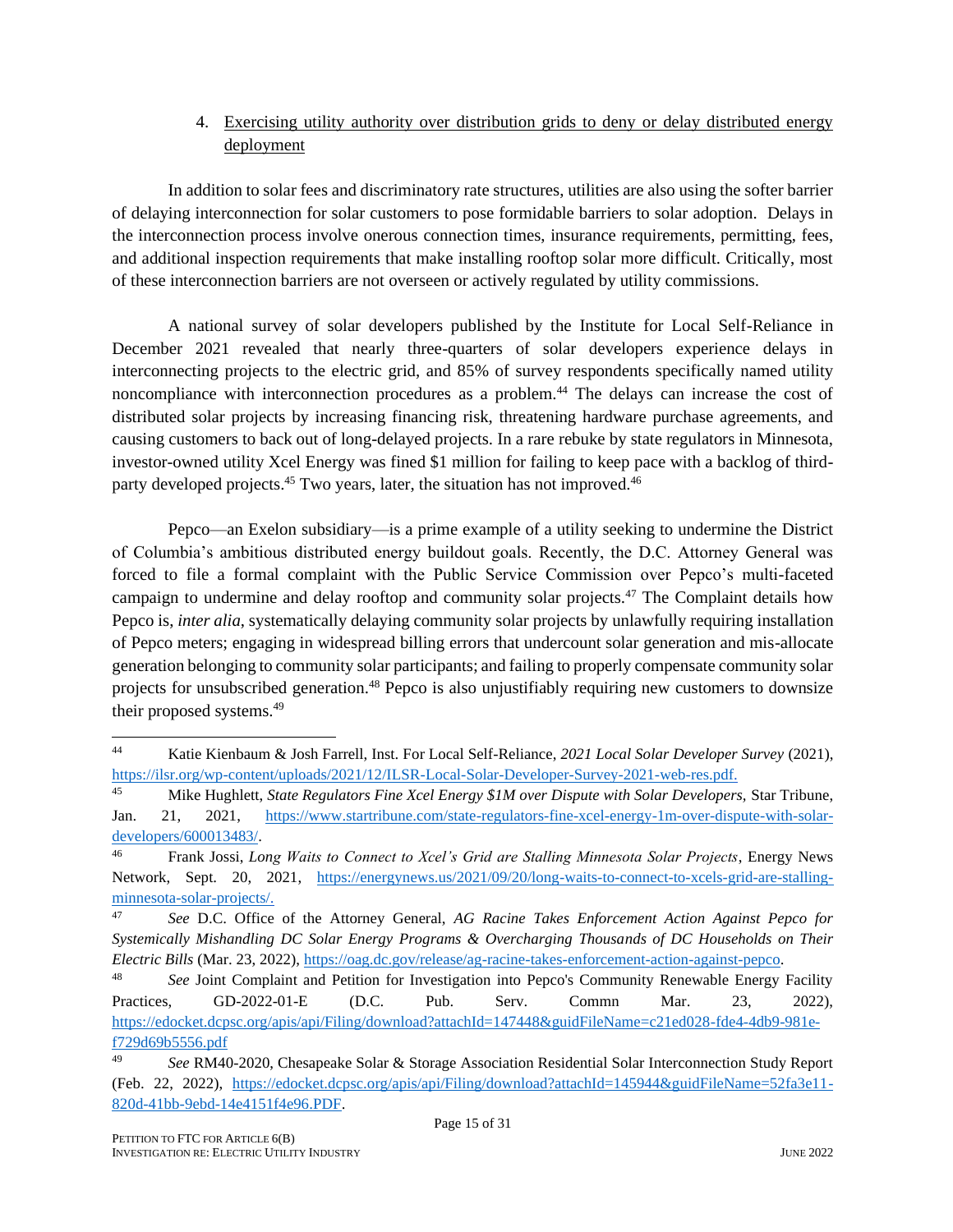4. Exercising utility authority over distribution grids to deny or delay distributed energy deployment

In addition to solar fees and discriminatory rate structures, utilities are also using the softer barrier of delaying interconnection for solar customers to pose formidable barriers to solar adoption. Delays in the interconnection process involve onerous connection times, insurance requirements, permitting, fees, and additional inspection requirements that make installing rooftop solar more difficult. Critically, most of these interconnection barriers are not overseen or actively regulated by utility commissions.

A national survey of solar developers published by the Institute for Local Self-Reliance in December 2021 revealed that nearly three-quarters of solar developers experience delays in interconnecting projects to the electric grid, and 85% of survey respondents specifically named utility noncompliance with interconnection procedures as a problem.[44] The delays can increase the cost of distributed solar projects by increasing financing risk, threatening hardware purchase agreements, and causing customers to back out of long-delayed projects. In a rare rebuke by state regulators in Minnesota, investor-owned utility Xcel Energy was fined $1 million for failing to keep pace with a backlog of third-party developed projects.[45] Two years, later, the situation has not improved.[46]

Pepco—an Exelon subsidiary—is a prime example of a utility seeking to undermine the District of Columbia's ambitious distributed energy buildout goals. Recently, the D.C. Attorney General was forced to file a formal complaint with the Public Service Commission over Pepco's multi-faceted campaign to undermine and delay rooftop and community solar projects.[47] The Complaint details how Pepco is, *inter alia*, systematically delaying community solar projects by unlawfully requiring installation of Pepco meters; engaging in widespread billing errors that undercount solar generation and mis-allocate generation belonging to community solar participants; and failing to properly compensate community solar projects for unsubscribed generation.[48] Pepco is also unjustifiably requiring new customers to downsize their proposed systems.[49]

---

[44] Katie Kienbaum & Josh Farrell, Inst. For Local Self-Reliance, *2021 Local Solar Developer Survey* (2021), https://ilsr.org/wp-content/uploads/2021/12/ILSR-Local-Solar-Developer-Survey-2021-web-res.pdf.

[45] Mike Hughlett, *State Regulators Fine Xcel Energy $1M over Dispute with Solar Developers,* Star Tribune, Jan. 21, 2021, https://www.startribune.com/state-regulators-fine-xcel-energy-1m-over-dispute-with-solar-developers/600013483/.

[46] Frank Jossi, *Long Waits to Connect to Xcel's Grid are Stalling Minnesota Solar Projects*, Energy News Network, Sept. 20, 2021, https://energynews.us/2021/09/20/long-waits-to-connect-to-xcels-grid-are-stalling-minnesota-solar-projects/.

[47] *See* D.C. Office of the Attorney General, *AG Racine Takes Enforcement Action Against Pepco for Systemically Mishandling DC Solar Energy Programs & Overcharging Thousands of DC Households on Their Electric Bills* (Mar. 23, 2022), https://oag.dc.gov/release/ag-racine-takes-enforcement-action-against-pepco.

[48] *See* Joint Complaint and Petition for Investigation into Pepco's Community Renewable Energy Facility Practices, GD-2022-01-E (D.C. Pub. Serv. Commn Mar. 23, 2022), https://edocket.dcpsc.org/apis/api/Filing/download?attachId=147448&guidFileName=c21ed028-fde4-4db9-981e-f729d69b5556.pdf

[49] *See* RM40-2020, Chesapeake Solar & Storage Association Residential Solar Interconnection Study Report (Feb. 22, 2022), https://edocket.dcpsc.org/apis/api/Filing/download?attachId=145944&guidFileName=52fa3e11-820d-41bb-9ebd-14e4151f4e96.PDF.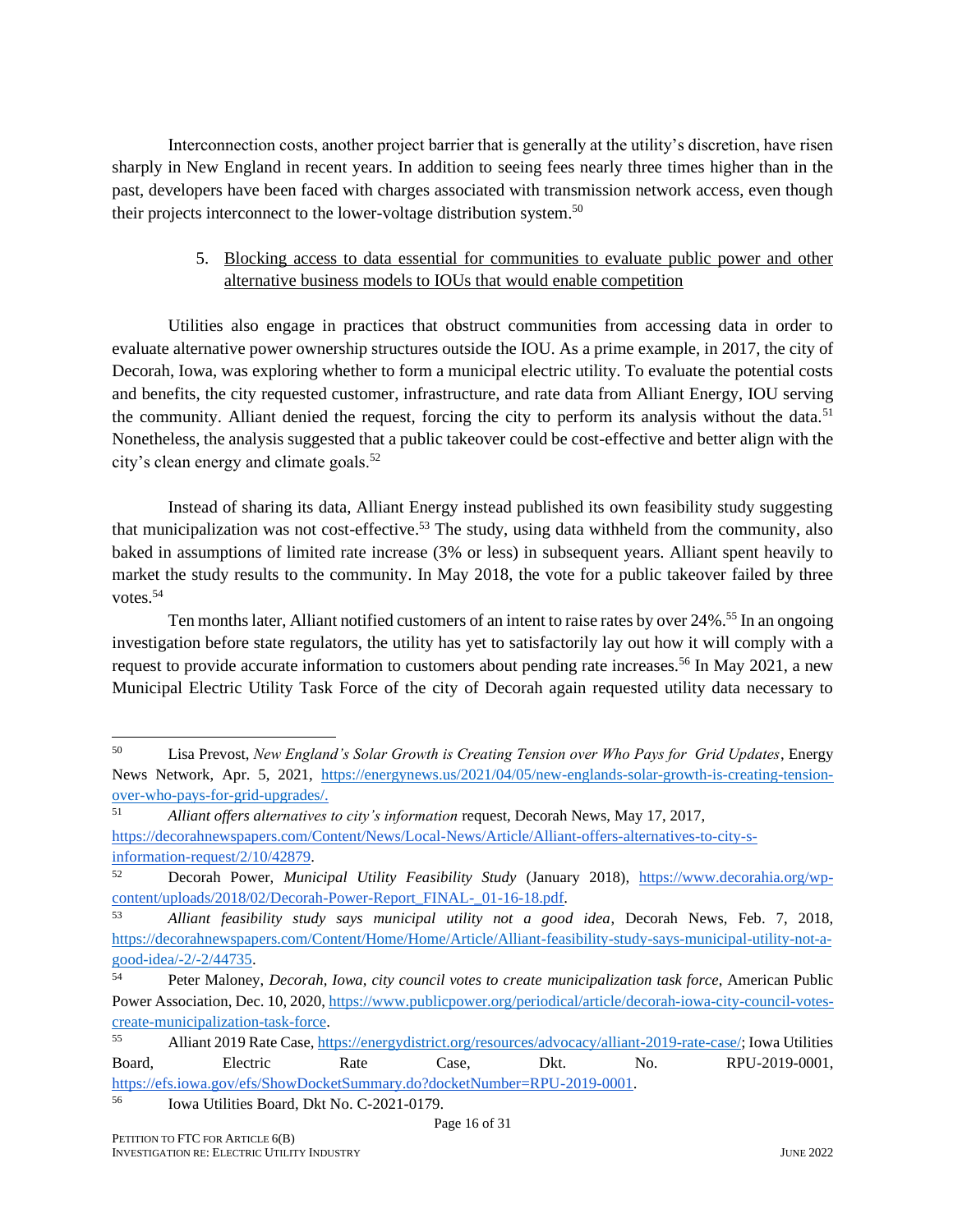Interconnection costs, another project barrier that is generally at the utility's discretion, have risen sharply in New England in recent years. In addition to seeing fees nearly three times higher than in the past, developers have been faced with charges associated with transmission network access, even though their projects interconnect to the lower-voltage distribution system.[50]

5. <u>Blocking access to data essential for communities to evaluate public power and other alternative business models to IOUs that would enable competition</u>

Utilities also engage in practices that obstruct communities from accessing data in order to evaluate alternative power ownership structures outside the IOU. As a prime example, in 2017, the city of Decorah, Iowa, was exploring whether to form a municipal electric utility. To evaluate the potential costs and benefits, the city requested customer, infrastructure, and rate data from Alliant Energy, IOU serving the community. Alliant denied the request, forcing the city to perform its analysis without the data.[51] Nonetheless, the analysis suggested that a public takeover could be cost-effective and better align with the city's clean energy and climate goals.[52]

Instead of sharing its data, Alliant Energy instead published its own feasibility study suggesting that municipalization was not cost-effective.[53] The study, using data withheld from the community, also baked in assumptions of limited rate increase (3% or less) in subsequent years. Alliant spent heavily to market the study results to the community. In May 2018, the vote for a public takeover failed by three votes.[54]

Ten months later, Alliant notified customers of an intent to raise rates by over 24%.[55] In an ongoing investigation before state regulators, the utility has yet to satisfactorily lay out how it will comply with a request to provide accurate information to customers about pending rate increases.[56] In May 2021, a new Municipal Electric Utility Task Force of the city of Decorah again requested utility data necessary to

---

[50] Lisa Prevost, *New England's Solar Growth is Creating Tension over Who Pays for Grid Updates*, Energy News Network, Apr. 5, 2021, https://energynews.us/2021/04/05/new-englands-solar-growth-is-creating-tension-over-who-pays-for-grid-upgrades/.

[51] *Alliant offers alternatives to city's information* request, Decorah News, May 17, 2017, https://decorahnewspapers.com/Content/News/Local-News/Article/Alliant-offers-alternatives-to-city-s-information-request/2/10/42879.

[52] Decorah Power, *Municipal Utility Feasibility Study* (January 2018), https://www.decoraha.org/wp-content/uploads/2018/02/Decorah-Power-Report_FINAL-_01-16-18.pdf.

[53] *Alliant feasibility study says municipal utility not a good idea*, Decorah News, Feb. 7, 2018, https://decorahnewspapers.com/Content/Home/Home/Article/Alliant-feasibility-study-says-municipal-utility-not-a-good-idea/-2/-2/44735.

[54] Peter Maloney, *Decorah, Iowa, city council votes to create municipalization task force*, American Public Power Association, Dec. 10, 2020, https://www.publicpower.org/periodical/article/decorah-iowa-city-council-votes-create-municipalization-task-force.

[55] Alliant 2019 Rate Case, https://energydistrict.org/resources/advocacy/alliant-2019-rate-case/; Iowa Utilities Board, Electric Rate Case, Dkt. No. RPU-2019-0001, https://efs.iowa.gov/efs/ShowDocketSummary.do?docketNumber=RPU-2019-0001.

[56] Iowa Utilities Board, Dkt No. C-2021-0179.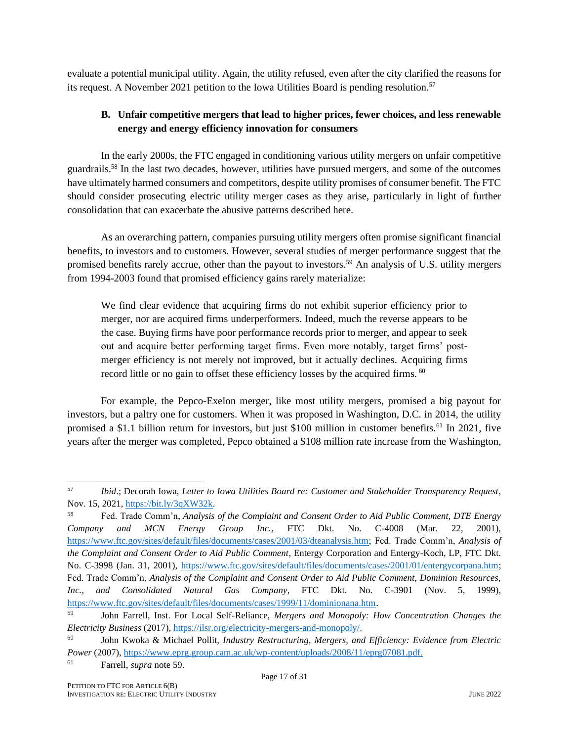evaluate a potential municipal utility. Again, the utility refused, even after the city clarified the reasons for its request. A November 2021 petition to the Iowa Utilities Board is pending resolution.[57]

### B. Unfair competitive mergers that lead to higher prices, fewer choices, and less renewable energy and energy efficiency innovation for consumers

In the early 2000s, the FTC engaged in conditioning various utility mergers on unfair competitive guardrails.[58] In the last two decades, however, utilities have pursued mergers, and some of the outcomes have ultimately harmed consumers and competitors, despite utility promises of consumer benefit. The FTC should consider prosecuting electric utility merger cases as they arise, particularly in light of further consolidation that can exacerbate the abusive patterns described here.

As an overarching pattern, companies pursuing utility mergers often promise significant financial benefits, to investors and to customers. However, several studies of merger performance suggest that the promised benefits rarely accrue, other than the payout to investors.[59] An analysis of U.S. utility mergers from 1994-2003 found that promised efficiency gains rarely materialize:

> We find clear evidence that acquiring firms do not exhibit superior efficiency prior to merger, nor are acquired firms underperformers. Indeed, much the reverse appears to be the case. Buying firms have poor performance records prior to merger, and appear to seek out and acquire better performing target firms. Even more notably, target firms' post-merger efficiency is not merely not improved, but it actually declines. Acquiring firms record little or no gain to offset these efficiency losses by the acquired firms. [60]

For example, the Pepco-Exelon merger, like most utility mergers, promised a big payout for investors, but a paltry one for customers. When it was proposed in Washington, D.C. in 2014, the utility promised a $1.1 billion return for investors, but just $100 million in customer benefits.[61] In 2021, five years after the merger was completed, Pepco obtained a $108 million rate increase from the Washington,

---

[57] *Ibid*.; Decorah Iowa, *Letter to Iowa Utilities Board re: Customer and Stakeholder Transparency Request*, Nov. 15, 2021, https://bit.ly/3qXW32k.

[58] Fed. Trade Comm'n, *Analysis of the Complaint and Consent Order to Aid Public Comment, DTE Energy Company and MCN Energy Group Inc.*, FTC Dkt. No. C-4008 (Mar. 22, 2001), https://www.ftc.gov/sites/default/files/documents/cases/2001/03/dteanalysis.htm; Fed. Trade Comm'n, *Analysis of the Complaint and Consent Order to Aid Public Comment*, Entergy Corporation and Entergy-Koch, LP, FTC Dkt. No. C-3998 (Jan. 31, 2001), https://www.ftc.gov/sites/default/files/documents/cases/2001/01/entergycorpana.htm; Fed. Trade Comm'n, *Analysis of the Complaint and Consent Order to Aid Public Comment, Dominion Resources, Inc., and Consolidated Natural Gas Company*, FTC Dkt. No. C-3901 (Nov. 5, 1999), https://www.ftc.gov/sites/default/files/documents/cases/1999/11/dominionana.htm.

[59] John Farrell, Inst. For Local Self-Reliance, *Mergers and Monopoly: How Concentration Changes the Electricity Business* (2017), https://ilsr.org/electricity-mergers-and-monopoly/.

[60] John Kwoka & Michael Pollit, *Industry Restructuring, Mergers, and Efficiency: Evidence from Electric Power* (2007), https://www.eprg.group.cam.ac.uk/wp-content/uploads/2008/11/eprg07081.pdf.

[61] Farrell, *supra* note 59.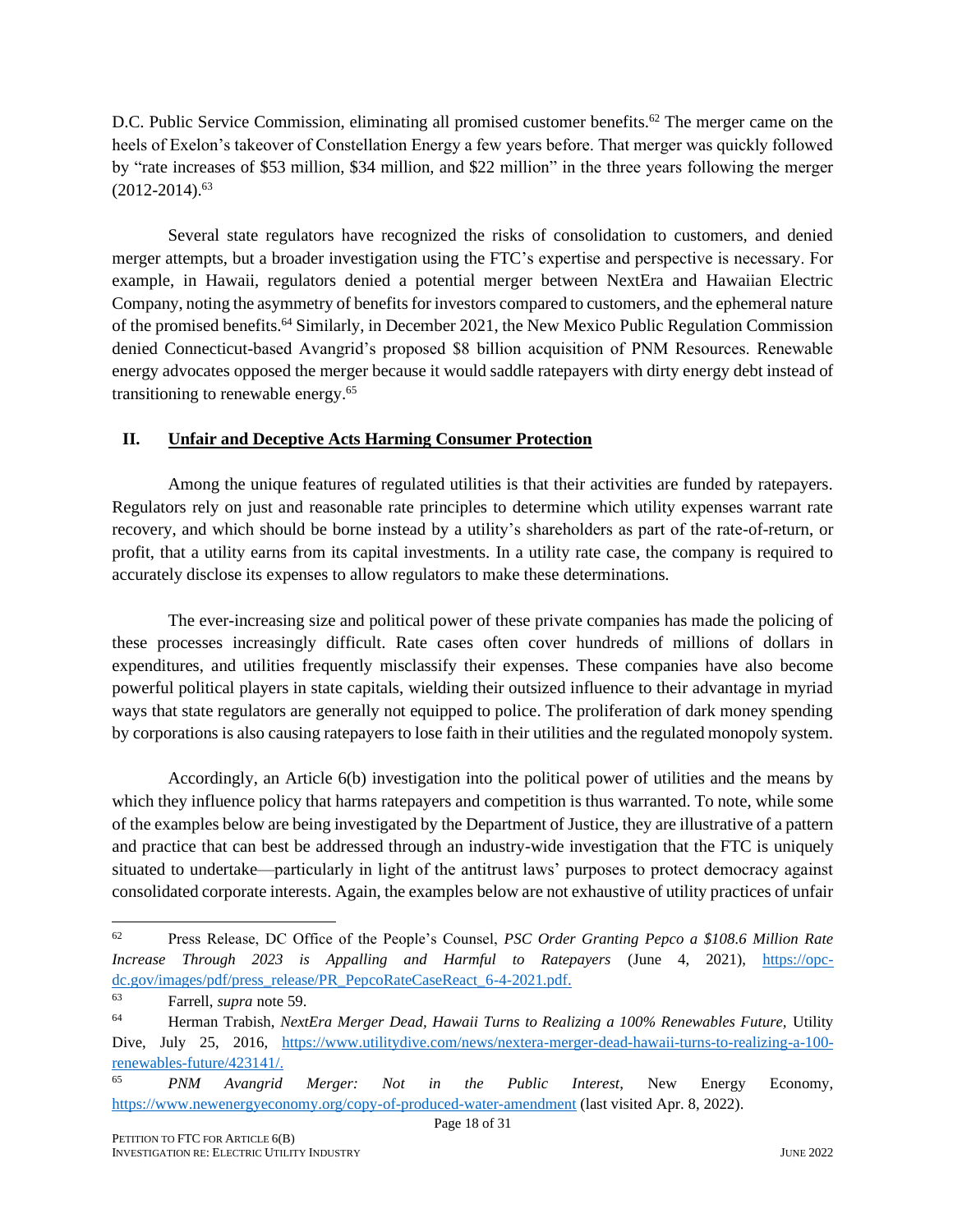D.C. Public Service Commission, eliminating all promised customer benefits.[62] The merger came on the heels of Exelon's takeover of Constellation Energy a few years before. That merger was quickly followed by "rate increases of $53 million, $34 million, and $22 million" in the three years following the merger (2012-2014).[63]

Several state regulators have recognized the risks of consolidation to customers, and denied merger attempts, but a broader investigation using the FTC's expertise and perspective is necessary. For example, in Hawaii, regulators denied a potential merger between NextEra and Hawaiian Electric Company, noting the asymmetry of benefits for investors compared to customers, and the ephemeral nature of the promised benefits.[64] Similarly, in December 2021, the New Mexico Public Regulation Commission denied Connecticut-based Avangrid's proposed $8 billion acquisition of PNM Resources. Renewable energy advocates opposed the merger because it would saddle ratepayers with dirty energy debt instead of transitioning to renewable energy.[65]

## II. Unfair and Deceptive Acts Harming Consumer Protection

Among the unique features of regulated utilities is that their activities are funded by ratepayers. Regulators rely on just and reasonable rate principles to determine which utility expenses warrant rate recovery, and which should be borne instead by a utility's shareholders as part of the rate-of-return, or profit, that a utility earns from its capital investments. In a utility rate case, the company is required to accurately disclose its expenses to allow regulators to make these determinations.

The ever-increasing size and political power of these private companies has made the policing of these processes increasingly difficult. Rate cases often cover hundreds of millions of dollars in expenditures, and utilities frequently misclassify their expenses. These companies have also become powerful political players in state capitals, wielding their outsized influence to their advantage in myriad ways that state regulators are generally not equipped to police. The proliferation of dark money spending by corporations is also causing ratepayers to lose faith in their utilities and the regulated monopoly system.

Accordingly, an Article 6(b) investigation into the political power of utilities and the means by which they influence policy that harms ratepayers and competition is thus warranted. To note, while some of the examples below are being investigated by the Department of Justice, they are illustrative of a pattern and practice that can best be addressed through an industry-wide investigation that the FTC is uniquely situated to undertake—particularly in light of the antitrust laws' purposes to protect democracy against consolidated corporate interests. Again, the examples below are not exhaustive of utility practices of unfair

---

[62] Press Release, DC Office of the People's Counsel, *PSC Order Granting Pepco a $108.6 Million Rate Increase Through 2023 is Appalling and Harmful to Ratepayers* (June 4, 2021), https://opc-dc.gov/images/pdf/press_release/PR_PepcoRateCaseReact_6-4-2021.pdf.

[63] Farrell, *supra* note 59.

[64] Herman Trabish, *NextEra Merger Dead, Hawaii Turns to Realizing a 100% Renewables Future,* Utility Dive, July 25, 2016, https://www.utilitydive.com/news/nextera-merger-dead-hawaii-turns-to-realizing-a-100-renewables-future/423141/.

[65] *PNM Avangrid Merger: Not in the Public Interest*, New Energy Economy, https://www.newenergyeconomy.org/copy-of-produced-water-amendment (last visited Apr. 8, 2022).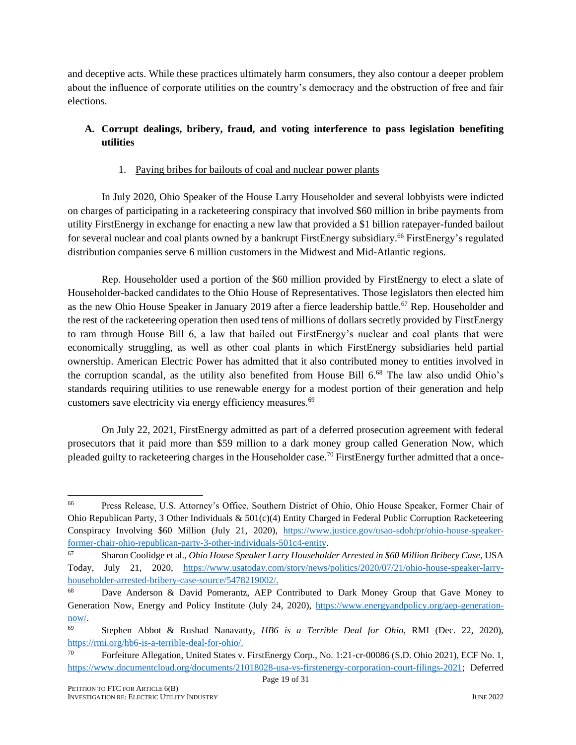and deceptive acts. While these practices ultimately harm consumers, they also contour a deeper problem about the influence of corporate utilities on the country's democracy and the obstruction of free and fair elections.

### A. Corrupt dealings, bribery, fraud, and voting interference to pass legislation benefiting utilities

#### 1. Paying bribes for bailouts of coal and nuclear power plants

In July 2020, Ohio Speaker of the House Larry Householder and several lobbyists were indicted on charges of participating in a racketeering conspiracy that involved $60 million in bribe payments from utility FirstEnergy in exchange for enacting a new law that provided a $1 billion ratepayer-funded bailout for several nuclear and coal plants owned by a bankrupt FirstEnergy subsidiary.[66] FirstEnergy's regulated distribution companies serve 6 million customers in the Midwest and Mid-Atlantic regions.

Rep. Householder used a portion of the $60 million provided by FirstEnergy to elect a slate of Householder-backed candidates to the Ohio House of Representatives. Those legislators then elected him as the new Ohio House Speaker in January 2019 after a fierce leadership battle.[67] Rep. Householder and the rest of the racketeering operation then used tens of millions of dollars secretly provided by FirstEnergy to ram through House Bill 6, a law that bailed out FirstEnergy's nuclear and coal plants that were economically struggling, as well as other coal plants in which FirstEnergy subsidiaries held partial ownership. American Electric Power has admitted that it also contributed money to entities involved in the corruption scandal, as the utility also benefited from House Bill 6.[68] The law also undid Ohio's standards requiring utilities to use renewable energy for a modest portion of their generation and help customers save electricity via energy efficiency measures.[69]

On July 22, 2021, FirstEnergy admitted as part of a deferred prosecution agreement with federal prosecutors that it paid more than $59 million to a dark money group called Generation Now, which pleaded guilty to racketeering charges in the Householder case.[70] FirstEnergy further admitted that a once-

---

[66] Press Release, U.S. Attorney's Office, Southern District of Ohio, Ohio House Speaker, Former Chair of Ohio Republican Party, 3 Other Individuals & 501(c)(4) Entity Charged in Federal Public Corruption Racketeering Conspiracy Involving $60 Million (July 21, 2020), https://www.justice.gov/usao-sdoh/pr/ohio-house-speaker-former-chair-ohio-republican-party-3-other-individuals-501c4-entity.

[67] Sharon Coolidge et al., *Ohio House Speaker Larry Householder Arrested in $60 Million Bribery Case*, USA Today, July 21, 2020, https://www.usatoday.com/story/news/politics/2020/07/21/ohio-house-speaker-larry-householder-arrested-bribery-case-source/5478219002/.

[68] Dave Anderson & David Pomerantz, AEP Contributed to Dark Money Group that Gave Money to Generation Now, Energy and Policy Institute (July 24, 2020), https://www.energyandpolicy.org/aep-generation-now/.

[69] Stephen Abbot & Rushad Nanavatty, *HB6 is a Terrible Deal for Ohio*, RMI (Dec. 22, 2020), https://rmi.org/hb6-is-a-terrible-deal-for-ohio/.

[70] Forfeiture Allegation, United States v. FirstEnergy Corp., No. 1:21-cr-00086 (S.D. Ohio 2021), ECF No. 1, https://www.documentcloud.org/documents/21018028-usa-vs-firstenergy-corporation-court-filings-2021; Deferred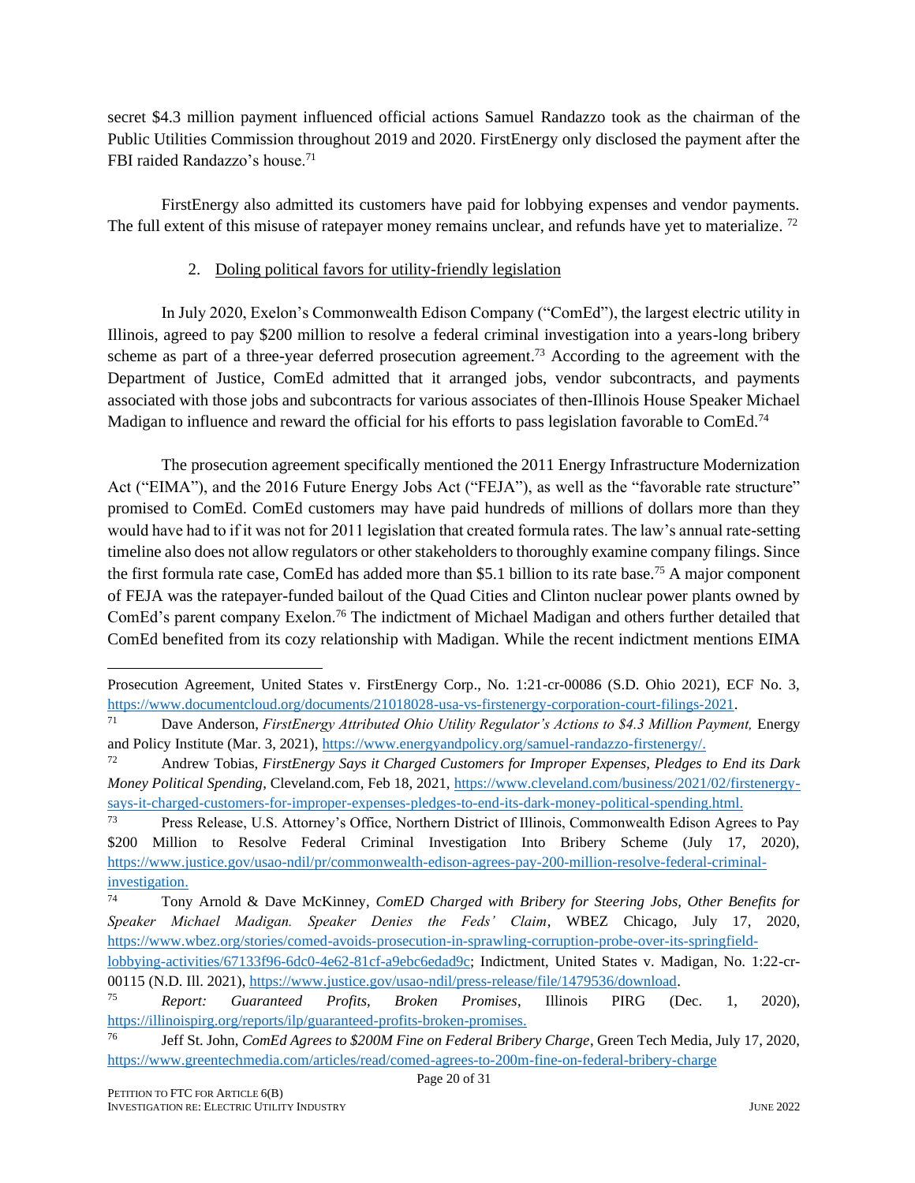secret $4.3 million payment influenced official actions Samuel Randazzo took as the chairman of the Public Utilities Commission throughout 2019 and 2020. FirstEnergy only disclosed the payment after the FBI raided Randazzo's house.[71]

FirstEnergy also admitted its customers have paid for lobbying expenses and vendor payments. The full extent of this misuse of ratepayer money remains unclear, and refunds have yet to materialize. [72]

2. Doling political favors for utility-friendly legislation

In July 2020, Exelon's Commonwealth Edison Company ("ComEd"), the largest electric utility in Illinois, agreed to pay $200 million to resolve a federal criminal investigation into a years-long bribery scheme as part of a three-year deferred prosecution agreement.[73] According to the agreement with the Department of Justice, ComEd admitted that it arranged jobs, vendor subcontracts, and payments associated with those jobs and subcontracts for various associates of then-Illinois House Speaker Michael Madigan to influence and reward the official for his efforts to pass legislation favorable to ComEd.[74]

The prosecution agreement specifically mentioned the 2011 Energy Infrastructure Modernization Act ("EIMA"), and the 2016 Future Energy Jobs Act ("FEJA"), as well as the "favorable rate structure" promised to ComEd. ComEd customers may have paid hundreds of millions of dollars more than they would have had to if it was not for 2011 legislation that created formula rates. The law's annual rate-setting timeline also does not allow regulators or other stakeholders to thoroughly examine company filings. Since the first formula rate case, ComEd has added more than $5.1 billion to its rate base.[75] A major component of FEJA was the ratepayer-funded bailout of the Quad Cities and Clinton nuclear power plants owned by ComEd's parent company Exelon.[76] The indictment of Michael Madigan and others further detailed that ComEd benefited from its cozy relationship with Madigan. While the recent indictment mentions EIMA

---

Prosecution Agreement, United States v. FirstEnergy Corp., No. 1:21-cr-00086 (S.D. Ohio 2021), ECF No. 3, https://www.documentcloud.org/documents/21018028-usa-vs-firstenergy-corporation-court-filings-2021.

[71] Dave Anderson, *FirstEnergy Attributed Ohio Utility Regulator's Actions to $4.3 Million Payment,* Energy and Policy Institute (Mar. 3, 2021), https://www.energyandpolicy.org/samuel-randazzo-firstenergy/.

[72] Andrew Tobias, *FirstEnergy Says it Charged Customers for Improper Expenses, Pledges to End its Dark Money Political Spending*, Cleveland.com, Feb 18, 2021, https://www.cleveland.com/business/2021/02/firstenergy-says-it-charged-customers-for-improper-expenses-pledges-to-end-its-dark-money-political-spending.html.

[73] Press Release, U.S. Attorney's Office, Northern District of Illinois, Commonwealth Edison Agrees to Pay $200 Million to Resolve Federal Criminal Investigation Into Bribery Scheme (July 17, 2020), https://www.justice.gov/usao-ndil/pr/commonwealth-edison-agrees-pay-200-million-resolve-federal-criminal-investigation.

[74] Tony Arnold & Dave McKinney, *ComED Charged with Bribery for Steering Jobs, Other Benefits for Speaker Michael Madigan. Speaker Denies the Feds' Claim*, WBEZ Chicago, July 17, 2020, https://www.wbez.org/stories/comed-avoids-prosecution-in-sprawling-corruption-probe-over-its-springfield-lobbying-activities/67133f96-6dc0-4e62-81cf-a9ebc6edad9c; Indictment, United States v. Madigan, No. 1:22-cr-00115 (N.D. Ill. 2021), https://www.justice.gov/usao-ndil/press-release/file/1479536/download.

[75] *Report: Guaranteed Profits, Broken Promises*, Illinois PIRG (Dec. 1, 2020), https://illinoispirg.org/reports/ilp/guaranteed-profits-broken-promises.

[76] Jeff St. John, *ComEd Agrees to $200M Fine on Federal Bribery Charge*, Green Tech Media, July 17, 2020, https://www.greentechmedia.com/articles/read/comed-agrees-to-200m-fine-on-federal-bribery-charge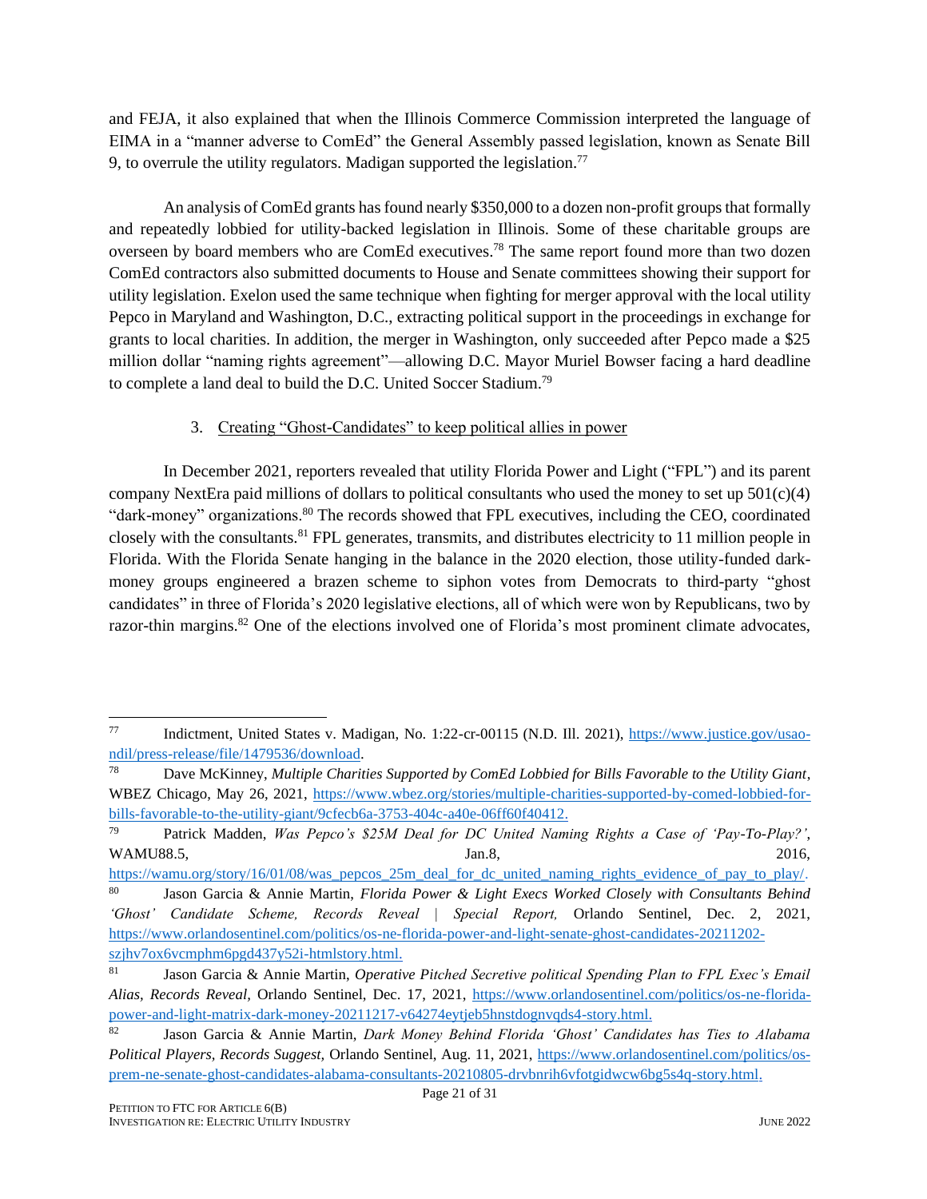and FEJA, it also explained that when the Illinois Commerce Commission interpreted the language of EIMA in a "manner adverse to ComEd" the General Assembly passed legislation, known as Senate Bill 9, to overrule the utility regulators. Madigan supported the legislation.[77]

An analysis of ComEd grants has found nearly $350,000 to a dozen non-profit groups that formally and repeatedly lobbied for utility-backed legislation in Illinois. Some of these charitable groups are overseen by board members who are ComEd executives.[78] The same report found more than two dozen ComEd contractors also submitted documents to House and Senate committees showing their support for utility legislation. Exelon used the same technique when fighting for merger approval with the local utility Pepco in Maryland and Washington, D.C., extracting political support in the proceedings in exchange for grants to local charities. In addition, the merger in Washington, only succeeded after Pepco made a $25 million dollar "naming rights agreement"—allowing D.C. Mayor Muriel Bowser facing a hard deadline to complete a land deal to build the D.C. United Soccer Stadium.[79]

3. Creating "Ghost-Candidates" to keep political allies in power

In December 2021, reporters revealed that utility Florida Power and Light ("FPL") and its parent company NextEra paid millions of dollars to political consultants who used the money to set up 501(c)(4) "dark-money" organizations.[80] The records showed that FPL executives, including the CEO, coordinated closely with the consultants.[81] FPL generates, transmits, and distributes electricity to 11 million people in Florida. With the Florida Senate hanging in the balance in the 2020 election, those utility-funded dark-money groups engineered a brazen scheme to siphon votes from Democrats to third-party "ghost candidates" in three of Florida's 2020 legislative elections, all of which were won by Republicans, two by razor-thin margins.[82] One of the elections involved one of Florida's most prominent climate advocates,

---

[77] Indictment, United States v. Madigan, No. 1:22-cr-00115 (N.D. Ill. 2021), https://www.justice.gov/usao-ndil/press-release/file/1479536/download.

[78] Dave McKinney, *Multiple Charities Supported by ComEd Lobbied for Bills Favorable to the Utility Giant*, WBEZ Chicago, May 26, 2021, https://www.wbez.org/stories/multiple-charities-supported-by-comed-lobbied-for-bills-favorable-to-the-utility-giant/9cfecb6a-3753-404c-a40e-06ff60f40412.

[79] Patrick Madden, *Was Pepco's $25M Deal for DC United Naming Rights a Case of 'Pay-To-Play?'*, WAMU88.5, Jan.8, 2016, https://wamu.org/story/16/01/08/was_pepcos_25m_deal_for_dc_united_naming_rights_evidence_of_pay_to_play/.

[80] Jason Garcia & Annie Martin, *Florida Power & Light Execs Worked Closely with Consultants Behind 'Ghost' Candidate Scheme, Records Reveal | Special Report,* Orlando Sentinel, Dec. 2, 2021, https://www.orlandosentinel.com/politics/os-ne-florida-power-and-light-senate-ghost-candidates-20211202-szjhv7ox6vcmphm6pgd437y52i-htmlstory.html.

[81] Jason Garcia & Annie Martin, *Operative Pitched Secretive political Spending Plan to FPL Exec's Email Alias, Records Reveal,* Orlando Sentinel, Dec. 17, 2021, https://www.orlandosentinel.com/politics/os-ne-florida-power-and-light-matrix-dark-money-20211217-v64274eytjeb5hnstdognvqds4-story.html.

[82] Jason Garcia & Annie Martin, *Dark Money Behind Florida 'Ghost' Candidates has Ties to Alabama Political Players, Records Suggest,* Orlando Sentinel, Aug. 11, 2021, https://www.orlandosentinel.com/politics/os-prem-ne-senate-ghost-candidates-alabama-consultants-20210805-drvbnrih6vfotgidwcw6bg5s4q-story.html.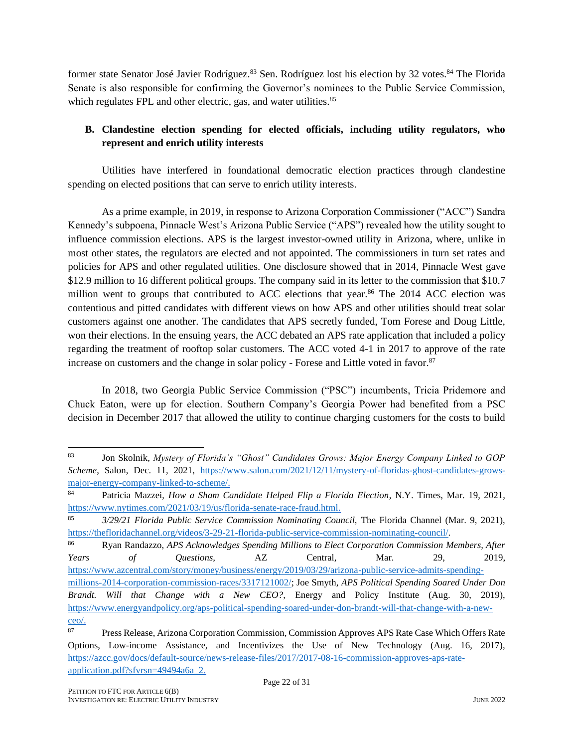former state Senator José Javier Rodríguez.[83] Sen. Rodríguez lost his election by 32 votes.[84] The Florida Senate is also responsible for confirming the Governor's nominees to the Public Service Commission, which regulates FPL and other electric, gas, and water utilities.[85]

### B. Clandestine election spending for elected officials, including utility regulators, who represent and enrich utility interests

Utilities have interfered in foundational democratic election practices through clandestine spending on elected positions that can serve to enrich utility interests.

As a prime example, in 2019, in response to Arizona Corporation Commissioner ("ACC") Sandra Kennedy's subpoena, Pinnacle West's Arizona Public Service ("APS") revealed how the utility sought to influence commission elections. APS is the largest investor-owned utility in Arizona, where, unlike in most other states, the regulators are elected and not appointed. The commissioners in turn set rates and policies for APS and other regulated utilities. One disclosure showed that in 2014, Pinnacle West gave $12.9 million to 16 different political groups. The company said in its letter to the commission that $10.7 million went to groups that contributed to ACC elections that year.[86] The 2014 ACC election was contentious and pitted candidates with different views on how APS and other utilities should treat solar customers against one another. The candidates that APS secretly funded, Tom Forese and Doug Little, won their elections. In the ensuing years, the ACC debated an APS rate application that included a policy regarding the treatment of rooftop solar customers. The ACC voted 4-1 in 2017 to approve of the rate increase on customers and the change in solar policy - Forese and Little voted in favor.[87]

In 2018, two Georgia Public Service Commission ("PSC") incumbents, Tricia Pridemore and Chuck Eaton, were up for election. Southern Company's Georgia Power had benefited from a PSC decision in December 2017 that allowed the utility to continue charging customers for the costs to build

---

[83] Jon Skolnik, *Mystery of Florida's "Ghost" Candidates Grows: Major Energy Company Linked to GOP Scheme*, Salon, Dec. 11, 2021, https://www.salon.com/2021/12/11/mystery-of-floridas-ghost-candidates-grows-major-energy-company-linked-to-scheme/.

[84] Patricia Mazzei, *How a Sham Candidate Helped Flip a Florida Election*, N.Y. Times, Mar. 19, 2021, https://www.nytimes.com/2021/03/19/us/florida-senate-race-fraud.html.

[85] *3/29/21 Florida Public Service Commission Nominating Council*, The Florida Channel (Mar. 9, 2021), https://thefloridachannel.org/videos/3-29-21-florida-public-service-commission-nominating-council/.

[86] Ryan Randazzo, *APS Acknowledges Spending Millions to Elect Corporation Commission Members, After Years of Questions*, AZ Central, Mar. 29, 2019, https://www.azcentral.com/story/money/business/energy/2019/03/29/arizona-public-service-admits-spending-millions-2014-corporation-commission-races/3317121002/; Joe Smyth, *APS Political Spending Soared Under Don Brandt. Will that Change with a New CEO?*, Energy and Policy Institute (Aug. 30, 2019), https://www.energyandpolicy.org/aps-political-spending-soared-under-don-brandt-will-that-change-with-a-new-ceo/.

[87] Press Release, Arizona Corporation Commission, Commission Approves APS Rate Case Which Offers Rate Options, Low-income Assistance, and Incentivizes the Use of New Technology (Aug. 16, 2017), https://azcc.gov/docs/default-source/news-release-files/2017/2017-08-16-commission-approves-aps-rate-application.pdf?sfvrsn=49494a6a_2.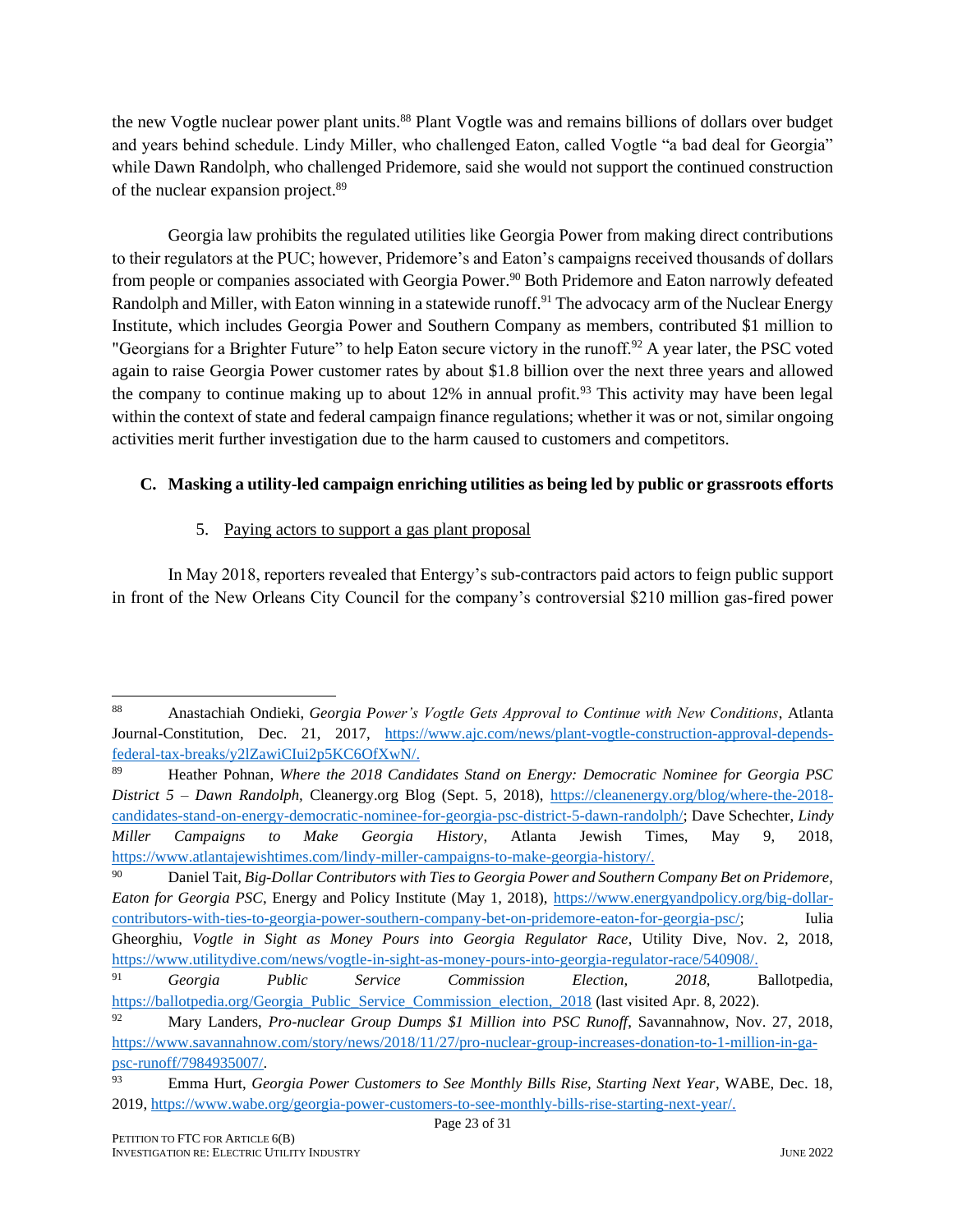the new Vogtle nuclear power plant units.[88] Plant Vogtle was and remains billions of dollars over budget and years behind schedule. Lindy Miller, who challenged Eaton, called Vogtle "a bad deal for Georgia" while Dawn Randolph, who challenged Pridemore, said she would not support the continued construction of the nuclear expansion project.[89]

Georgia law prohibits the regulated utilities like Georgia Power from making direct contributions to their regulators at the PUC; however, Pridemore's and Eaton's campaigns received thousands of dollars from people or companies associated with Georgia Power.[90] Both Pridemore and Eaton narrowly defeated Randolph and Miller, with Eaton winning in a statewide runoff.[91] The advocacy arm of the Nuclear Energy Institute, which includes Georgia Power and Southern Company as members, contributed $1 million to "Georgians for a Brighter Future" to help Eaton secure victory in the runoff.[92] A year later, the PSC voted again to raise Georgia Power customer rates by about $1.8 billion over the next three years and allowed the company to continue making up to about 12% in annual profit.[93] This activity may have been legal within the context of state and federal campaign finance regulations; whether it was or not, similar ongoing activities merit further investigation due to the harm caused to customers and competitors.

### C. Masking a utility-led campaign enriching utilities as being led by public or grassroots efforts

#### 5. Paying actors to support a gas plant proposal

In May 2018, reporters revealed that Entergy's sub-contractors paid actors to feign public support in front of the New Orleans City Council for the company's controversial $210 million gas-fired power

---

[88] Anastachiah Ondieki, *Georgia Power's Vogtle Gets Approval to Continue with New Conditions*, Atlanta Journal-Constitution, Dec. 21, 2017, https://www.ajc.com/news/plant-vogtle-construction-approval-depends-federal-tax-breaks/y2lZawiCIui2p5KC6OfXwN/.

[89] Heather Pohnan, *Where the 2018 Candidates Stand on Energy: Democratic Nominee for Georgia PSC District 5 – Dawn Randolph*, Cleanergy.org Blog (Sept. 5, 2018), https://cleanenergy.org/blog/where-the-2018-candidates-stand-on-energy-democratic-nominee-for-georgia-psc-district-5-dawn-randolph/; Dave Schechter, *Lindy Miller Campaigns to Make Georgia History*, Atlanta Jewish Times, May 9, 2018, https://www.atlantajewishtimes.com/lindy-miller-campaigns-to-make-georgia-history/.

[90] Daniel Tait, *Big-Dollar Contributors with Ties to Georgia Power and Southern Company Bet on Pridemore, Eaton for Georgia PSC*, Energy and Policy Institute (May 1, 2018), https://www.energyandpolicy.org/big-dollar-contributors-with-ties-to-georgia-power-southern-company-bet-on-pridemore-eaton-for-georgia-psc/; Iulia Gheorghiu, *Vogtle in Sight as Money Pours into Georgia Regulator Race*, Utility Dive, Nov. 2, 2018, https://www.utilitydive.com/news/vogtle-in-sight-as-money-pours-into-georgia-regulator-race/540908/.

[91] *Georgia Public Service Commission Election, 2018,* Ballotpedia, https://ballotpedia.org/Georgia_Public_Service_Commission_election,_2018 (last visited Apr. 8, 2022).

[92] Mary Landers, *Pro-nuclear Group Dumps $1 Million into PSC Runoff*, Savannahnow, Nov. 27, 2018, https://www.savannahnow.com/story/news/2018/11/27/pro-nuclear-group-increases-donation-to-1-million-in-ga-psc-runoff/7984935007/.

[93] Emma Hurt, *Georgia Power Customers to See Monthly Bills Rise, Starting Next Year*, WABE, Dec. 18, 2019, https://www.wabe.org/georgia-power-customers-to-see-monthly-bills-rise-starting-next-year/.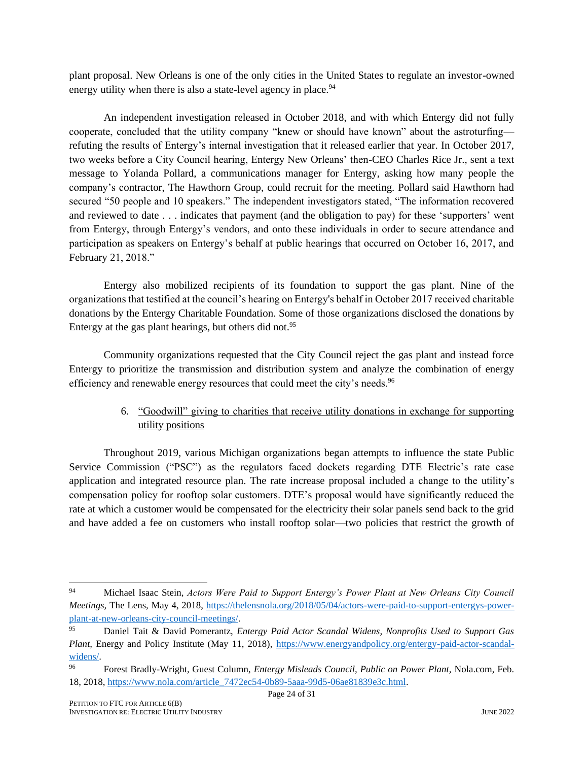plant proposal. New Orleans is one of the only cities in the United States to regulate an investor-owned energy utility when there is also a state-level agency in place.[94]

An independent investigation released in October 2018, and with which Entergy did not fully cooperate, concluded that the utility company "knew or should have known" about the astroturfing—refuting the results of Entergy's internal investigation that it released earlier that year. In October 2017, two weeks before a City Council hearing, Entergy New Orleans' then-CEO Charles Rice Jr., sent a text message to Yolanda Pollard, a communications manager for Entergy, asking how many people the company's contractor, The Hawthorn Group, could recruit for the meeting. Pollard said Hawthorn had secured "50 people and 10 speakers." The independent investigators stated, "The information recovered and reviewed to date . . . indicates that payment (and the obligation to pay) for these 'supporters' went from Entergy, through Entergy's vendors, and onto these individuals in order to secure attendance and participation as speakers on Entergy's behalf at public hearings that occurred on October 16, 2017, and February 21, 2018."

Entergy also mobilized recipients of its foundation to support the gas plant. Nine of the organizations that testified at the council's hearing on Entergy's behalf in October 2017 received charitable donations by the Entergy Charitable Foundation. Some of those organizations disclosed the donations by Entergy at the gas plant hearings, but others did not.[95]

Community organizations requested that the City Council reject the gas plant and instead force Entergy to prioritize the transmission and distribution system and analyze the combination of energy efficiency and renewable energy resources that could meet the city's needs.[96]

6. <u>"Goodwill" giving to charities that receive utility donations in exchange for supporting utility positions</u>

Throughout 2019, various Michigan organizations began attempts to influence the state Public Service Commission ("PSC") as the regulators faced dockets regarding DTE Electric's rate case application and integrated resource plan. The rate increase proposal included a change to the utility's compensation policy for rooftop solar customers. DTE's proposal would have significantly reduced the rate at which a customer would be compensated for the electricity their solar panels send back to the grid and have added a fee on customers who install rooftop solar—two policies that restrict the growth of

---

[94] Michael Isaac Stein, *Actors Were Paid to Support Entergy's Power Plant at New Orleans City Council Meetings,* The Lens, May 4, 2018, https://thelensnola.org/2018/05/04/actors-were-paid-to-support-entergys-power-plant-at-new-orleans-city-council-meetings/.

[95] Daniel Tait & David Pomerantz, *Entergy Paid Actor Scandal Widens, Nonprofits Used to Support Gas Plant*, Energy and Policy Institute (May 11, 2018), https://www.energyandpolicy.org/entergy-paid-actor-scandal-widens/.

[96] Forest Bradly-Wright, Guest Column, *Entergy Misleads Council, Public on Power Plant,* Nola.com, Feb. 18, 2018, https://www.nola.com/article_7472ec54-0b89-5aaa-99d5-06ae81839e3c.html.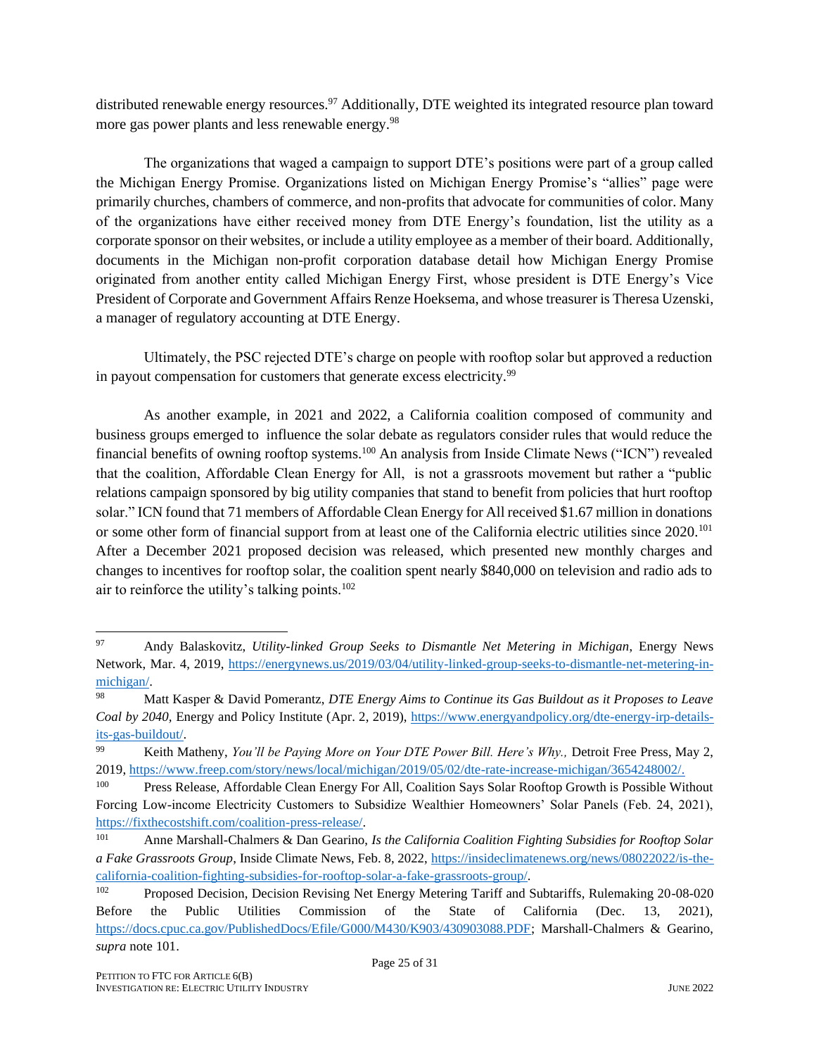distributed renewable energy resources.[97] Additionally, DTE weighted its integrated resource plan toward more gas power plants and less renewable energy.[98]

The organizations that waged a campaign to support DTE's positions were part of a group called the Michigan Energy Promise. Organizations listed on Michigan Energy Promise's "allies" page were primarily churches, chambers of commerce, and non-profits that advocate for communities of color. Many of the organizations have either received money from DTE Energy's foundation, list the utility as a corporate sponsor on their websites, or include a utility employee as a member of their board. Additionally, documents in the Michigan non-profit corporation database detail how Michigan Energy Promise originated from another entity called Michigan Energy First, whose president is DTE Energy's Vice President of Corporate and Government Affairs Renze Hoeksema, and whose treasurer is Theresa Uzenski, a manager of regulatory accounting at DTE Energy.

Ultimately, the PSC rejected DTE's charge on people with rooftop solar but approved a reduction in payout compensation for customers that generate excess electricity.[99]

As another example, in 2021 and 2022, a California coalition composed of community and business groups emerged to influence the solar debate as regulators consider rules that would reduce the financial benefits of owning rooftop systems.[100] An analysis from Inside Climate News ("ICN") revealed that the coalition, Affordable Clean Energy for All, is not a grassroots movement but rather a "public relations campaign sponsored by big utility companies that stand to benefit from policies that hurt rooftop solar." ICN found that 71 members of Affordable Clean Energy for All received $1.67 million in donations or some other form of financial support from at least one of the California electric utilities since 2020.[101] After a December 2021 proposed decision was released, which presented new monthly charges and changes to incentives for rooftop solar, the coalition spent nearly $840,000 on television and radio ads to air to reinforce the utility's talking points.[102]

---

[97] Andy Balaskovitz, *Utility-linked Group Seeks to Dismantle Net Metering in Michigan*, Energy News Network, Mar. 4, 2019, https://energynews.us/2019/03/04/utility-linked-group-seeks-to-dismantle-net-metering-in-michigan/.

[98] Matt Kasper & David Pomerantz, *DTE Energy Aims to Continue its Gas Buildout as it Proposes to Leave Coal by 2040,* Energy and Policy Institute (Apr. 2, 2019), https://www.energyandpolicy.org/dte-energy-irp-details-its-gas-buildout/.

[99] Keith Matheny, *You'll be Paying More on Your DTE Power Bill. Here's Why.,* Detroit Free Press, May 2, 2019, https://www.freep.com/story/news/local/michigan/2019/05/02/dte-rate-increase-michigan/3654248002/.

[100] Press Release, Affordable Clean Energy For All, Coalition Says Solar Rooftop Growth is Possible Without Forcing Low-income Electricity Customers to Subsidize Wealthier Homeowners' Solar Panels (Feb. 24, 2021), https://fixthecostshift.com/coalition-press-release/.

[101] Anne Marshall-Chalmers & Dan Gearino, *Is the California Coalition Fighting Subsidies for Rooftop Solar a Fake Grassroots Group*, Inside Climate News, Feb. 8, 2022, https://insideclimatenews.org/news/08022022/is-the-california-coalition-fighting-subsidies-for-rooftop-solar-a-fake-grassroots-group/.

[102] Proposed Decision, Decision Revising Net Energy Metering Tariff and Subtariffs, Rulemaking 20-08-020 Before the Public Utilities Commission of the State of California (Dec. 13, 2021), https://docs.cpuc.ca.gov/PublishedDocs/Efile/G000/M430/K903/430903088.PDF; Marshall-Chalmers & Gearino, *supra* note 101.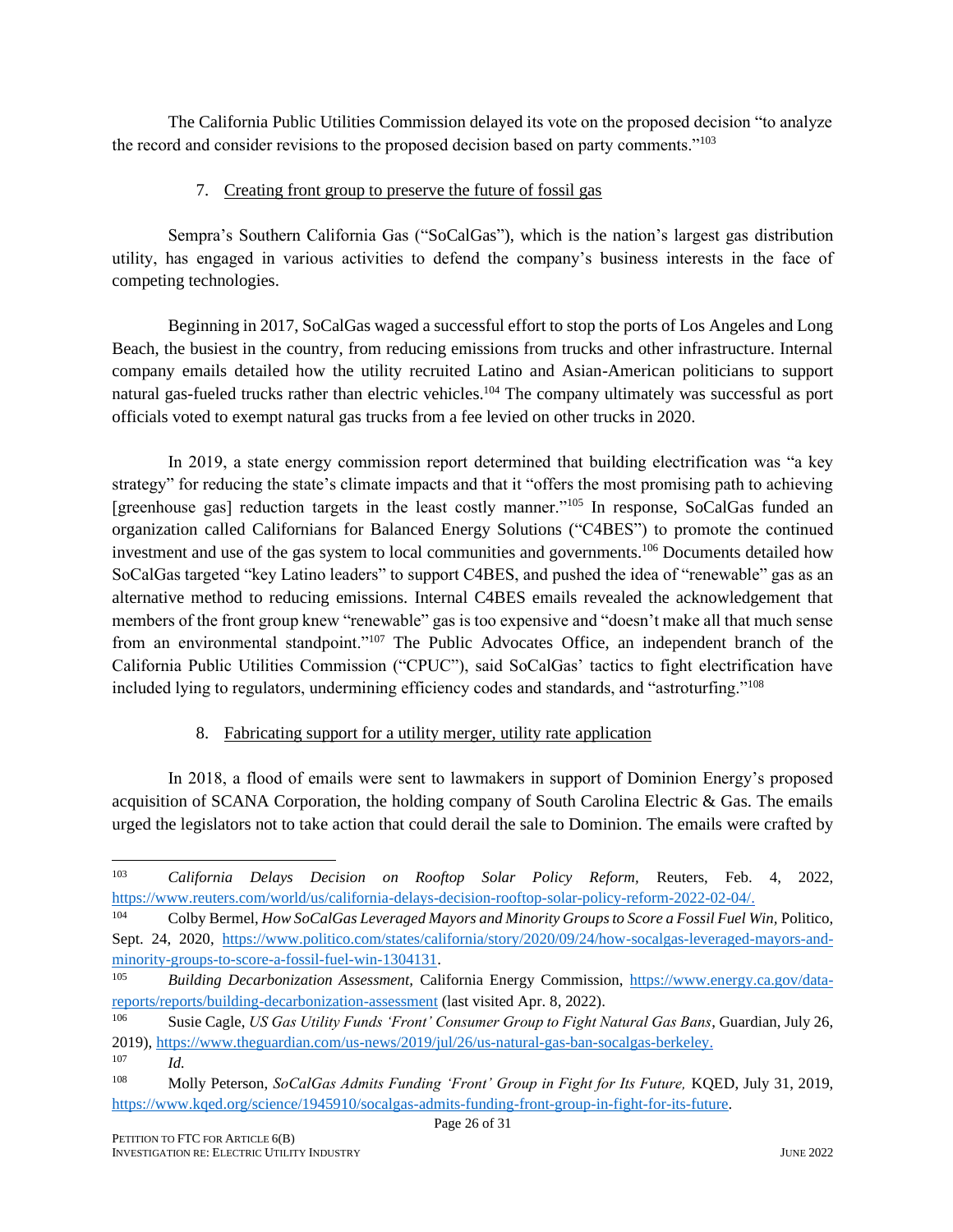The California Public Utilities Commission delayed its vote on the proposed decision "to analyze the record and consider revisions to the proposed decision based on party comments."[103]

7. Creating front group to preserve the future of fossil gas

Sempra's Southern California Gas ("SoCalGas"), which is the nation's largest gas distribution utility, has engaged in various activities to defend the company's business interests in the face of competing technologies.

Beginning in 2017, SoCalGas waged a successful effort to stop the ports of Los Angeles and Long Beach, the busiest in the country, from reducing emissions from trucks and other infrastructure. Internal company emails detailed how the utility recruited Latino and Asian-American politicians to support natural gas-fueled trucks rather than electric vehicles.[104] The company ultimately was successful as port officials voted to exempt natural gas trucks from a fee levied on other trucks in 2020.

In 2019, a state energy commission report determined that building electrification was "a key strategy" for reducing the state's climate impacts and that it "offers the most promising path to achieving [greenhouse gas] reduction targets in the least costly manner."[105] In response, SoCalGas funded an organization called Californians for Balanced Energy Solutions ("C4BES") to promote the continued investment and use of the gas system to local communities and governments.[106] Documents detailed how SoCalGas targeted "key Latino leaders" to support C4BES, and pushed the idea of "renewable" gas as an alternative method to reducing emissions. Internal C4BES emails revealed the acknowledgement that members of the front group knew "renewable" gas is too expensive and "doesn't make all that much sense from an environmental standpoint."[107] The Public Advocates Office, an independent branch of the California Public Utilities Commission ("CPUC"), said SoCalGas' tactics to fight electrification have included lying to regulators, undermining efficiency codes and standards, and "astroturfing."[108]

8. Fabricating support for a utility merger, utility rate application

In 2018, a flood of emails were sent to lawmakers in support of Dominion Energy's proposed acquisition of SCANA Corporation, the holding company of South Carolina Electric & Gas. The emails urged the legislators not to take action that could derail the sale to Dominion. The emails were crafted by

---

[103] *California Delays Decision on Rooftop Solar Policy Reform,* Reuters, Feb. 4, 2022, https://www.reuters.com/world/us/california-delays-decision-rooftop-solar-policy-reform-2022-02-04/.

[104] Colby Bermel, *How SoCalGas Leveraged Mayors and Minority Groups to Score a Fossil Fuel Win,* Politico, Sept. 24, 2020, https://www.politico.com/states/california/story/2020/09/24/how-socalgas-leveraged-mayors-and-minority-groups-to-score-a-fossil-fuel-win-1304131.

[105] *Building Decarbonization Assessment,* California Energy Commission, https://www.energy.ca.gov/data-reports/reports/building-decarbonization-assessment (last visited Apr. 8, 2022).

[106] Susie Cagle, *US Gas Utility Funds 'Front' Consumer Group to Fight Natural Gas Bans*, Guardian, July 26, 2019), https://www.theguardian.com/us-news/2019/jul/26/us-natural-gas-ban-socalgas-berkeley.

[107] *Id.*

[108] Molly Peterson, *SoCalGas Admits Funding 'Front' Group in Fight for Its Future,* KQED, July 31, 2019, https://www.kqed.org/science/1945910/socalgas-admits-funding-front-group-in-fight-for-its-future.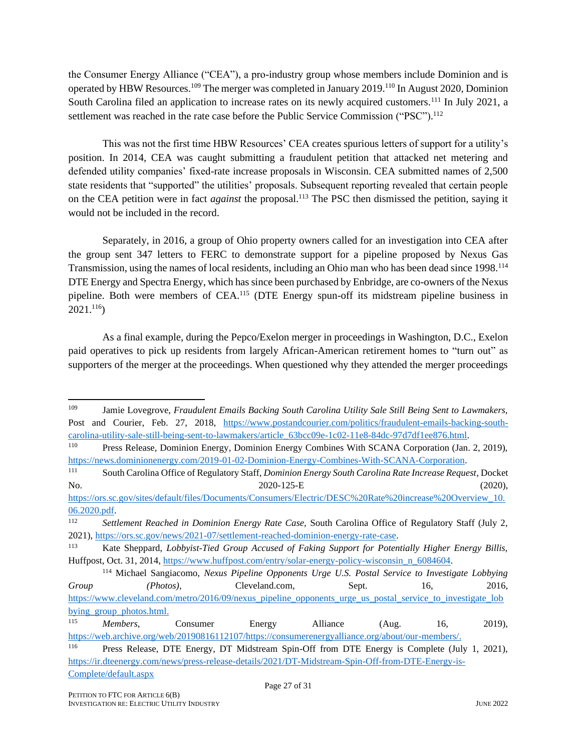the Consumer Energy Alliance ("CEA"), a pro-industry group whose members include Dominion and is operated by HBW Resources.[109] The merger was completed in January 2019.[110] In August 2020, Dominion South Carolina filed an application to increase rates on its newly acquired customers.[111] In July 2021, a settlement was reached in the rate case before the Public Service Commission ("PSC").[112]

This was not the first time HBW Resources' CEA creates spurious letters of support for a utility's position. In 2014, CEA was caught submitting a fraudulent petition that attacked net metering and defended utility companies' fixed-rate increase proposals in Wisconsin. CEA submitted names of 2,500 state residents that "supported" the utilities' proposals. Subsequent reporting revealed that certain people on the CEA petition were in fact *against* the proposal.[113] The PSC then dismissed the petition, saying it would not be included in the record.

Separately, in 2016, a group of Ohio property owners called for an investigation into CEA after the group sent 347 letters to FERC to demonstrate support for a pipeline proposed by Nexus Gas Transmission, using the names of local residents, including an Ohio man who has been dead since 1998.[114] DTE Energy and Spectra Energy, which has since been purchased by Enbridge, are co-owners of the Nexus pipeline. Both were members of CEA.[115] (DTE Energy spun-off its midstream pipeline business in 2021.[116])

As a final example, during the Pepco/Exelon merger in proceedings in Washington, D.C., Exelon paid operatives to pick up residents from largely African-American retirement homes to "turn out" as supporters of the merger at the proceedings. When questioned why they attended the merger proceedings

---

[109] Jamie Lovegrove, *Fraudulent Emails Backing South Carolina Utility Sale Still Being Sent to Lawmakers,* Post and Courier, Feb. 27, 2018, https://www.postandcourier.com/politics/fraudulent-emails-backing-south-carolina-utility-sale-still-being-sent-to-lawmakers/article_63bcc09e-1c02-11e8-84dc-97d7df1ee876.html.

[110] Press Release, Dominion Energy, Dominion Energy Combines With SCANA Corporation (Jan. 2, 2019), https://news.dominionenergy.com/2019-01-02-Dominion-Energy-Combines-With-SCANA-Corporation.

[111] South Carolina Office of Regulatory Staff, *Dominion Energy South Carolina Rate Increase Request*, Docket No. 2020-125-E (2020), https://ors.sc.gov/sites/default/files/Documents/Consumers/Electric/DESC%20Rate%20increase%20Overview_10.06.2020.pdf.

[112] *Settlement Reached in Dominion Energy Rate Case,* South Carolina Office of Regulatory Staff (July 2, 2021), https://ors.sc.gov/news/2021-07/settlement-reached-dominion-energy-rate-case.

[113] Kate Sheppard, *Lobbyist-Tied Group Accused of Faking Support for Potentially Higher Energy Billis,* Huffpost, Oct. 31, 2014, https://www.huffpost.com/entry/solar-energy-policy-wisconsin_n_6084604.

[114] Michael Sangiacomo, *Nexus Pipeline Opponents Urge U.S. Postal Service to Investigate Lobbying Group (Photos)*, Cleveland.com, Sept. 16, 2016, https://www.cleveland.com/metro/2016/09/nexus_pipeline_opponents_urge_us_postal_service_to_investigate_lobbying_group_photos.html.

[115] *Members*, Consumer Energy Alliance (Aug. 16, 2019), https://web.archive.org/web/20190816112107/https://consumerenergyalliance.org/about/our-members/.

[116] Press Release, DTE Energy, DT Midstream Spin-Off from DTE Energy is Complete (July 1, 2021), https://ir.dteenergy.com/news/press-release-details/2021/DT-Midstream-Spin-Off-from-DTE-Energy-is-Complete/default.aspx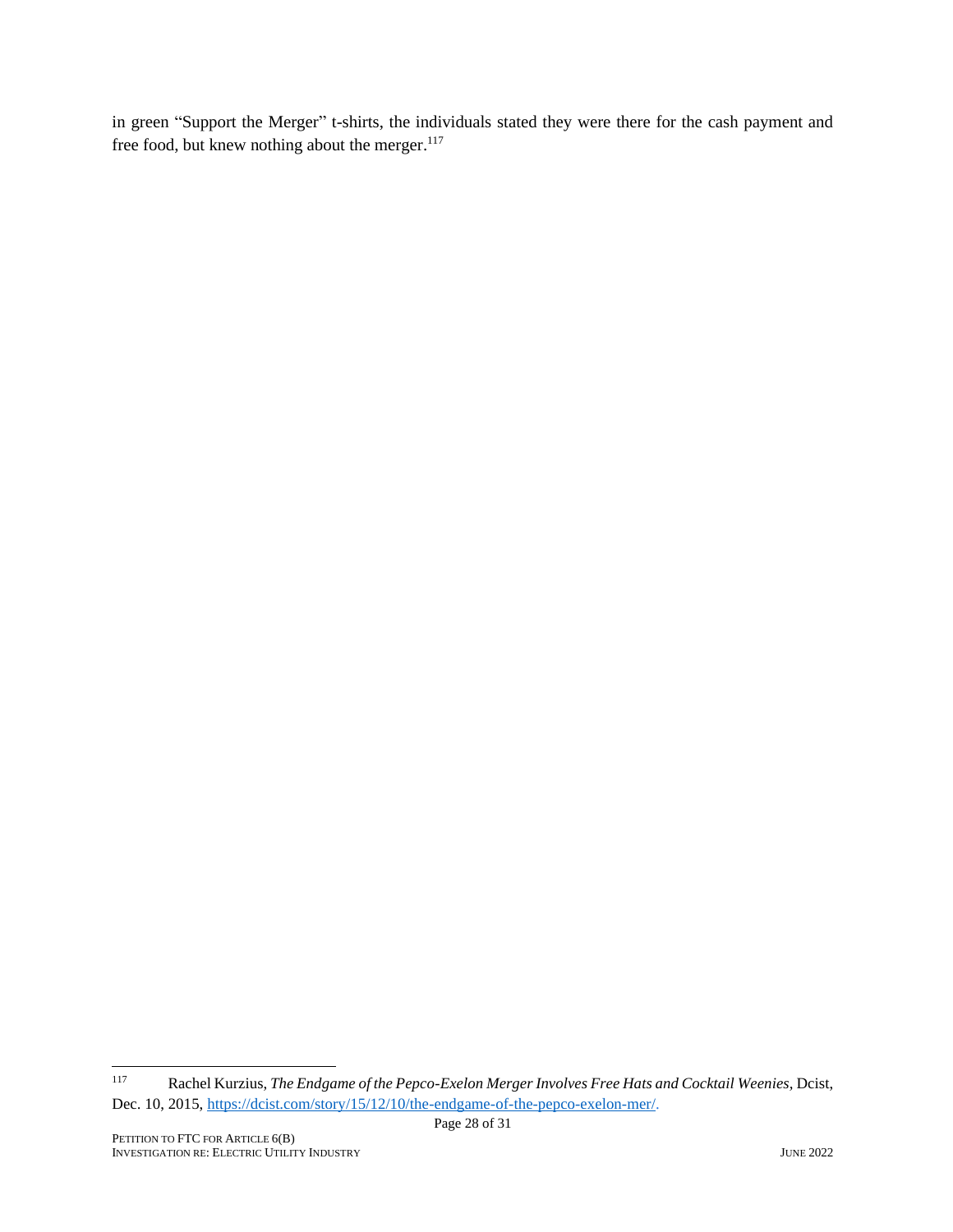in green "Support the Merger" t-shirts, the individuals stated they were there for the cash payment and free food, but knew nothing about the merger.[117]

---

[117] Rachel Kurzius, *The Endgame of the Pepco-Exelon Merger Involves Free Hats and Cocktail Weenies*, Dcist, Dec. 10, 2015, https://dcist.com/story/15/12/10/the-endgame-of-the-pepco-exelon-mer/.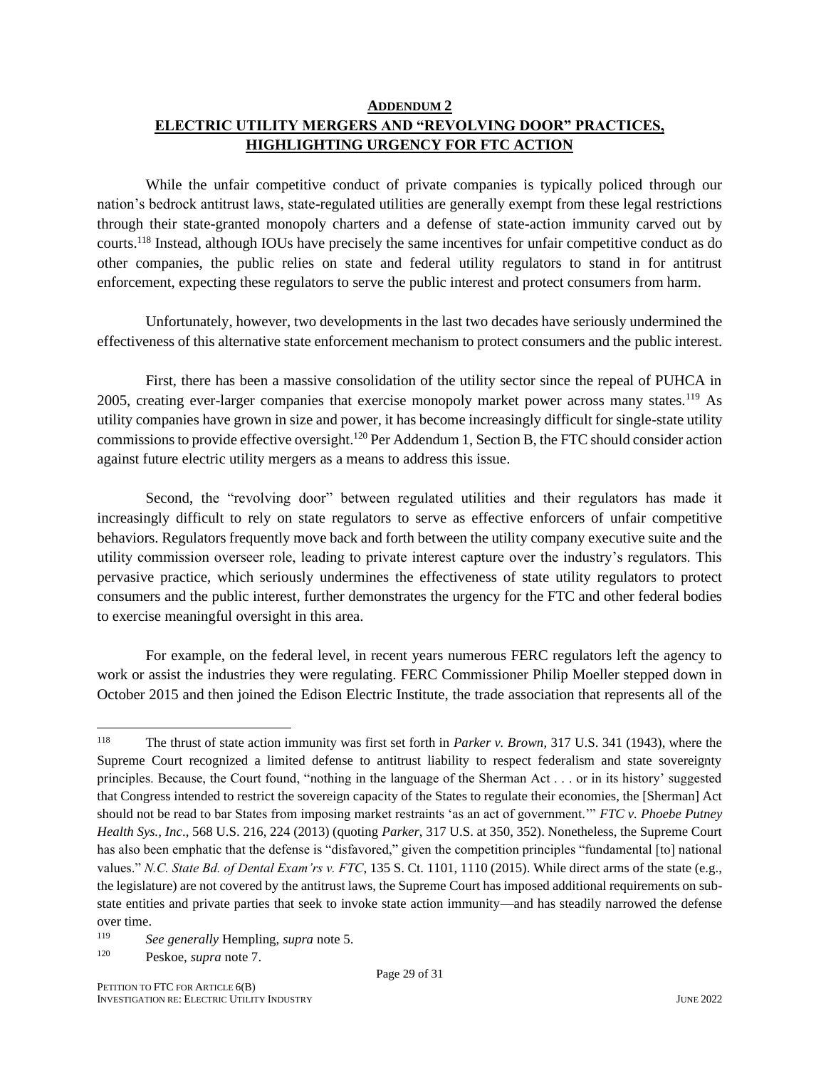## ADDENDUM 2

## ELECTRIC UTILITY MERGERS AND "REVOLVING DOOR" PRACTICES, HIGHLIGHTING URGENCY FOR FTC ACTION

While the unfair competitive conduct of private companies is typically policed through our nation's bedrock antitrust laws, state-regulated utilities are generally exempt from these legal restrictions through their state-granted monopoly charters and a defense of state-action immunity carved out by courts.[118] Instead, although IOUs have precisely the same incentives for unfair competitive conduct as do other companies, the public relies on state and federal utility regulators to stand in for antitrust enforcement, expecting these regulators to serve the public interest and protect consumers from harm.

Unfortunately, however, two developments in the last two decades have seriously undermined the effectiveness of this alternative state enforcement mechanism to protect consumers and the public interest.

First, there has been a massive consolidation of the utility sector since the repeal of PUHCA in 2005, creating ever-larger companies that exercise monopoly market power across many states.[119] As utility companies have grown in size and power, it has become increasingly difficult for single-state utility commissions to provide effective oversight.[120] Per Addendum 1, Section B, the FTC should consider action against future electric utility mergers as a means to address this issue.

Second, the "revolving door" between regulated utilities and their regulators has made it increasingly difficult to rely on state regulators to serve as effective enforcers of unfair competitive behaviors. Regulators frequently move back and forth between the utility company executive suite and the utility commission overseer role, leading to private interest capture over the industry's regulators. This pervasive practice, which seriously undermines the effectiveness of state utility regulators to protect consumers and the public interest, further demonstrates the urgency for the FTC and other federal bodies to exercise meaningful oversight in this area.

For example, on the federal level, in recent years numerous FERC regulators left the agency to work or assist the industries they were regulating. FERC Commissioner Philip Moeller stepped down in October 2015 and then joined the Edison Electric Institute, the trade association that represents all of the

---

[118] The thrust of state action immunity was first set forth in *Parker v. Brown*, 317 U.S. 341 (1943), where the Supreme Court recognized a limited defense to antitrust liability to respect federalism and state sovereignty principles. Because, the Court found, "nothing in the language of the Sherman Act . . . or in its history' suggested that Congress intended to restrict the sovereign capacity of the States to regulate their economies, the [Sherman] Act should not be read to bar States from imposing market restraints 'as an act of government.'" *FTC v. Phoebe Putney Health Sys., Inc*., 568 U.S. 216, 224 (2013) (quoting *Parker*, 317 U.S. at 350, 352). Nonetheless, the Supreme Court has also been emphatic that the defense is "disfavored," given the competition principles "fundamental [to] national values." *N.C. State Bd. of Dental Exam'rs v. FTC*, 135 S. Ct. 1101, 1110 (2015). While direct arms of the state (e.g., the legislature) are not covered by the antitrust laws, the Supreme Court has imposed additional requirements on sub-state entities and private parties that seek to invoke state action immunity—and has steadily narrowed the defense over time.

[119] *See generally* Hempling, *supra* note 5.

[120] Peskoe, *supra* note 7.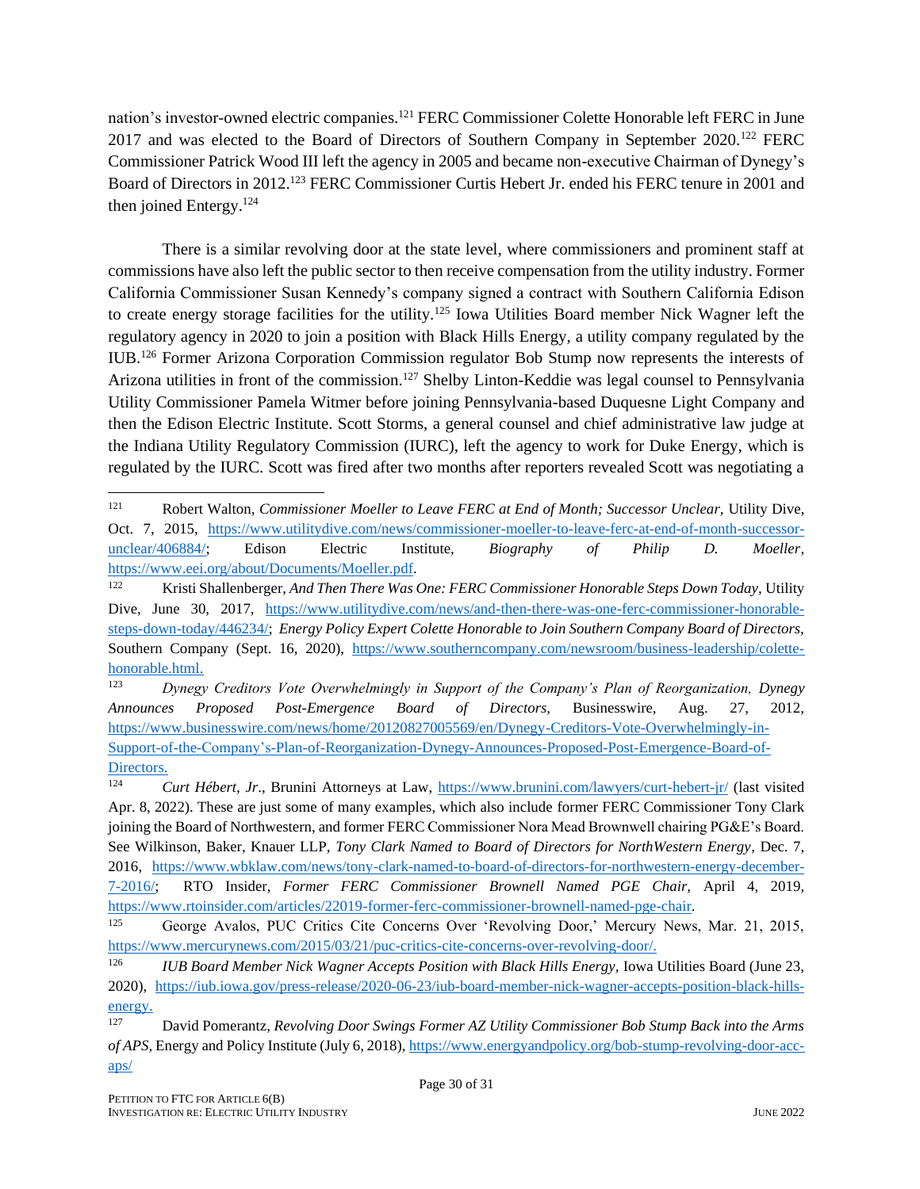nation's investor-owned electric companies.[121] FERC Commissioner Colette Honorable left FERC in June 2017 and was elected to the Board of Directors of Southern Company in September 2020.[122] FERC Commissioner Patrick Wood III left the agency in 2005 and became non-executive Chairman of Dynegy's Board of Directors in 2012.[123] FERC Commissioner Curtis Hebert Jr. ended his FERC tenure in 2001 and then joined Entergy.[124]

There is a similar revolving door at the state level, where commissioners and prominent staff at commissions have also left the public sector to then receive compensation from the utility industry. Former California Commissioner Susan Kennedy's company signed a contract with Southern California Edison to create energy storage facilities for the utility.[125] Iowa Utilities Board member Nick Wagner left the regulatory agency in 2020 to join a position with Black Hills Energy, a utility company regulated by the IUB.[126] Former Arizona Corporation Commission regulator Bob Stump now represents the interests of Arizona utilities in front of the commission.[127] Shelby Linton-Keddie was legal counsel to Pennsylvania Utility Commissioner Pamela Witmer before joining Pennsylvania-based Duquesne Light Company and then the Edison Electric Institute. Scott Storms, a general counsel and chief administrative law judge at the Indiana Utility Regulatory Commission (IURC), left the agency to work for Duke Energy, which is regulated by the IURC. Scott was fired after two months after reporters revealed Scott was negotiating a

---

[121] Robert Walton, *Commissioner Moeller to Leave FERC at End of Month; Successor Unclear,* Utility Dive, Oct. 7, 2015, https://www.utilitydive.com/news/commissioner-moeller-to-leave-ferc-at-end-of-month-successor-unclear/406884/; Edison Electric Institute, *Biography of Philip D. Moeller*, https://www.eei.org/about/Documents/Moeller.pdf.

[122] Kristi Shallenberger, *And Then There Was One: FERC Commissioner Honorable Steps Down Today,* Utility Dive, June 30, 2017, https://www.utilitydive.com/news/and-then-there-was-one-ferc-commissioner-honorable-steps-down-today/446234/; *Energy Policy Expert Colette Honorable to Join Southern Company Board of Directors,* Southern Company (Sept. 16, 2020), https://www.southerncompany.com/newsroom/business-leadership/colette-honorable.html.

[123] *Dynegy Creditors Vote Overwhelmingly in Support of the Company's Plan of Reorganization, Dynegy Announces Proposed Post-Emergence Board of Directors,* Businesswire, Aug. 27, 2012, https://www.businesswire.com/news/home/20120827005569/en/Dynegy-Creditors-Vote-Overwhelmingly-in-Support-of-the-Company's-Plan-of-Reorganization-Dynegy-Announces-Proposed-Post-Emergence-Board-of-Directors.

[124] *Curt Hébert, Jr*., Brunini Attorneys at Law, https://www.brunini.com/lawyers/curt-hebert-jr/ (last visited Apr. 8, 2022). These are just some of many examples, which also include former FERC Commissioner Tony Clark joining the Board of Northwestern, and former FERC Commissioner Nora Mead Brownwell chairing PG&E's Board. See Wilkinson, Baker, Knauer LLP, *Tony Clark Named to Board of Directors for NorthWestern Energy*, Dec. 7, 2016, https://www.wbklaw.com/news/tony-clark-named-to-board-of-directors-for-northwestern-energy-december-7-2016/; RTO Insider, *Former FERC Commissioner Brownell Named PGE Chair,* April 4, 2019, https://www.rtoinsider.com/articles/22019-former-ferc-commissioner-brownell-named-pge-chair.

[125] George Avalos, PUC Critics Cite Concerns Over 'Revolving Door,' Mercury News, Mar. 21, 2015, https://www.mercurynews.com/2015/03/21/puc-critics-cite-concerns-over-revolving-door/.

[126] *IUB Board Member Nick Wagner Accepts Position with Black Hills Energy,* Iowa Utilities Board (June 23, 2020), https://iub.iowa.gov/press-release/2020-06-23/iub-board-member-nick-wagner-accepts-position-black-hills-energy.

[127] David Pomerantz, *Revolving Door Swings Former AZ Utility Commissioner Bob Stump Back into the Arms of APS,* Energy and Policy Institute (July 6, 2018), https://www.energyandpolicy.org/bob-stump-revolving-door-acc-aps/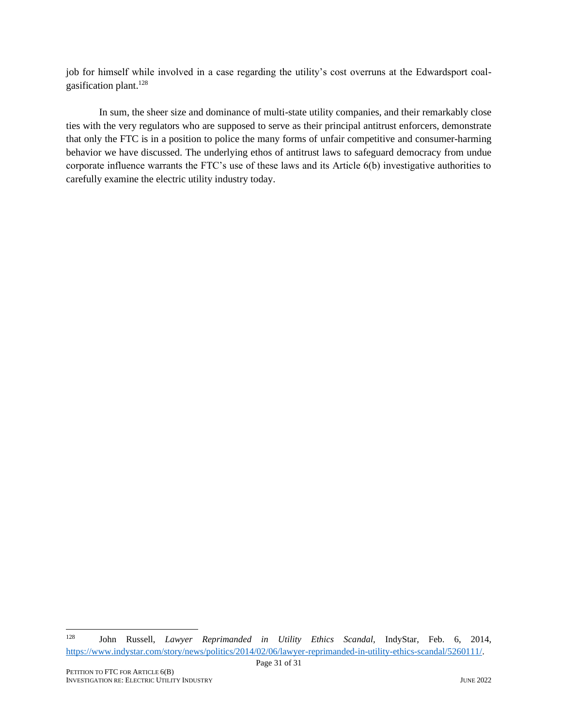job for himself while involved in a case regarding the utility's cost overruns at the Edwardsport coal-gasification plant.[128]

In sum, the sheer size and dominance of multi-state utility companies, and their remarkably close ties with the very regulators who are supposed to serve as their principal antitrust enforcers, demonstrate that only the FTC is in a position to police the many forms of unfair competitive and consumer-harming behavior we have discussed. The underlying ethos of antitrust laws to safeguard democracy from undue corporate influence warrants the FTC's use of these laws and its Article 6(b) investigative authorities to carefully examine the electric utility industry today.

---

[128] John Russell, *Lawyer Reprimanded in Utility Ethics Scandal*, IndyStar, Feb. 6, 2014, https://www.indystar.com/story/news/politics/2014/02/06/lawyer-reprimanded-in-utility-ethics-scandal/5260111/.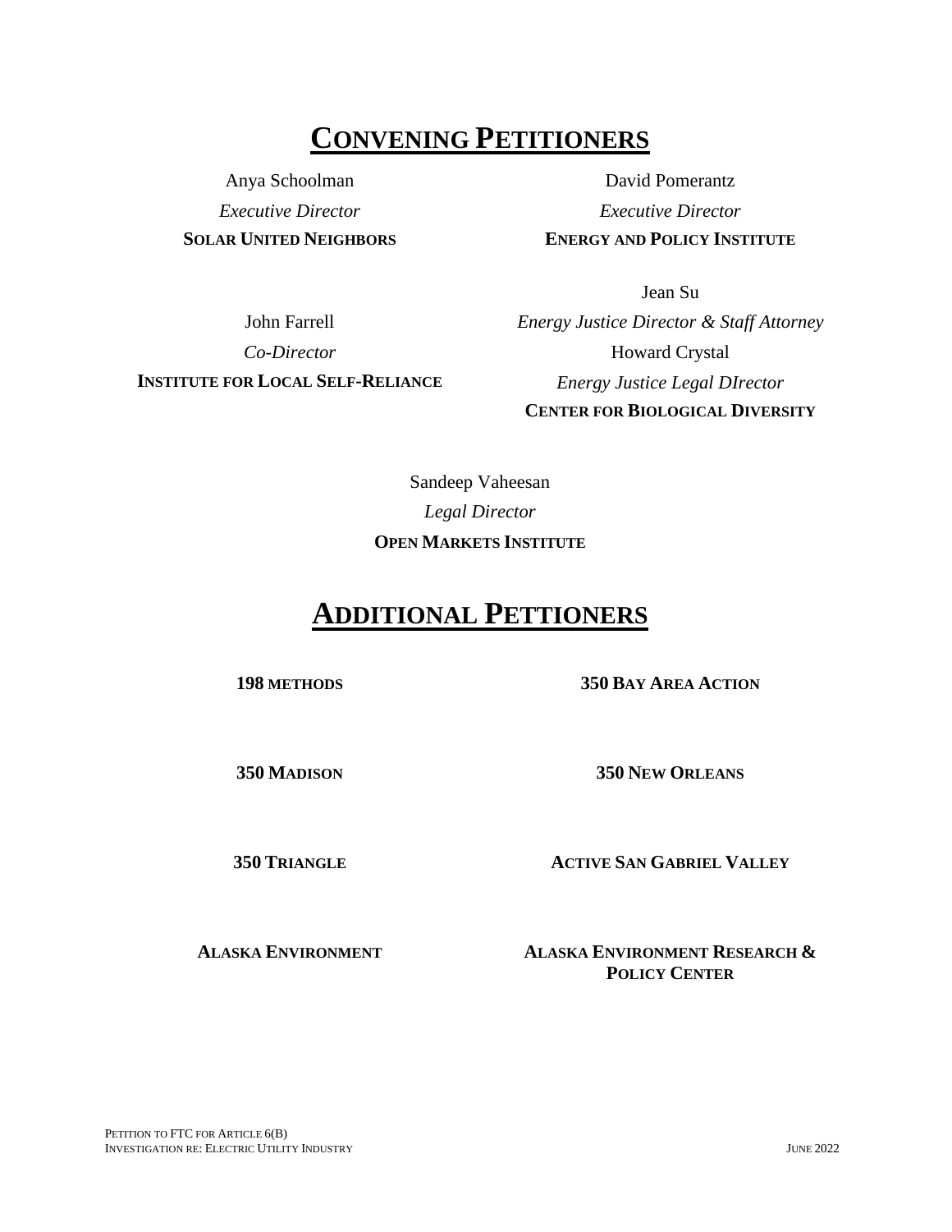# CONVENING PETITIONERS

Anya Schoolman
*Executive Director*
**SOLAR UNITED NEIGHBORS**

David Pomerantz
*Executive Director*
**ENERGY AND POLICY INSTITUTE**

John Farrell
*Co-Director*
**INSTITUTE FOR LOCAL SELF-RELIANCE**

Jean Su
*Energy Justice Director & Staff Attorney*
Howard Crystal
*Energy Justice Legal DIrector*
**CENTER FOR BIOLOGICAL DIVERSITY**

Sandeep Vaheesan
*Legal Director*
**OPEN MARKETS INSTITUTE**

# ADDITIONAL PETTIONERS

**198 METHODS**

**350 BAY AREA ACTION**

**350 MADISON**

**350 NEW ORLEANS**

**350 TRIANGLE**

**ACTIVE SAN GABRIEL VALLEY**

**ALASKA ENVIRONMENT**

**ALASKA ENVIRONMENT RESEARCH & POLICY CENTER**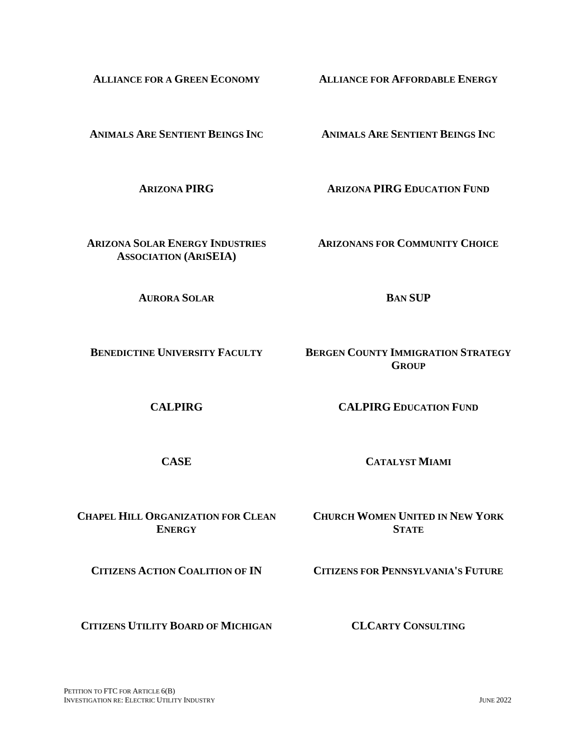**ALLIANCE FOR A GREEN ECONOMY**

**ALLIANCE FOR AFFORDABLE ENERGY**

**ANIMALS ARE SENTIENT BEINGS INC**

**ANIMALS ARE SENTIENT BEINGS INC**

**ARIZONA PIRG**

**ARIZONA PIRG EDUCATION FUND**

**ARIZONA SOLAR ENERGY INDUSTRIES ASSOCIATION (ARISEIA)**

**ARIZONANS FOR COMMUNITY CHOICE**

**AURORA SOLAR**

**BAN SUP**

**BENEDICTINE UNIVERSITY FACULTY**

**BERGEN COUNTY IMMIGRATION STRATEGY GROUP**

**CALPIRG**

**CALPIRG EDUCATION FUND**

**CASE**

**CATALYST MIAMI**

**CHAPEL HILL ORGANIZATION FOR CLEAN ENERGY**

**CHURCH WOMEN UNITED IN NEW YORK STATE**

**CITIZENS ACTION COALITION OF IN**

**CITIZENS FOR PENNSYLVANIA'S FUTURE**

**CITIZENS UTILITY BOARD OF MICHIGAN**

**CLCARTY CONSULTING**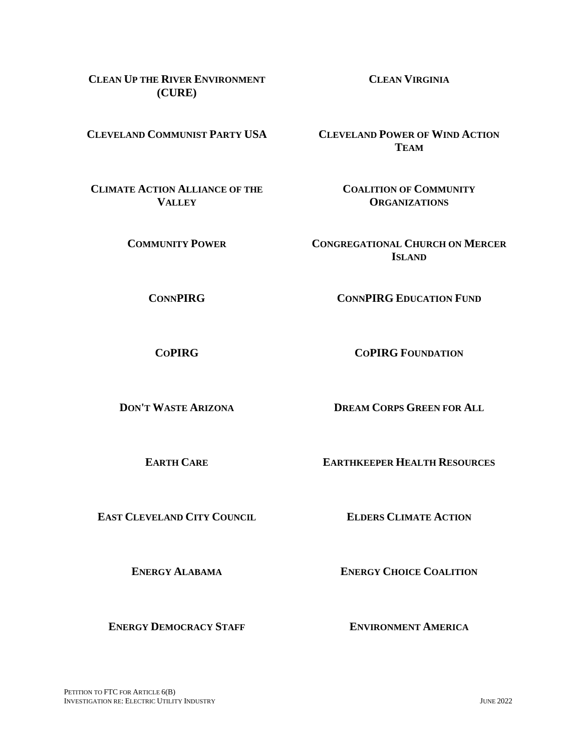**CLEAN UP THE RIVER ENVIRONMENT (CURE)**

**CLEAN VIRGINIA**

**CLEVELAND COMMUNIST PARTY USA**

**CLEVELAND POWER OF WIND ACTION TEAM**

**CLIMATE ACTION ALLIANCE OF THE VALLEY**

**COALITION OF COMMUNITY ORGANIZATIONS**

**COMMUNITY POWER**

**CONGREGATIONAL CHURCH ON MERCER ISLAND**

**CONNPIRG**

**CONNPIRG EDUCATION FUND**

**COPIRG**

**COPIRG FOUNDATION**

**DON'T WASTE ARIZONA**

**DREAM CORPS GREEN FOR ALL**

**EARTH CARE**

**EARTHKEEPER HEALTH RESOURCES**

**EAST CLEVELAND CITY COUNCIL**

**ELDERS CLIMATE ACTION**

**ENERGY ALABAMA**

**ENERGY CHOICE COALITION**

**ENERGY DEMOCRACY STAFF**

**ENVIRONMENT AMERICA**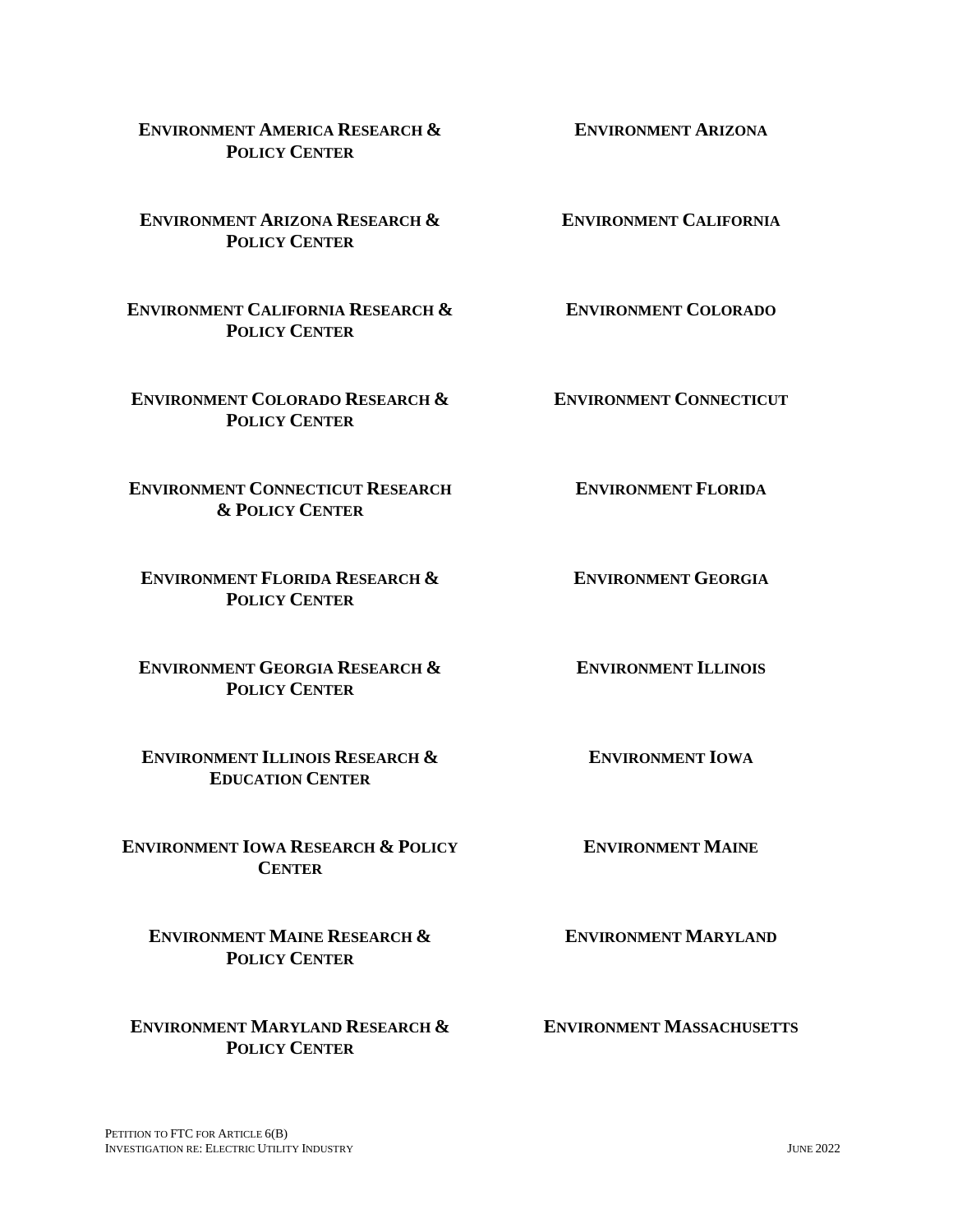**ENVIRONMENT AMERICA RESEARCH & POLICY CENTER**

**ENVIRONMENT ARIZONA**

**ENVIRONMENT ARIZONA RESEARCH & POLICY CENTER**

**ENVIRONMENT CALIFORNIA**

**ENVIRONMENT CALIFORNIA RESEARCH & POLICY CENTER**

**ENVIRONMENT COLORADO**

**ENVIRONMENT COLORADO RESEARCH & POLICY CENTER**

**ENVIRONMENT CONNECTICUT**

**ENVIRONMENT CONNECTICUT RESEARCH & POLICY CENTER**

**ENVIRONMENT FLORIDA**

**ENVIRONMENT FLORIDA RESEARCH & POLICY CENTER**

**ENVIRONMENT GEORGIA**

**ENVIRONMENT GEORGIA RESEARCH & POLICY CENTER**

**ENVIRONMENT ILLINOIS**

**ENVIRONMENT ILLINOIS RESEARCH & EDUCATION CENTER**

**ENVIRONMENT IOWA**

**ENVIRONMENT IOWA RESEARCH & POLICY CENTER**

**ENVIRONMENT MAINE**

**ENVIRONMENT MAINE RESEARCH & POLICY CENTER**

**ENVIRONMENT MARYLAND**

**ENVIRONMENT MARYLAND RESEARCH & POLICY CENTER**

**ENVIRONMENT MASSACHUSETTS**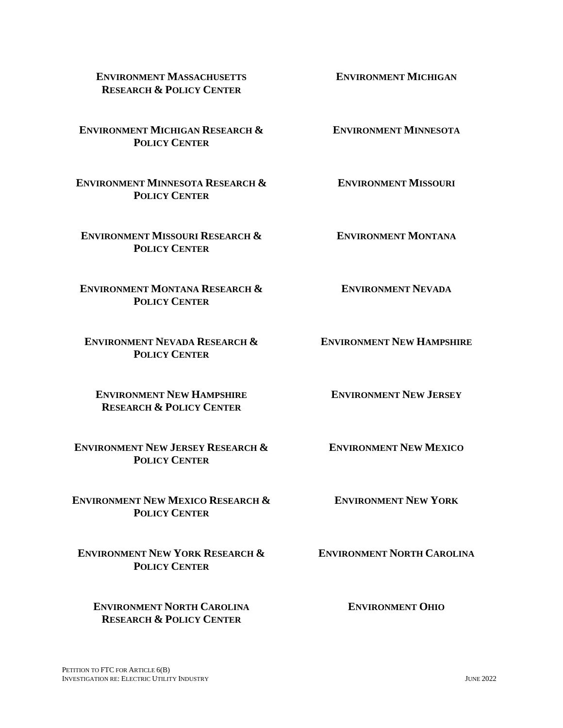**ENVIRONMENT MASSACHUSETTS RESEARCH & POLICY CENTER**

**ENVIRONMENT MICHIGAN**

**ENVIRONMENT MICHIGAN RESEARCH & POLICY CENTER**

**ENVIRONMENT MINNESOTA**

**ENVIRONMENT MINNESOTA RESEARCH & POLICY CENTER**

**ENVIRONMENT MISSOURI**

**ENVIRONMENT MISSOURI RESEARCH & POLICY CENTER**

**ENVIRONMENT MONTANA**

**ENVIRONMENT MONTANA RESEARCH & POLICY CENTER**

**ENVIRONMENT NEVADA**

**ENVIRONMENT NEVADA RESEARCH & POLICY CENTER**

**ENVIRONMENT NEW HAMPSHIRE**

**ENVIRONMENT NEW HAMPSHIRE RESEARCH & POLICY CENTER**

**ENVIRONMENT NEW JERSEY**

**ENVIRONMENT NEW JERSEY RESEARCH & POLICY CENTER**

**ENVIRONMENT NEW MEXICO**

**ENVIRONMENT NEW MEXICO RESEARCH & POLICY CENTER**

**ENVIRONMENT NEW YORK**

**ENVIRONMENT NEW YORK RESEARCH & POLICY CENTER**

**ENVIRONMENT NORTH CAROLINA**

**ENVIRONMENT NORTH CAROLINA RESEARCH & POLICY CENTER**

**ENVIRONMENT OHIO**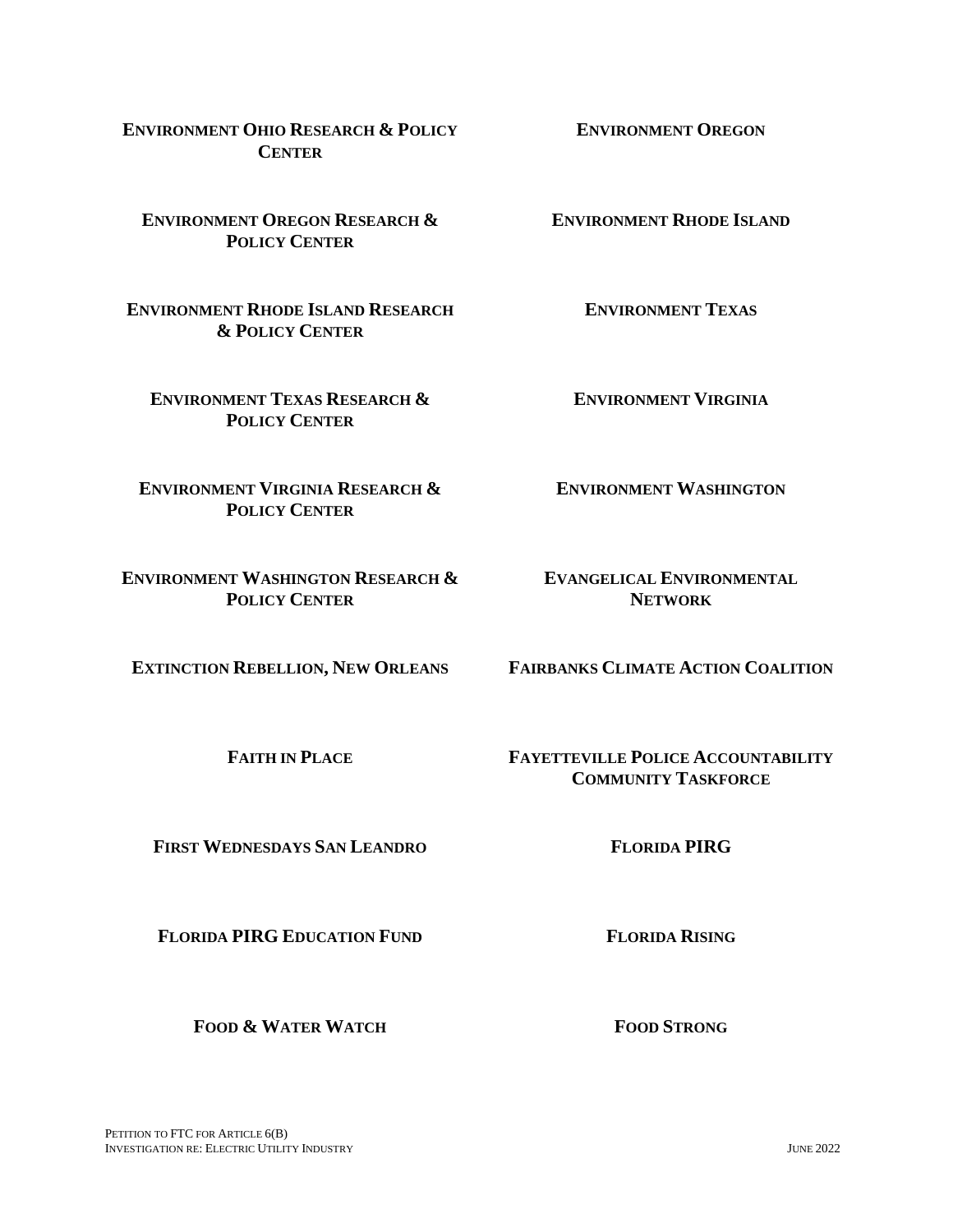**ENVIRONMENT OHIO RESEARCH & POLICY CENTER**

**ENVIRONMENT OREGON**

**ENVIRONMENT OREGON RESEARCH & POLICY CENTER**

**ENVIRONMENT RHODE ISLAND**

**ENVIRONMENT RHODE ISLAND RESEARCH & POLICY CENTER**

**ENVIRONMENT TEXAS**

**ENVIRONMENT TEXAS RESEARCH & POLICY CENTER**

**ENVIRONMENT VIRGINIA**

**ENVIRONMENT VIRGINIA RESEARCH & POLICY CENTER**

**ENVIRONMENT WASHINGTON**

**ENVIRONMENT WASHINGTON RESEARCH & POLICY CENTER**

**EVANGELICAL ENVIRONMENTAL NETWORK**

**EXTINCTION REBELLION, NEW ORLEANS**

**FAIRBANKS CLIMATE ACTION COALITION**

**FAITH IN PLACE**

**FAYETTEVILLE POLICE ACCOUNTABILITY COMMUNITY TASKFORCE**

**FIRST WEDNESDAYS SAN LEANDRO**

**FLORIDA PIRG**

**FLORIDA PIRG EDUCATION FUND**

**FLORIDA RISING**

**FOOD & WATER WATCH**

**FOOD STRONG**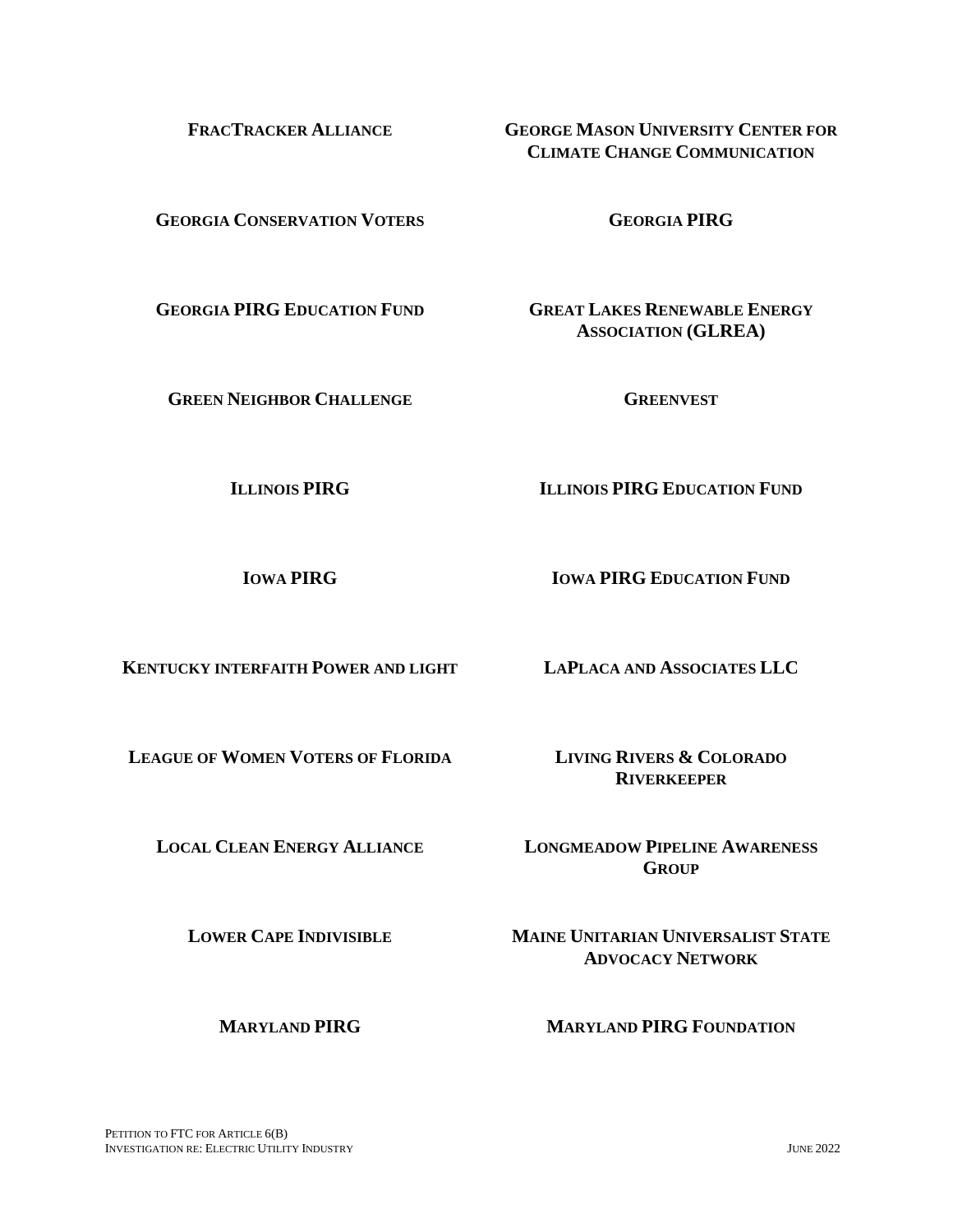**FRACTRACKER ALLIANCE**

**GEORGE MASON UNIVERSITY CENTER FOR CLIMATE CHANGE COMMUNICATION**

**GEORGIA CONSERVATION VOTERS**

**GEORGIA PIRG**

**GEORGIA PIRG EDUCATION FUND**

**GREAT LAKES RENEWABLE ENERGY ASSOCIATION (GLREA)**

**GREEN NEIGHBOR CHALLENGE**

**GREENVEST**

**ILLINOIS PIRG**

**ILLINOIS PIRG EDUCATION FUND**

**IOWA PIRG**

**IOWA PIRG EDUCATION FUND**

**KENTUCKY INTERFAITH POWER AND LIGHT**

**LAPLACA AND ASSOCIATES LLC**

**LEAGUE OF WOMEN VOTERS OF FLORIDA**

**LIVING RIVERS & COLORADO RIVERKEEPER**

**LOCAL CLEAN ENERGY ALLIANCE**

**LONGMEADOW PIPELINE AWARENESS GROUP**

**LOWER CAPE INDIVISIBLE**

**MAINE UNITARIAN UNIVERSALIST STATE ADVOCACY NETWORK**

**MARYLAND PIRG**

**MARYLAND PIRG FOUNDATION**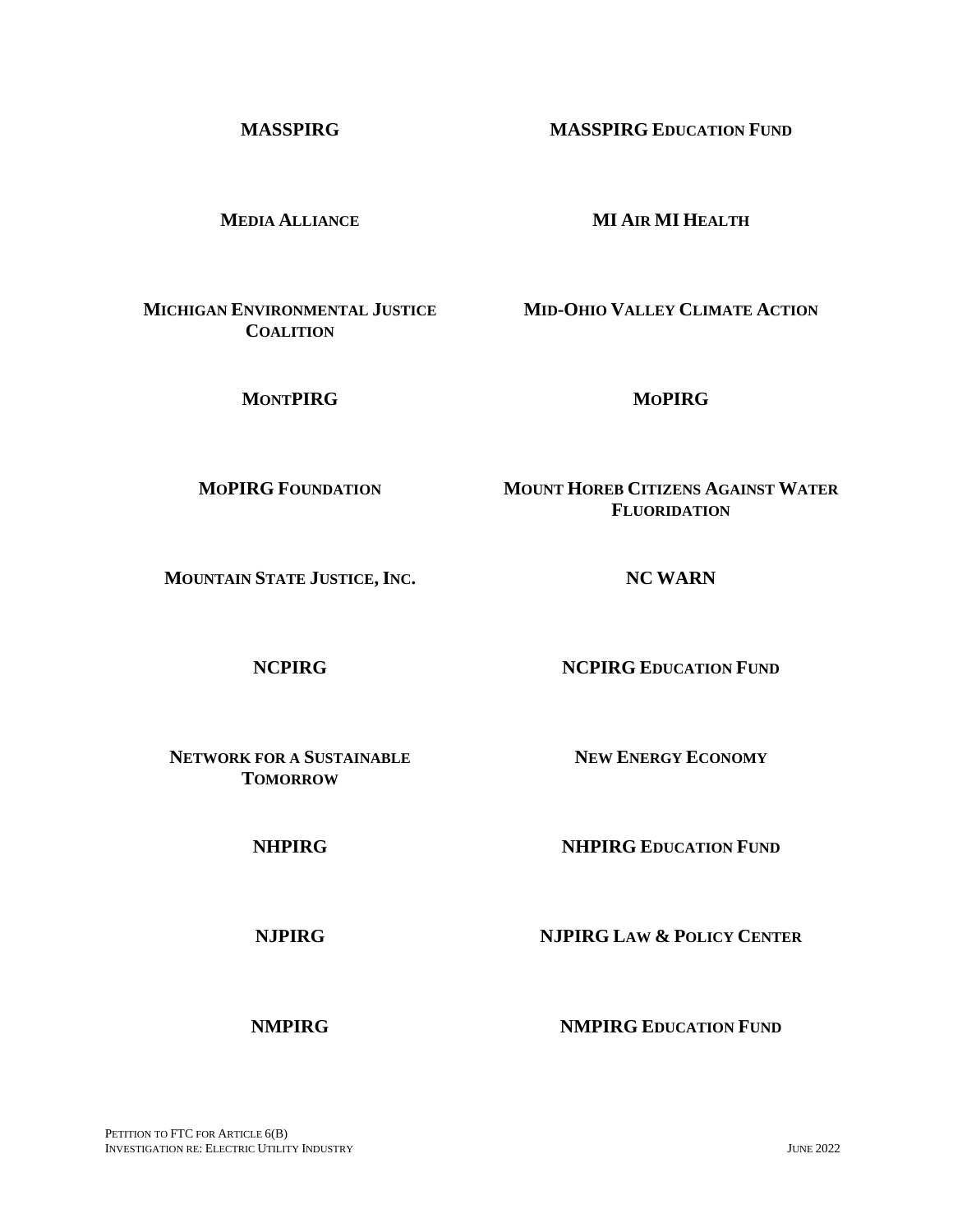**MASSPIRG**

**MASSPIRG EDUCATION FUND**

**MEDIA ALLIANCE**

**MI AIR MI HEALTH**

**MICHIGAN ENVIRONMENTAL JUSTICE COALITION**

**MID-OHIO VALLEY CLIMATE ACTION**

**MONTPIRG**

**MOPIRG**

**MOPIRG FOUNDATION**

**MOUNT HOREB CITIZENS AGAINST WATER FLUORIDATION**

**MOUNTAIN STATE JUSTICE, INC.**

**NC WARN**

**NCPIRG**

**NCPIRG EDUCATION FUND**

**NETWORK FOR A SUSTAINABLE TOMORROW**

**NEW ENERGY ECONOMY**

**NHPIRG**

**NHPIRG EDUCATION FUND**

**NJPIRG**

**NJPIRG LAW & POLICY CENTER**

**NMPIRG**

**NMPIRG EDUCATION FUND**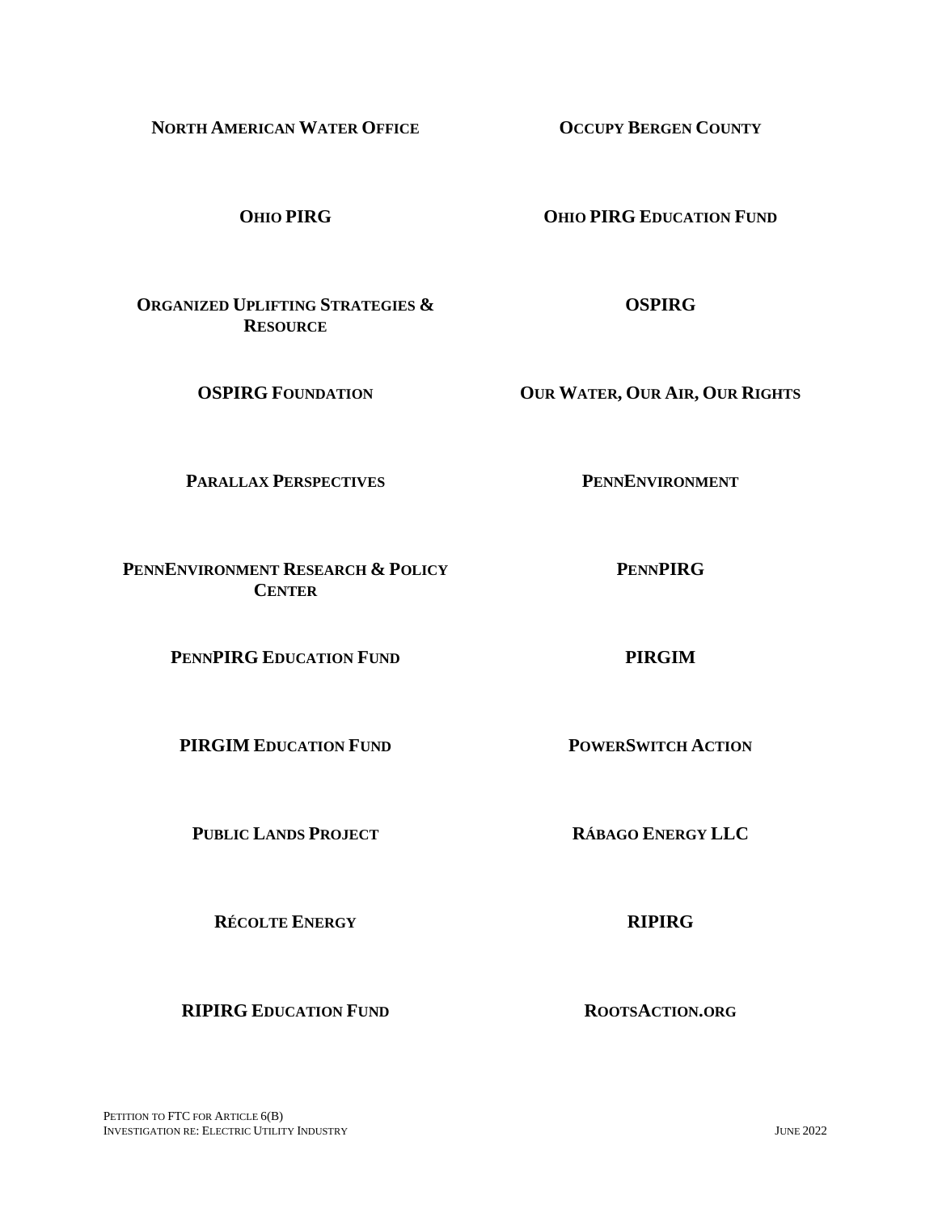**NORTH AMERICAN WATER OFFICE**

**OCCUPY BERGEN COUNTY**

**OHIO PIRG**

**OHIO PIRG EDUCATION FUND**

**ORGANIZED UPLIFTING STRATEGIES & RESOURCE**

**OSPIRG**

**OSPIRG FOUNDATION**

**OUR WATER, OUR AIR, OUR RIGHTS**

**PARALLAX PERSPECTIVES**

**PENNENVIRONMENT**

**PENNENVIRONMENT RESEARCH & POLICY CENTER**

**PENNPIRG**

**PENNPIRG EDUCATION FUND**

**PIRGIM**

**PIRGIM EDUCATION FUND**

**POWERSWITCH ACTION**

**PUBLIC LANDS PROJECT**

**RÁBAGO ENERGY LLC**

**RÉCOLTE ENERGY**

**RIPIRG**

**RIPIRG EDUCATION FUND**

**ROOTSACTION.ORG**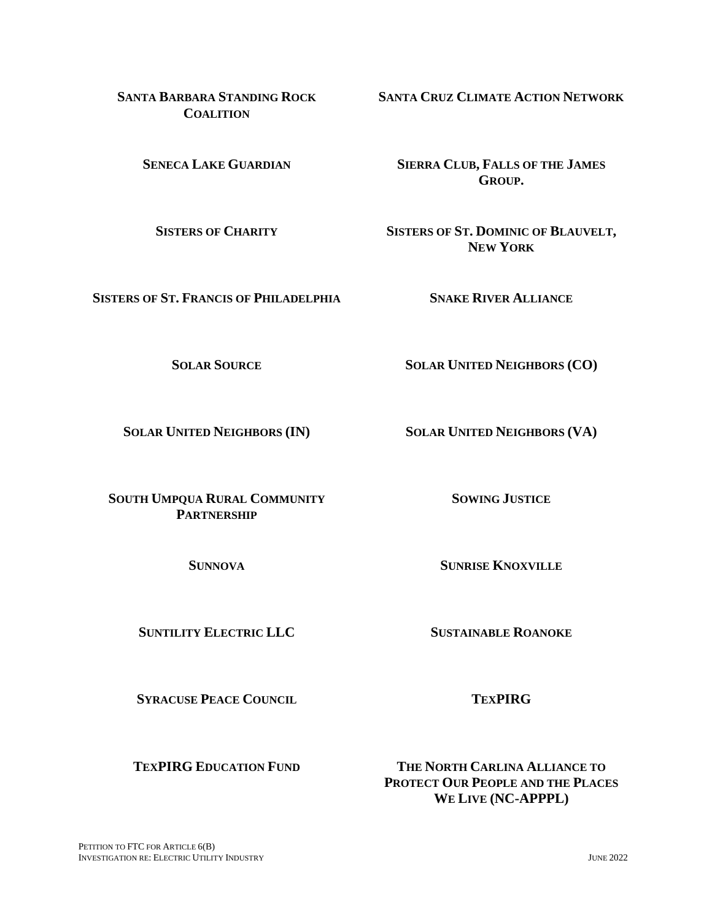**SANTA BARBARA STANDING ROCK COALITION**

**SANTA CRUZ CLIMATE ACTION NETWORK**

**SENECA LAKE GUARDIAN**

**SIERRA CLUB, FALLS OF THE JAMES GROUP.**

**SISTERS OF CHARITY**

**SISTERS OF ST. DOMINIC OF BLAUVELT, NEW YORK**

**SISTERS OF ST. FRANCIS OF PHILADELPHIA**

**SNAKE RIVER ALLIANCE**

**SOLAR SOURCE**

**SOLAR UNITED NEIGHBORS (CO)**

**SOLAR UNITED NEIGHBORS (IN)**

**SOLAR UNITED NEIGHBORS (VA)**

**SOUTH UMPQUA RURAL COMMUNITY PARTNERSHIP**

**SOWING JUSTICE**

**SUNNOVA**

**SUNRISE KNOXVILLE**

**SUNTILITY ELECTRIC LLC**

**SUSTAINABLE ROANOKE**

**SYRACUSE PEACE COUNCIL**

**TEXPIRG**

**TEXPIRG EDUCATION FUND**

**THE NORTH CARLINA ALLIANCE TO PROTECT OUR PEOPLE AND THE PLACES WE LIVE (NC-APPPL)**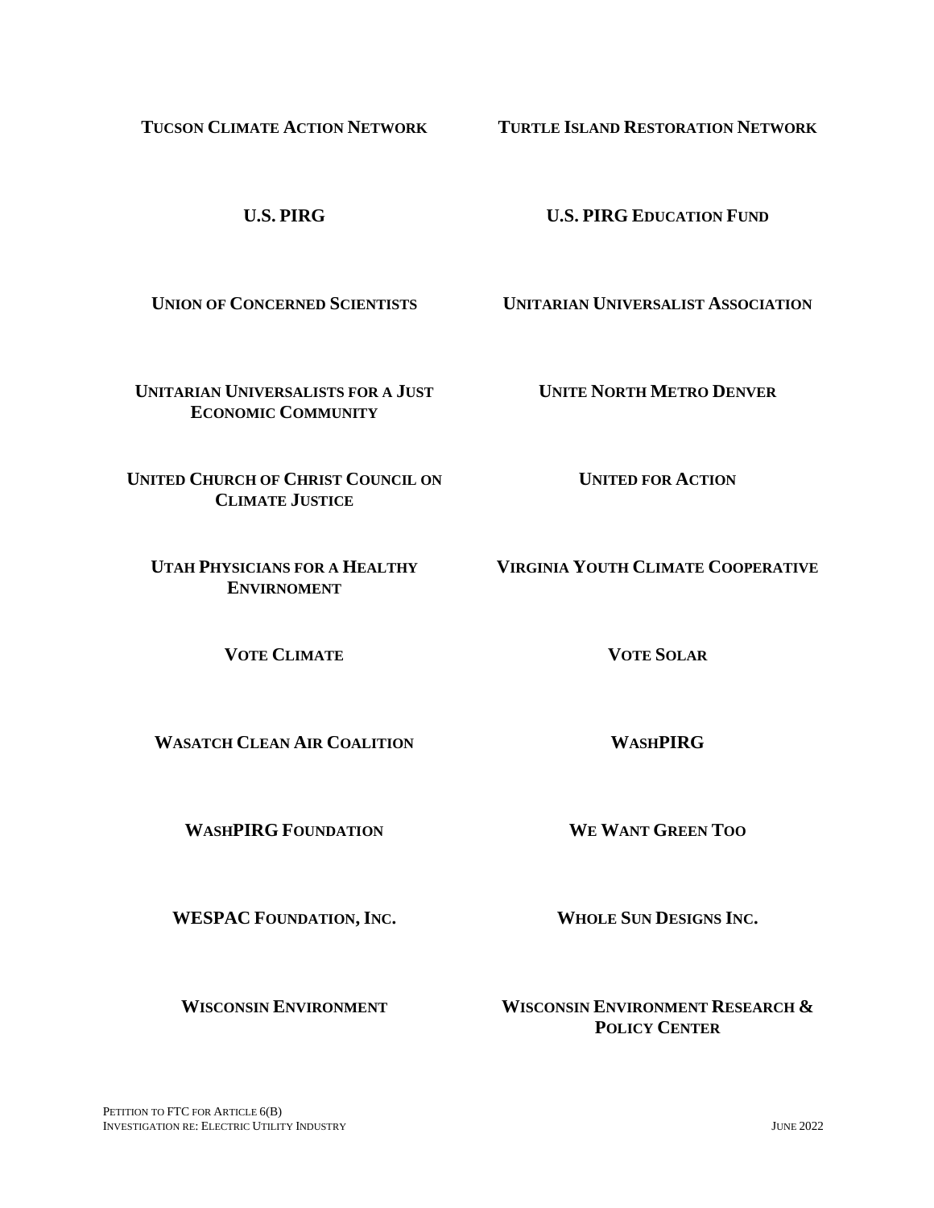**TUCSON CLIMATE ACTION NETWORK**

**TURTLE ISLAND RESTORATION NETWORK**

**U.S. PIRG**

**U.S. PIRG EDUCATION FUND**

**UNION OF CONCERNED SCIENTISTS**

**UNITARIAN UNIVERSALIST ASSOCIATION**

**UNITARIAN UNIVERSALISTS FOR A JUST ECONOMIC COMMUNITY**

**UNITE NORTH METRO DENVER**

**UNITED CHURCH OF CHRIST COUNCIL ON CLIMATE JUSTICE**

**UNITED FOR ACTION**

**UTAH PHYSICIANS FOR A HEALTHY ENVIRNOMENT**

**VIRGINIA YOUTH CLIMATE COOPERATIVE**

**VOTE CLIMATE**

**VOTE SOLAR**

**WASATCH CLEAN AIR COALITION**

**WASHPIRG**

**WASHPIRG FOUNDATION**

**WE WANT GREEN TOO**

**WESPAC FOUNDATION, INC.**

**WHOLE SUN DESIGNS INC.**

**WISCONSIN ENVIRONMENT**

**WISCONSIN ENVIRONMENT RESEARCH & POLICY CENTER**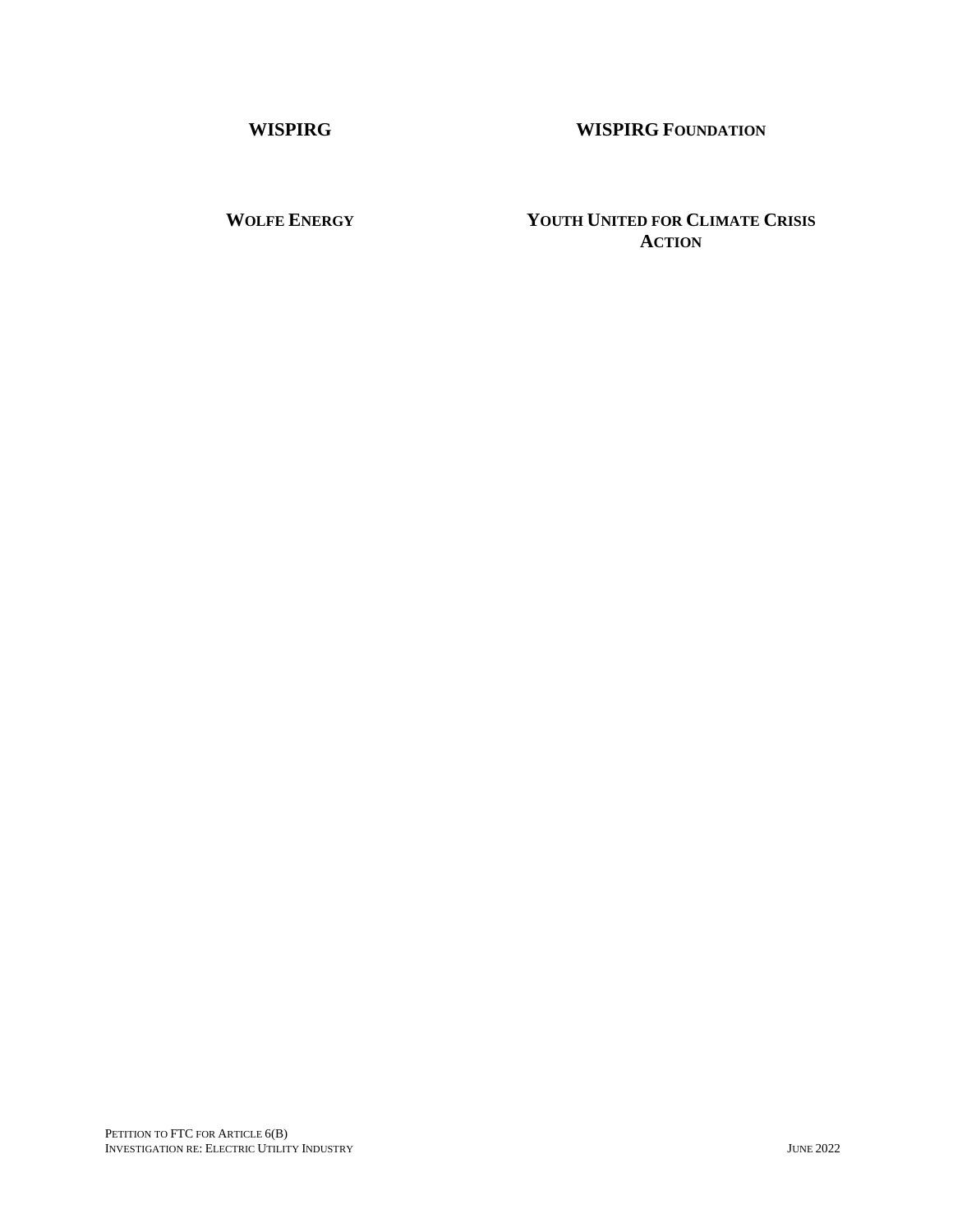**WISPIRG**

**WISPIRG FOUNDATION**

**WOLFE ENERGY**

**YOUTH UNITED FOR CLIMATE CRISIS ACTION**